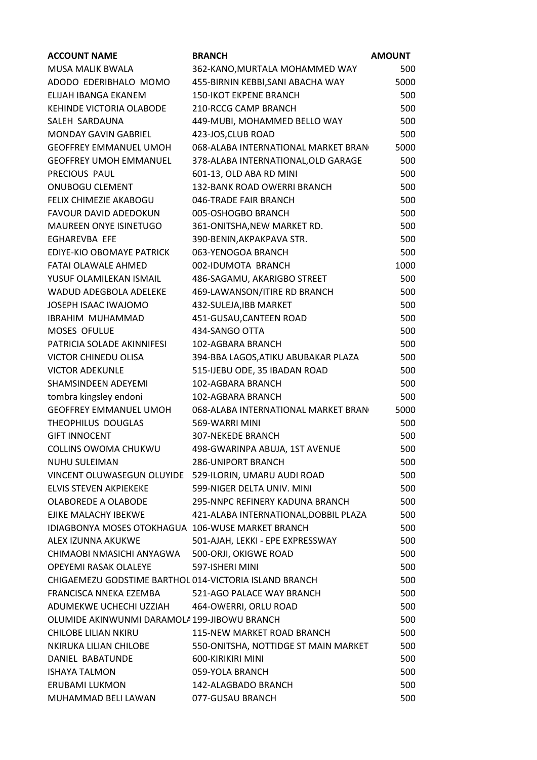| ACCOUNT NAME | BRANCH | AMOUNT |
|---|---|---|
| MUSA MALIK BWALA | 362-KANO,MURTALA MOHAMMED WAY | 500 |
| ADODO EDERIBHALO MOMO | 455-BIRNIN KEBBI,SANI ABACHA WAY | 5000 |
| ELIJAH IBANGA EKANEM | 150-IKOT EKPENE BRANCH | 500 |
| KEHINDE VICTORIA OLABODE | 210-RCCG CAMP BRANCH | 500 |
| SALEH SARDAUNA | 449-MUBI, MOHAMMED BELLO WAY | 500 |
| MONDAY GAVIN GABRIEL | 423-JOS,CLUB ROAD | 500 |
| GEOFFREY EMMANUEL UMOH | 068-ALABA INTERNATIONAL MARKET BRAN | 5000 |
| GEOFFREY UMOH EMMANUEL | 378-ALABA INTERNATIONAL,OLD GARAGE | 500 |
| PRECIOUS PAUL | 601-13, OLD ABA RD MINI | 500 |
| ONUBOGU CLEMENT | 132-BANK ROAD OWERRI BRANCH | 500 |
| FELIX CHIMEZIE AKABOGU | 046-TRADE FAIR BRANCH | 500 |
| FAVOUR DAVID ADEDOKUN | 005-OSHOGBO BRANCH | 500 |
| MAUREEN ONYE ISINETUGO | 361-ONITSHA,NEW MARKET RD. | 500 |
| EGHAREVBA EFE | 390-BENIN,AKPAKPAVA STR. | 500 |
| EDIYE-KIO OBOMAYE PATRICK | 063-YENOGOA BRANCH | 500 |
| FATAI OLAWALE AHMED | 002-IDUMOTA BRANCH | 1000 |
| YUSUF OLAMILEKAN ISMAIL | 486-SAGAMU, AKARIGBO STREET | 500 |
| WADUD ADEGBOLA ADELEKE | 469-LAWANSON/ITIRE RD BRANCH | 500 |
| JOSEPH ISAAC IWAJOMO | 432-SULEJA,IBB MARKET | 500 |
| IBRAHIM MUHAMMAD | 451-GUSAU,CANTEEN ROAD | 500 |
| MOSES OFULUE | 434-SANGO OTTA | 500 |
| PATRICIA SOLADE AKINNIFESI | 102-AGBARA BRANCH | 500 |
| VICTOR CHINEDU OLISA | 394-BBA LAGOS,ATIKU ABUBAKAR PLAZA | 500 |
| VICTOR ADEKUNLE | 515-IJEBU ODE, 35 IBADAN ROAD | 500 |
| SHAMSINDEEN ADEYEMI | 102-AGBARA BRANCH | 500 |
| tombra kingsley endoni | 102-AGBARA BRANCH | 500 |
| GEOFFREY EMMANUEL UMOH | 068-ALABA INTERNATIONAL MARKET BRAN | 5000 |
| THEOPHILUS DOUGLAS | 569-WARRI MINI | 500 |
| GIFT INNOCENT | 307-NEKEDE BRANCH | 500 |
| COLLINS OWOMA CHUKWU | 498-GWARINPA ABUJA, 1ST AVENUE | 500 |
| NUHU SULEIMAN | 286-UNIPORT BRANCH | 500 |
| VINCENT OLUWASEGUN OLUYIDE | 529-ILORIN, UMARU AUDI ROAD | 500 |
| ELVIS STEVEN AKPIEKEKE | 599-NIGER DELTA UNIV. MINI | 500 |
| OLABOREDE A OLABODE | 295-NNPC REFINERY KADUNA BRANCH | 500 |
| EJIKE MALACHY IBEKWE | 421-ALABA INTERNATIONAL,DOBBIL PLAZA | 500 |
| IDIAGBONYA MOSES OTOKHAGUA | 106-WUSE MARKET BRANCH | 500 |
| ALEX IZUNNA AKUKWE | 501-AJAH, LEKKI - EPE EXPRESSWAY | 500 |
| CHIMAOBI NMASICHI ANYAGWA | 500-ORJI, OKIGWE ROAD | 500 |
| OPEYEMI RASAK OLALEYE | 597-ISHERI MINI | 500 |
| CHIGAEMEZU GODSTIME BARTHOL | 014-VICTORIA ISLAND BRANCH | 500 |
| FRANCISCA NNEKA EZEMBA | 521-AGO PALACE WAY BRANCH | 500 |
| ADUMEKWE UCHECHI UZZIAH | 464-OWERRI, ORLU ROAD | 500 |
| OLUMIDE AKINWUNMI DARAMOLA | 199-JIBOWU BRANCH | 500 |
| CHILOBE LILIAN NKIRU | 115-NEW MARKET ROAD BRANCH | 500 |
| NKIRUKA LILIAN CHILOBE | 550-ONITSHA, NOTTIDGE ST MAIN MARKET | 500 |
| DANIEL BABATUNDE | 600-KIRIKIRI MINI | 500 |
| ISHAYA TALMON | 059-YOLA BRANCH | 500 |
| ERUBAMI LUKMON | 142-ALAGBADO BRANCH | 500 |
| MUHAMMAD BELI LAWAN | 077-GUSAU BRANCH | 500 |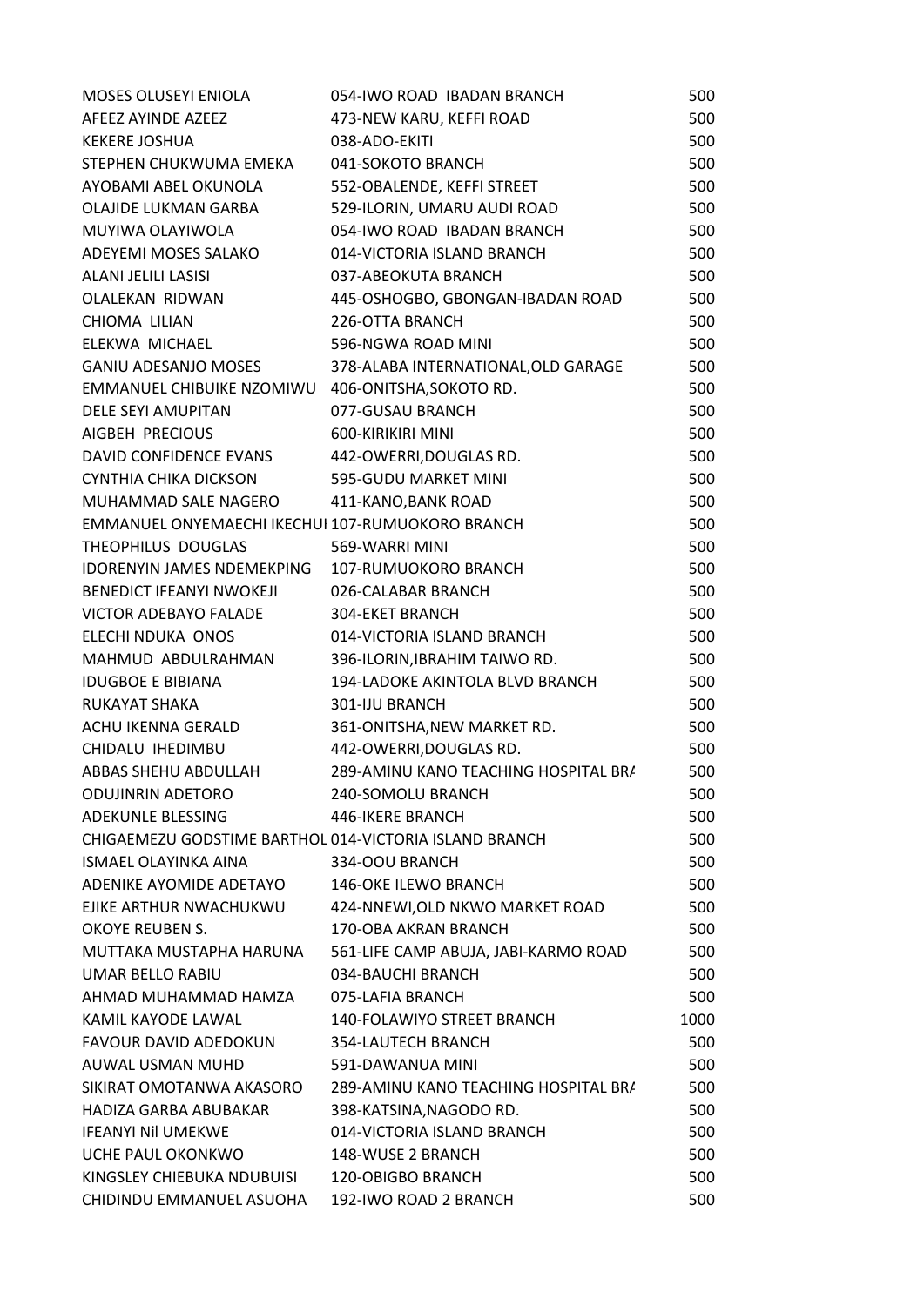| | | |
|---|---|---|
| MOSES OLUSEYI ENIOLA | 054-IWO ROAD IBADAN BRANCH | 500 |
| AFEEZ AYINDE AZEEZ | 473-NEW KARU, KEFFI ROAD | 500 |
| KEKERE JOSHUA | 038-ADO-EKITI | 500 |
| STEPHEN CHUKWUMA EMEKA | 041-SOKOTO BRANCH | 500 |
| AYOBAMI ABEL OKUNOLA | 552-OBALENDE, KEFFI STREET | 500 |
| OLAJIDE LUKMAN GARBA | 529-ILORIN, UMARU AUDI ROAD | 500 |
| MUYIWA OLAYIWOLA | 054-IWO ROAD IBADAN BRANCH | 500 |
| ADEYEMI MOSES SALAKO | 014-VICTORIA ISLAND BRANCH | 500 |
| ALANI JELILI LASISI | 037-ABEOKUTA BRANCH | 500 |
| OLALEKAN RIDWAN | 445-OSHOGBO, GBONGAN-IBADAN ROAD | 500 |
| CHIOMA LILIAN | 226-OTTA BRANCH | 500 |
| ELEKWA MICHAEL | 596-NGWA ROAD MINI | 500 |
| GANIU ADESANJO MOSES | 378-ALABA INTERNATIONAL,OLD GARAGE | 500 |
| EMMANUEL CHIBUIKE NZOMIWU | 406-ONITSHA,SOKOTO RD. | 500 |
| DELE SEYI AMUPITAN | 077-GUSAU BRANCH | 500 |
| AIGBEH PRECIOUS | 600-KIRIKIRI MINI | 500 |
| DAVID CONFIDENCE EVANS | 442-OWERRI,DOUGLAS RD. | 500 |
| CYNTHIA CHIKA DICKSON | 595-GUDU MARKET MINI | 500 |
| MUHAMMAD SALE NAGERO | 411-KANO,BANK ROAD | 500 |
| EMMANUEL ONYEMAECHI IKECHUI | 107-RUMUOKORO BRANCH | 500 |
| THEOPHILUS DOUGLAS | 569-WARRI MINI | 500 |
| IDORENYIN JAMES NDEMEKPING | 107-RUMUOKORO BRANCH | 500 |
| BENEDICT IFEANYI NWOKEJI | 026-CALABAR BRANCH | 500 |
| VICTOR ADEBAYO FALADE | 304-EKET BRANCH | 500 |
| ELECHI NDUKA ONOS | 014-VICTORIA ISLAND BRANCH | 500 |
| MAHMUD ABDULRAHMAN | 396-ILORIN,IBRAHIM TAIWO RD. | 500 |
| IDUGBOE E BIBIANA | 194-LADOKE AKINTOLA BLVD BRANCH | 500 |
| RUKAYAT SHAKA | 301-IJU BRANCH | 500 |
| ACHU IKENNA GERALD | 361-ONITSHA,NEW MARKET RD. | 500 |
| CHIDALU IHEDIMBU | 442-OWERRI,DOUGLAS RD. | 500 |
| ABBAS SHEHU ABDULLAH | 289-AMINU KANO TEACHING HOSPITAL BRA | 500 |
| ODUJINRIN ADETORO | 240-SOMOLU BRANCH | 500 |
| ADEKUNLE BLESSING | 446-IKERE BRANCH | 500 |
| CHIGAEMEZU GODSTIME BARTHOL | 014-VICTORIA ISLAND BRANCH | 500 |
| ISMAEL OLAYINKA AINA | 334-OOU BRANCH | 500 |
| ADENIKE AYOMIDE ADETAYO | 146-OKE ILEWO BRANCH | 500 |
| EJIKE ARTHUR NWACHUKWU | 424-NNEWI,OLD NKWO MARKET ROAD | 500 |
| OKOYE REUBEN S. | 170-OBA AKRAN BRANCH | 500 |
| MUTTAKA MUSTAPHA HARUNA | 561-LIFE CAMP ABUJA, JABI-KARMO ROAD | 500 |
| UMAR BELLO RABIU | 034-BAUCHI BRANCH | 500 |
| AHMAD MUHAMMAD HAMZA | 075-LAFIA BRANCH | 500 |
| KAMIL KAYODE LAWAL | 140-FOLAWIYO STREET BRANCH | 1000 |
| FAVOUR DAVID ADEDOKUN | 354-LAUTECH BRANCH | 500 |
| AUWAL USMAN MUHD | 591-DAWANUA MINI | 500 |
| SIKIRAT OMOTANWA AKASORO | 289-AMINU KANO TEACHING HOSPITAL BRA | 500 |
| HADIZA GARBA ABUBAKAR | 398-KATSINA,NAGODO RD. | 500 |
| IFEANYI Nil UMEKWE | 014-VICTORIA ISLAND BRANCH | 500 |
| UCHE PAUL OKONKWO | 148-WUSE 2 BRANCH | 500 |
| KINGSLEY CHIEBUKA NDUBUISI | 120-OBIGBO BRANCH | 500 |
| CHIDINDU EMMANUEL ASUOHA | 192-IWO ROAD 2 BRANCH | 500 |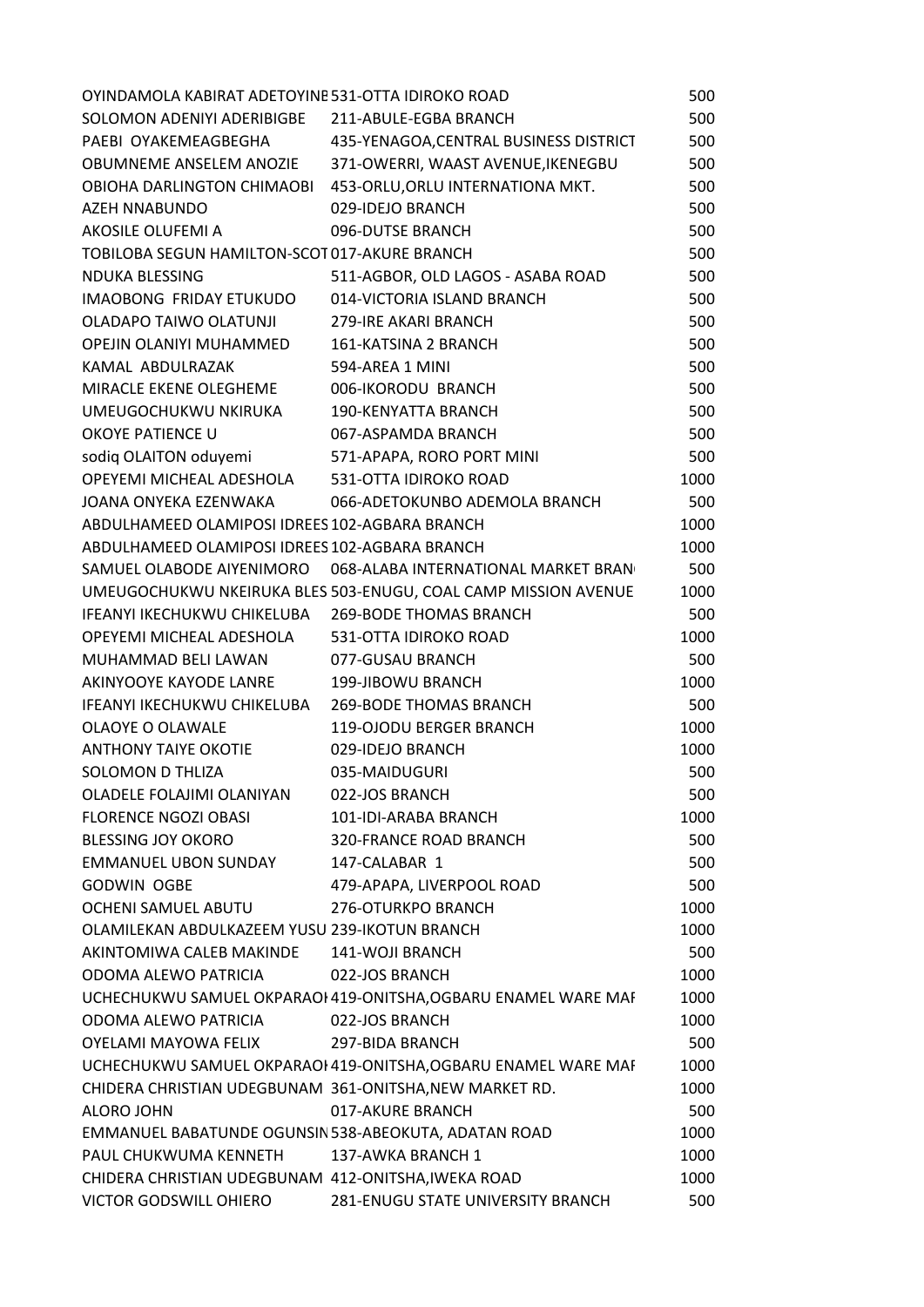| | | |
|---|---|---|
| OYINDAMOLA KABIRAT ADETOYINE | 531-OTTA IDIROKO ROAD | 500 |
| SOLOMON ADENIYI ADERIBIGBE | 211-ABULE-EGBA BRANCH | 500 |
| PAEBI OYAKEMEAGBEGHA | 435-YENAGOA,CENTRAL BUSINESS DISTRICT | 500 |
| OBUMNEME ANSELEM ANOZIE | 371-OWERRI, WAAST AVENUE,IKENEGBU | 500 |
| OBIOHA DARLINGTON CHIMAOBI | 453-ORLU,ORLU INTERNATIONA MKT. | 500 |
| AZEH NNABUNDO | 029-IDEJO BRANCH | 500 |
| AKOSILE OLUFEMI A | 096-DUTSE BRANCH | 500 |
| TOBILOBA SEGUN HAMILTON-SCOT | 017-AKURE BRANCH | 500 |
| NDUKA BLESSING | 511-AGBOR, OLD LAGOS - ASABA ROAD | 500 |
| IMAOBONG FRIDAY ETUKUDO | 014-VICTORIA ISLAND BRANCH | 500 |
| OLADAPO TAIWO OLATUNJI | 279-IRE AKARI BRANCH | 500 |
| OPEJIN OLANIYI MUHAMMED | 161-KATSINA 2 BRANCH | 500 |
| KAMAL ABDULRAZAK | 594-AREA 1 MINI | 500 |
| MIRACLE EKENE OLEGHEME | 006-IKORODU BRANCH | 500 |
| UMEUGOCHUKWU NKIRUKA | 190-KENYATTA BRANCH | 500 |
| OKOYE PATIENCE U | 067-ASPAMDA BRANCH | 500 |
| sodiq OLAITON oduyemi | 571-APAPA, RORO PORT MINI | 500 |
| OPEYEMI MICHEAL ADESHOLA | 531-OTTA IDIROKO ROAD | 1000 |
| JOANA ONYEKA EZENWAKA | 066-ADETOKUNBO ADEMOLA BRANCH | 500 |
| ABDULHAMEED OLAMIPOSI IDREES | 102-AGBARA BRANCH | 1000 |
| ABDULHAMEED OLAMIPOSI IDREES | 102-AGBARA BRANCH | 1000 |
| SAMUEL OLABODE AIYENIMORO | 068-ALABA INTERNATIONAL MARKET BRAN | 500 |
| UMEUGOCHUKWU NKEIRUKA BLES | 503-ENUGU, COAL CAMP MISSION AVENUE | 1000 |
| IFEANYI IKECHUKWU CHIKELUBA | 269-BODE THOMAS BRANCH | 500 |
| OPEYEMI MICHEAL ADESHOLA | 531-OTTA IDIROKO ROAD | 1000 |
| MUHAMMAD BELI LAWAN | 077-GUSAU BRANCH | 500 |
| AKINYOOYE KAYODE LANRE | 199-JIBOWU BRANCH | 1000 |
| IFEANYI IKECHUKWU CHIKELUBA | 269-BODE THOMAS BRANCH | 500 |
| OLAOYE O OLAWALE | 119-OJODU BERGER BRANCH | 1000 |
| ANTHONY TAIYE OKOTIE | 029-IDEJO BRANCH | 1000 |
| SOLOMON D THLIZA | 035-MAIDUGURI | 500 |
| OLADELE FOLAJIMI OLANIYAN | 022-JOS BRANCH | 500 |
| FLORENCE NGOZI OBASI | 101-IDI-ARABA BRANCH | 1000 |
| BLESSING JOY OKORO | 320-FRANCE ROAD BRANCH | 500 |
| EMMANUEL UBON SUNDAY | 147-CALABAR 1 | 500 |
| GODWIN OGBE | 479-APAPA, LIVERPOOL ROAD | 500 |
| OCHENI SAMUEL ABUTU | 276-OTURKPO BRANCH | 1000 |
| OLAMILEKAN ABDULKAZEEM YUSU | 239-IKOTUN BRANCH | 1000 |
| AKINTOMIWA CALEB MAKINDE | 141-WOJI BRANCH | 500 |
| ODOMA ALEWO PATRICIA | 022-JOS BRANCH | 1000 |
| UCHECHUKWU SAMUEL OKPARAOI | 419-ONITSHA,OGBARU ENAMEL WARE MAI | 1000 |
| ODOMA ALEWO PATRICIA | 022-JOS BRANCH | 1000 |
| OYELAMI MAYOWA FELIX | 297-BIDA BRANCH | 500 |
| UCHECHUKWU SAMUEL OKPARAOI | 419-ONITSHA,OGBARU ENAMEL WARE MAI | 1000 |
| CHIDERA CHRISTIAN UDEGBUNAM | 361-ONITSHA,NEW MARKET RD. | 1000 |
| ALORO JOHN | 017-AKURE BRANCH | 500 |
| EMMANUEL BABATUNDE OGUNSIN | 538-ABEOKUTA, ADATAN ROAD | 1000 |
| PAUL CHUKWUMA KENNETH | 137-AWKA BRANCH 1 | 1000 |
| CHIDERA CHRISTIAN UDEGBUNAM | 412-ONITSHA,IWEKA ROAD | 1000 |
| VICTOR GODSWILL OHIERO | 281-ENUGU STATE UNIVERSITY BRANCH | 500 |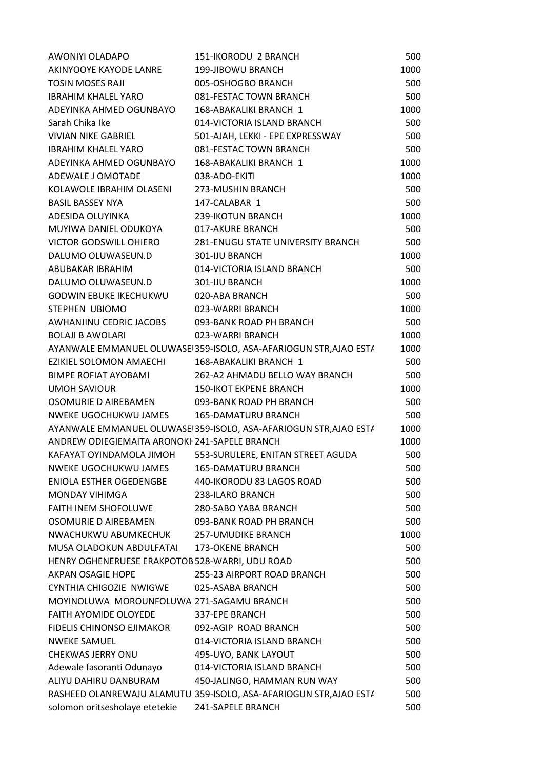| | | |
|---|---|---|
| AWONIYI OLADAPO | 151-IKORODU 2 BRANCH | 500 |
| AKINYOOYE KAYODE LANRE | 199-JIBOWU BRANCH | 1000 |
| TOSIN MOSES RAJI | 005-OSHOGBO BRANCH | 500 |
| IBRAHIM KHALEL YARO | 081-FESTAC TOWN BRANCH | 500 |
| ADEYINKA AHMED OGUNBAYO | 168-ABAKALIKI BRANCH 1 | 1000 |
| Sarah Chika Ike | 014-VICTORIA ISLAND BRANCH | 500 |
| VIVIAN NIKE GABRIEL | 501-AJAH, LEKKI - EPE EXPRESSWAY | 500 |
| IBRAHIM KHALEL YARO | 081-FESTAC TOWN BRANCH | 500 |
| ADEYINKA AHMED OGUNBAYO | 168-ABAKALIKI BRANCH 1 | 1000 |
| ADEWALE J OMOTADE | 038-ADO-EKITI | 1000 |
| KOLAWOLE IBRAHIM OLASENI | 273-MUSHIN BRANCH | 500 |
| BASIL BASSEY NYA | 147-CALABAR 1 | 500 |
| ADESIDA OLUYINKA | 239-IKOTUN BRANCH | 1000 |
| MUYIWA DANIEL ODUKOYA | 017-AKURE BRANCH | 500 |
| VICTOR GODSWILL OHIERO | 281-ENUGU STATE UNIVERSITY BRANCH | 500 |
| DALUMO OLUWASEUN.D | 301-IJU BRANCH | 1000 |
| ABUBAKAR IBRAHIM | 014-VICTORIA ISLAND BRANCH | 500 |
| DALUMO OLUWASEUN.D | 301-IJU BRANCH | 1000 |
| GODWIN EBUKE IKECHUKWU | 020-ABA BRANCH | 500 |
| STEPHEN UBIOMO | 023-WARRI BRANCH | 1000 |
| AWHANJINU CEDRIC JACOBS | 093-BANK ROAD PH BRANCH | 500 |
| BOLAJI B AWOLARI | 023-WARRI BRANCH | 1000 |
| AYANWALE EMMANUEL OLUWASE | 359-ISOLO, ASA-AFARIOGUN STR,AJAO ESTA | 1000 |
| EZIKIEL SOLOMON AMAECHI | 168-ABAKALIKI BRANCH 1 | 500 |
| BIMPE ROFIAT AYOBAMI | 262-A2 AHMADU BELLO WAY BRANCH | 500 |
| UMOH SAVIOUR | 150-IKOT EKPENE BRANCH | 1000 |
| OSOMURIE D AIREBAMEN | 093-BANK ROAD PH BRANCH | 500 |
| NWEKE UGOCHUKWU JAMES | 165-DAMATURU BRANCH | 500 |
| AYANWALE EMMANUEL OLUWASE | 359-ISOLO, ASA-AFARIOGUN STR,AJAO ESTA | 1000 |
| ANDREW ODIEGIEMAITA ARONOKH | 241-SAPELE BRANCH | 1000 |
| KAFAYAT OYINDAMOLA JIMOH | 553-SURULERE, ENITAN STREET AGUDA | 500 |
| NWEKE UGOCHUKWU JAMES | 165-DAMATURU BRANCH | 500 |
| ENIOLA ESTHER OGEDENGBE | 440-IKORODU 83 LAGOS ROAD | 500 |
| MONDAY VIHIMGA | 238-ILARO BRANCH | 500 |
| FAITH INEM SHOFOLUWE | 280-SABO YABA BRANCH | 500 |
| OSOMURIE D AIREBAMEN | 093-BANK ROAD PH BRANCH | 500 |
| NWACHUKWU ABUMKECHUK | 257-UMUDIKE BRANCH | 1000 |
| MUSA OLADOKUN ABDULFATAI | 173-OKENE BRANCH | 500 |
| HENRY OGHENERUESE ERAKPOTOB | 528-WARRI, UDU ROAD | 500 |
| AKPAN OSAGIE HOPE | 255-23 AIRPORT ROAD BRANCH | 500 |
| CYNTHIA CHIGOZIE NWIGWE | 025-ASABA BRANCH | 500 |
| MOYINOLUWA MOROUNFOLUWA | 271-SAGAMU BRANCH | 500 |
| FAITH AYOMIDE OLOYEDE | 337-EPE BRANCH | 500 |
| FIDELIS CHINONSO EJIMAKOR | 092-AGIP ROAD BRANCH | 500 |
| NWEKE SAMUEL | 014-VICTORIA ISLAND BRANCH | 500 |
| CHEKWAS JERRY ONU | 495-UYO, BANK LAYOUT | 500 |
| Adewale fasoranti Odunayo | 014-VICTORIA ISLAND BRANCH | 500 |
| ALIYU DAHIRU DANBURAM | 450-JALINGO, HAMMAN RUN WAY | 500 |
| RASHEED OLANREWAJU ALAMUTU | 359-ISOLO, ASA-AFARIOGUN STR,AJAO ESTA | 500 |
| solomon oritsesholaye etetekie | 241-SAPELE BRANCH | 500 |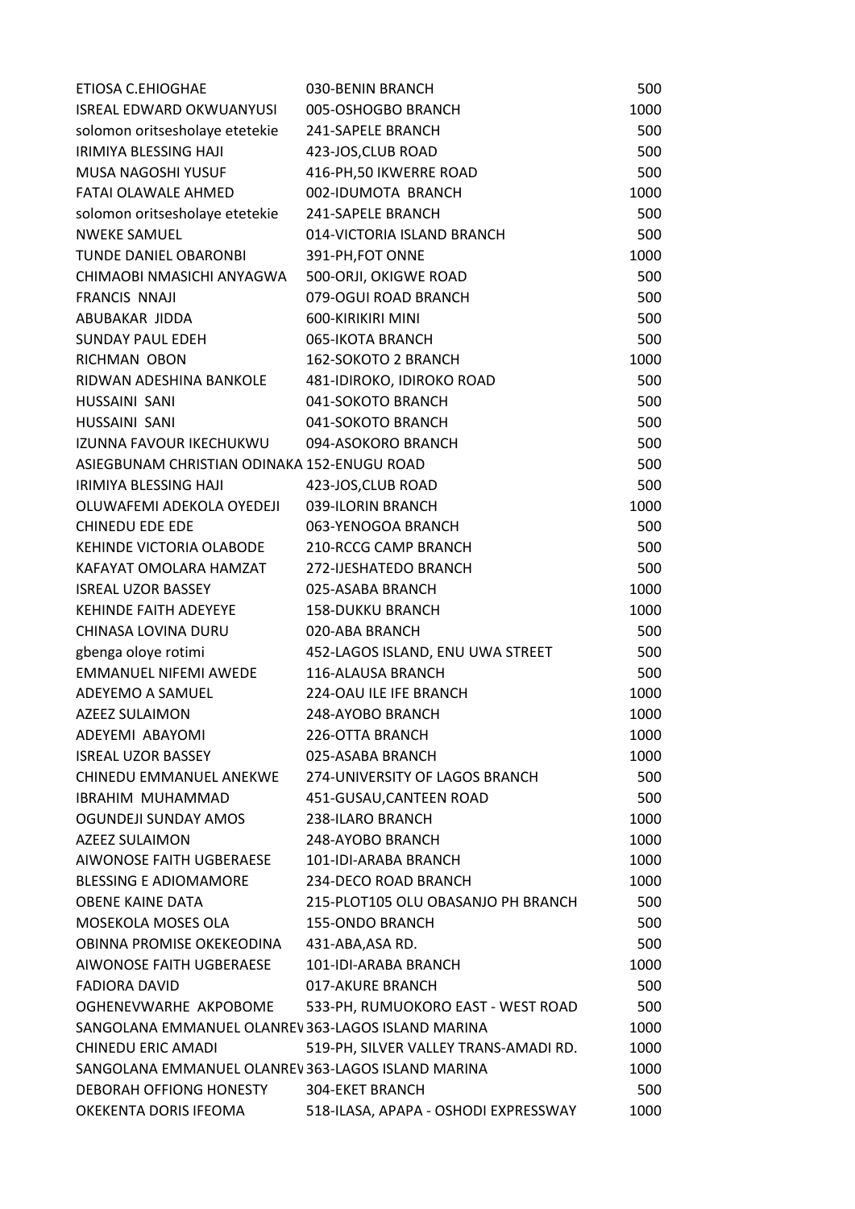| | | |
|---|---|---|
| ETIOSA C.EHIOGHAE | 030-BENIN BRANCH | 500 |
| ISREAL EDWARD OKWUANYUSI | 005-OSHOGBO BRANCH | 1000 |
| solomon oritsesholaye etetekie | 241-SAPELE BRANCH | 500 |
| IRIMIYA BLESSING HAJI | 423-JOS,CLUB ROAD | 500 |
| MUSA NAGOSHI YUSUF | 416-PH,50 IKWERRE ROAD | 500 |
| FATAI OLAWALE AHMED | 002-IDUMOTA BRANCH | 1000 |
| solomon oritsesholaye etetekie | 241-SAPELE BRANCH | 500 |
| NWEKE SAMUEL | 014-VICTORIA ISLAND BRANCH | 500 |
| TUNDE DANIEL OBARONBI | 391-PH,FOT ONNE | 1000 |
| CHIMAOBI NMASICHI ANYAGWA | 500-ORJI, OKIGWE ROAD | 500 |
| FRANCIS NNAJI | 079-OGUI ROAD BRANCH | 500 |
| ABUBAKAR JIDDA | 600-KIRIKIRI MINI | 500 |
| SUNDAY PAUL EDEH | 065-IKOTA BRANCH | 500 |
| RICHMAN OBON | 162-SOKOTO 2 BRANCH | 1000 |
| RIDWAN ADESHINA BANKOLE | 481-IDIROKO, IDIROKO ROAD | 500 |
| HUSSAINI SANI | 041-SOKOTO BRANCH | 500 |
| HUSSAINI SANI | 041-SOKOTO BRANCH | 500 |
| IZUNNA FAVOUR IKECHUKWU | 094-ASOKORO BRANCH | 500 |
| ASIEGBUNAM CHRISTIAN ODINAKA | 152-ENUGU ROAD | 500 |
| IRIMIYA BLESSING HAJI | 423-JOS,CLUB ROAD | 500 |
| OLUWAFEMI ADEKOLA OYEDEJI | 039-ILORIN BRANCH | 1000 |
| CHINEDU EDE EDE | 063-YENOGOA BRANCH | 500 |
| KEHINDE VICTORIA OLABODE | 210-RCCG CAMP BRANCH | 500 |
| KAFAYAT OMOLARA HAMZAT | 272-IJESHATEDO BRANCH | 500 |
| ISREAL UZOR BASSEY | 025-ASABA BRANCH | 1000 |
| KEHINDE FAITH ADEYEYE | 158-DUKKU BRANCH | 1000 |
| CHINASA LOVINA DURU | 020-ABA BRANCH | 500 |
| gbenga oloye rotimi | 452-LAGOS ISLAND, ENU UWA STREET | 500 |
| EMMANUEL NIFEMI AWEDE | 116-ALAUSA BRANCH | 500 |
| ADEYEMO A SAMUEL | 224-OAU ILE IFE BRANCH | 1000 |
| AZEEZ SULAIMON | 248-AYOBO BRANCH | 1000 |
| ADEYEMI ABAYOMI | 226-OTTA BRANCH | 1000 |
| ISREAL UZOR BASSEY | 025-ASABA BRANCH | 1000 |
| CHINEDU EMMANUEL ANEKWE | 274-UNIVERSITY OF LAGOS BRANCH | 500 |
| IBRAHIM MUHAMMAD | 451-GUSAU,CANTEEN ROAD | 500 |
| OGUNDEJI SUNDAY AMOS | 238-ILARO BRANCH | 1000 |
| AZEEZ SULAIMON | 248-AYOBO BRANCH | 1000 |
| AIWONOSE FAITH UGBERAESE | 101-IDI-ARABA BRANCH | 1000 |
| BLESSING E ADIOMAMORE | 234-DECO ROAD BRANCH | 1000 |
| OBENE KAINE DATA | 215-PLOT105 OLU OBASANJO PH BRANCH | 500 |
| MOSEKOLA MOSES OLA | 155-ONDO BRANCH | 500 |
| OBINNA PROMISE OKEKEODINA | 431-ABA,ASA RD. | 500 |
| AIWONOSE FAITH UGBERAESE | 101-IDI-ARABA BRANCH | 1000 |
| FADIORA DAVID | 017-AKURE BRANCH | 500 |
| OGHENEVWARHE AKPOBOME | 533-PH, RUMUOKORO EAST - WEST ROAD | 500 |
| SANGOLANA EMMANUEL OLANREV | 363-LAGOS ISLAND MARINA | 1000 |
| CHINEDU ERIC AMADI | 519-PH, SILVER VALLEY TRANS-AMADI RD. | 1000 |
| SANGOLANA EMMANUEL OLANREV | 363-LAGOS ISLAND MARINA | 1000 |
| DEBORAH OFFIONG HONESTY | 304-EKET BRANCH | 500 |
| OKEKENTA DORIS IFEOMA | 518-ILASA, APAPA - OSHODI EXPRESSWAY | 1000 |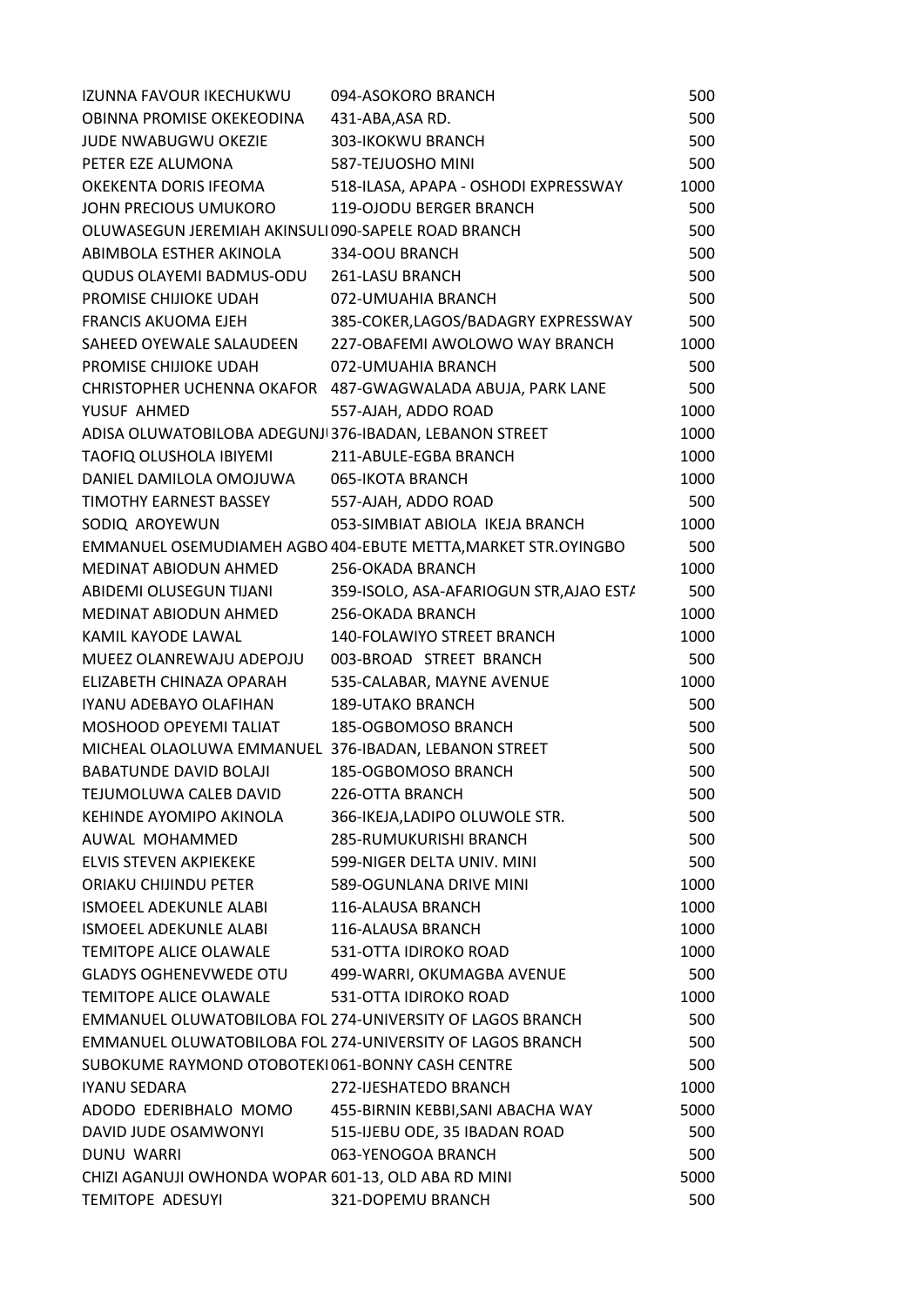| | | |
|---|---|---|
| IZUNNA FAVOUR IKECHUKWU | 094-ASOKORO BRANCH | 500 |
| OBINNA PROMISE OKEKEODINA | 431-ABA,ASA RD. | 500 |
| JUDE NWABUGWU OKEZIE | 303-IKOKWU BRANCH | 500 |
| PETER EZE ALUMONA | 587-TEJUOSHO MINI | 500 |
| OKEKENTA DORIS IFEOMA | 518-ILASA, APAPA - OSHODI EXPRESSWAY | 1000 |
| JOHN PRECIOUS UMUKORO | 119-OJODU BERGER BRANCH | 500 |
| OLUWASEGUN JEREMIAH AKINSULI | 090-SAPELE ROAD BRANCH | 500 |
| ABIMBOLA ESTHER AKINOLA | 334-OOU BRANCH | 500 |
| QUDUS OLAYEMI BADMUS-ODU | 261-LASU BRANCH | 500 |
| PROMISE CHIJIOKE UDAH | 072-UMUAHIA BRANCH | 500 |
| FRANCIS AKUOMA EJEH | 385-COKER,LAGOS/BADAGRY EXPRESSWAY | 500 |
| SAHEED OYEWALE SALAUDEEN | 227-OBAFEMI AWOLOWO WAY BRANCH | 1000 |
| PROMISE CHIJIOKE UDAH | 072-UMUAHIA BRANCH | 500 |
| CHRISTOPHER UCHENNA OKAFOR | 487-GWAGWALADA ABUJA, PARK LANE | 500 |
| YUSUF AHMED | 557-AJAH, ADDO ROAD | 1000 |
| ADISA OLUWATOBILOBA ADEGUNJI | 376-IBADAN, LEBANON STREET | 1000 |
| TAOFIQ OLUSHOLA IBIYEMI | 211-ABULE-EGBA BRANCH | 1000 |
| DANIEL DAMILOLA OMOJUWA | 065-IKOTA BRANCH | 1000 |
| TIMOTHY EARNEST BASSEY | 557-AJAH, ADDO ROAD | 500 |
| SODIQ AROYEWUN | 053-SIMBIAT ABIOLA IKEJA BRANCH | 1000 |
| EMMANUEL OSEMUDIAMEH AGBO | 404-EBUTE METTA,MARKET STR.OYINGBO | 500 |
| MEDINAT ABIODUN AHMED | 256-OKADA BRANCH | 1000 |
| ABIDEMI OLUSEGUN TIJANI | 359-ISOLO, ASA-AFARIOGUN STR,AJAO ESTA | 500 |
| MEDINAT ABIODUN AHMED | 256-OKADA BRANCH | 1000 |
| KAMIL KAYODE LAWAL | 140-FOLAWIYO STREET BRANCH | 1000 |
| MUEEZ OLANREWAJU ADEPOJU | 003-BROAD STREET BRANCH | 500 |
| ELIZABETH CHINAZA OPARAH | 535-CALABAR, MAYNE AVENUE | 1000 |
| IYANU ADEBAYO OLAFIHAN | 189-UTAKO BRANCH | 500 |
| MOSHOOD OPEYEMI TALIAT | 185-OGBOMOSO BRANCH | 500 |
| MICHEAL OLAOLUWA EMMANUEL | 376-IBADAN, LEBANON STREET | 500 |
| BABATUNDE DAVID BOLAJI | 185-OGBOMOSO BRANCH | 500 |
| TEJUMOLUWA CALEB DAVID | 226-OTTA BRANCH | 500 |
| KEHINDE AYOMIPO AKINOLA | 366-IKEJA,LADIPO OLUWOLE STR. | 500 |
| AUWAL MOHAMMED | 285-RUMUKURISHI BRANCH | 500 |
| ELVIS STEVEN AKPIEKEKE | 599-NIGER DELTA UNIV. MINI | 500 |
| ORIAKU CHIJINDU PETER | 589-OGUNLANA DRIVE MINI | 1000 |
| ISMOEEL ADEKUNLE ALABI | 116-ALAUSA BRANCH | 1000 |
| ISMOEEL ADEKUNLE ALABI | 116-ALAUSA BRANCH | 1000 |
| TEMITOPE ALICE OLAWALE | 531-OTTA IDIROKO ROAD | 1000 |
| GLADYS OGHENEVWEDE OTU | 499-WARRI, OKUMAGBA AVENUE | 500 |
| TEMITOPE ALICE OLAWALE | 531-OTTA IDIROKO ROAD | 1000 |
| EMMANUEL OLUWATOBILOBA FOL | 274-UNIVERSITY OF LAGOS BRANCH | 500 |
| EMMANUEL OLUWATOBILOBA FOL | 274-UNIVERSITY OF LAGOS BRANCH | 500 |
| SUBOKUME RAYMOND OTOBOTEKI | 061-BONNY CASH CENTRE | 500 |
| IYANU SEDARA | 272-IJESHATEDO BRANCH | 1000 |
| ADODO EDERIBHALO MOMO | 455-BIRNIN KEBBI,SANI ABACHA WAY | 5000 |
| DAVID JUDE OSAMWONYI | 515-IJEBU ODE, 35 IBADAN ROAD | 500 |
| DUNU WARRI | 063-YENOGOA BRANCH | 500 |
| CHIZI AGANUJI OWHONDA WOPAR | 601-13, OLD ABA RD MINI | 5000 |
| TEMITOPE ADESUYI | 321-DOPEMU BRANCH | 500 |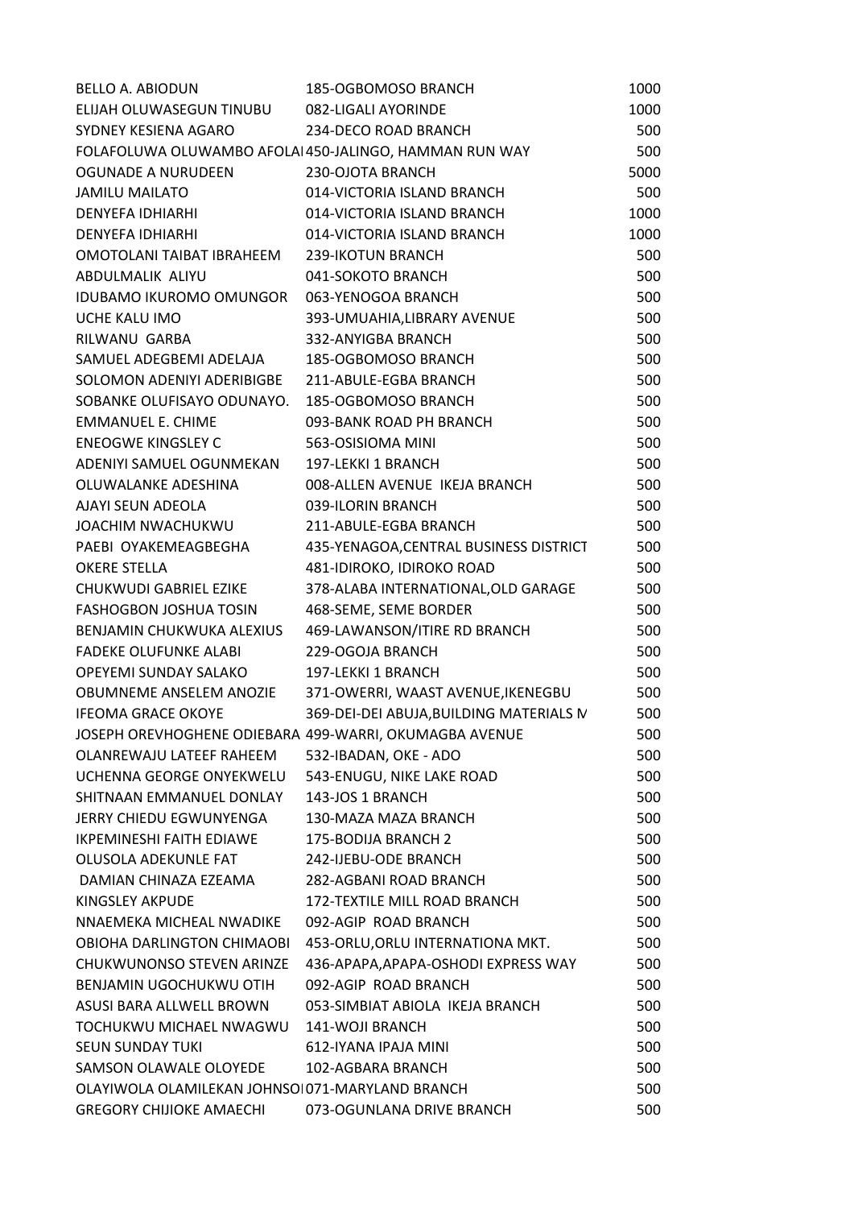| | | |
|---|---|---|
| BELLO A. ABIODUN | 185-OGBOMOSO BRANCH | 1000 |
| ELIJAH OLUWASEGUN TINUBU | 082-LIGALI AYORINDE | 1000 |
| SYDNEY KESIENA AGARO | 234-DECO ROAD BRANCH | 500 |
| FOLAFOLUWA OLUWAMBO AFOLA | 450-JALINGO, HAMMAN RUN WAY | 500 |
| OGUNADE A NURUDEEN | 230-OJOTA BRANCH | 5000 |
| JAMILU MAILATO | 014-VICTORIA ISLAND BRANCH | 500 |
| DENYEFA IDHIARHI | 014-VICTORIA ISLAND BRANCH | 1000 |
| DENYEFA IDHIARHI | 014-VICTORIA ISLAND BRANCH | 1000 |
| OMOTOLANI TAIBAT IBRAHEEM | 239-IKOTUN BRANCH | 500 |
| ABDULMALIK ALIYU | 041-SOKOTO BRANCH | 500 |
| IDUBAMO IKUROMO OMUNGOR | 063-YENOGOA BRANCH | 500 |
| UCHE KALU IMO | 393-UMUAHIA,LIBRARY AVENUE | 500 |
| RILWANU GARBA | 332-ANYIGBA BRANCH | 500 |
| SAMUEL ADEGBEMI ADELAJA | 185-OGBOMOSO BRANCH | 500 |
| SOLOMON ADENIYI ADERIBIGBE | 211-ABULE-EGBA BRANCH | 500 |
| SOBANKE OLUFISAYO ODUNAYO. | 185-OGBOMOSO BRANCH | 500 |
| EMMANUEL E. CHIME | 093-BANK ROAD PH BRANCH | 500 |
| ENEOGWE KINGSLEY C | 563-OSISIOMA MINI | 500 |
| ADENIYI SAMUEL OGUNMEKAN | 197-LEKKI 1 BRANCH | 500 |
| OLUWALANKE ADESHINA | 008-ALLEN AVENUE IKEJA BRANCH | 500 |
| AJAYI SEUN ADEOLA | 039-ILORIN BRANCH | 500 |
| JOACHIM NWACHUKWU | 211-ABULE-EGBA BRANCH | 500 |
| PAEBI OYAKEMEAGBEGHA | 435-YENAGOA,CENTRAL BUSINESS DISTRICT | 500 |
| OKERE STELLA | 481-IDIROKO, IDIROKO ROAD | 500 |
| CHUKWUDI GABRIEL EZIKE | 378-ALABA INTERNATIONAL,OLD GARAGE | 500 |
| FASHOGBON JOSHUA TOSIN | 468-SEME, SEME BORDER | 500 |
| BENJAMIN CHUKWUKA ALEXIUS | 469-LAWANSON/ITIRE RD BRANCH | 500 |
| FADEKE OLUFUNKE ALABI | 229-OGOJA BRANCH | 500 |
| OPEYEMI SUNDAY SALAKO | 197-LEKKI 1 BRANCH | 500 |
| OBUMNEME ANSELEM ANOZIE | 371-OWERRI, WAAST AVENUE,IKENEGBU | 500 |
| IFEOMA GRACE OKOYE | 369-DEI-DEI ABUJA,BUILDING MATERIALS M | 500 |
| JOSEPH OREVHOGHENE ODIEBARA | 499-WARRI, OKUMAGBA AVENUE | 500 |
| OLANREWAJU LATEEF RAHEEM | 532-IBADAN, OKE - ADO | 500 |
| UCHENNA GEORGE ONYEKWELU | 543-ENUGU, NIKE LAKE ROAD | 500 |
| SHITNAAN EMMANUEL DONLAY | 143-JOS 1 BRANCH | 500 |
| JERRY CHIEDU EGWUNYENGA | 130-MAZA MAZA BRANCH | 500 |
| IKPEMINESHI FAITH EDIAWE | 175-BODIJA BRANCH 2 | 500 |
| OLUSOLA ADEKUNLE FAT | 242-IJEBU-ODE BRANCH | 500 |
| DAMIAN CHINAZA EZEAMA | 282-AGBANI ROAD BRANCH | 500 |
| KINGSLEY AKPUDE | 172-TEXTILE MILL ROAD BRANCH | 500 |
| NNAEMEKA MICHEAL NWADIKE | 092-AGIP ROAD BRANCH | 500 |
| OBIOHA DARLINGTON CHIMAOBI | 453-ORLU,ORLU INTERNATIONA MKT. | 500 |
| CHUKWUNONSO STEVEN ARINZE | 436-APAPA,APAPA-OSHODI EXPRESS WAY | 500 |
| BENJAMIN UGOCHUKWU OTIH | 092-AGIP ROAD BRANCH | 500 |
| ASUSI BARA ALLWELL BROWN | 053-SIMBIAT ABIOLA IKEJA BRANCH | 500 |
| TOCHUKWU MICHAEL NWAGWU | 141-WOJI BRANCH | 500 |
| SEUN SUNDAY TUKI | 612-IYANA IPAJA MINI | 500 |
| SAMSON OLAWALE OLOYEDE | 102-AGBARA BRANCH | 500 |
| OLAYIWOLA OLAMILEKAN JOHNSO | 071-MARYLAND BRANCH | 500 |
| GREGORY CHIJIOKE AMAECHI | 073-OGUNLANA DRIVE BRANCH | 500 |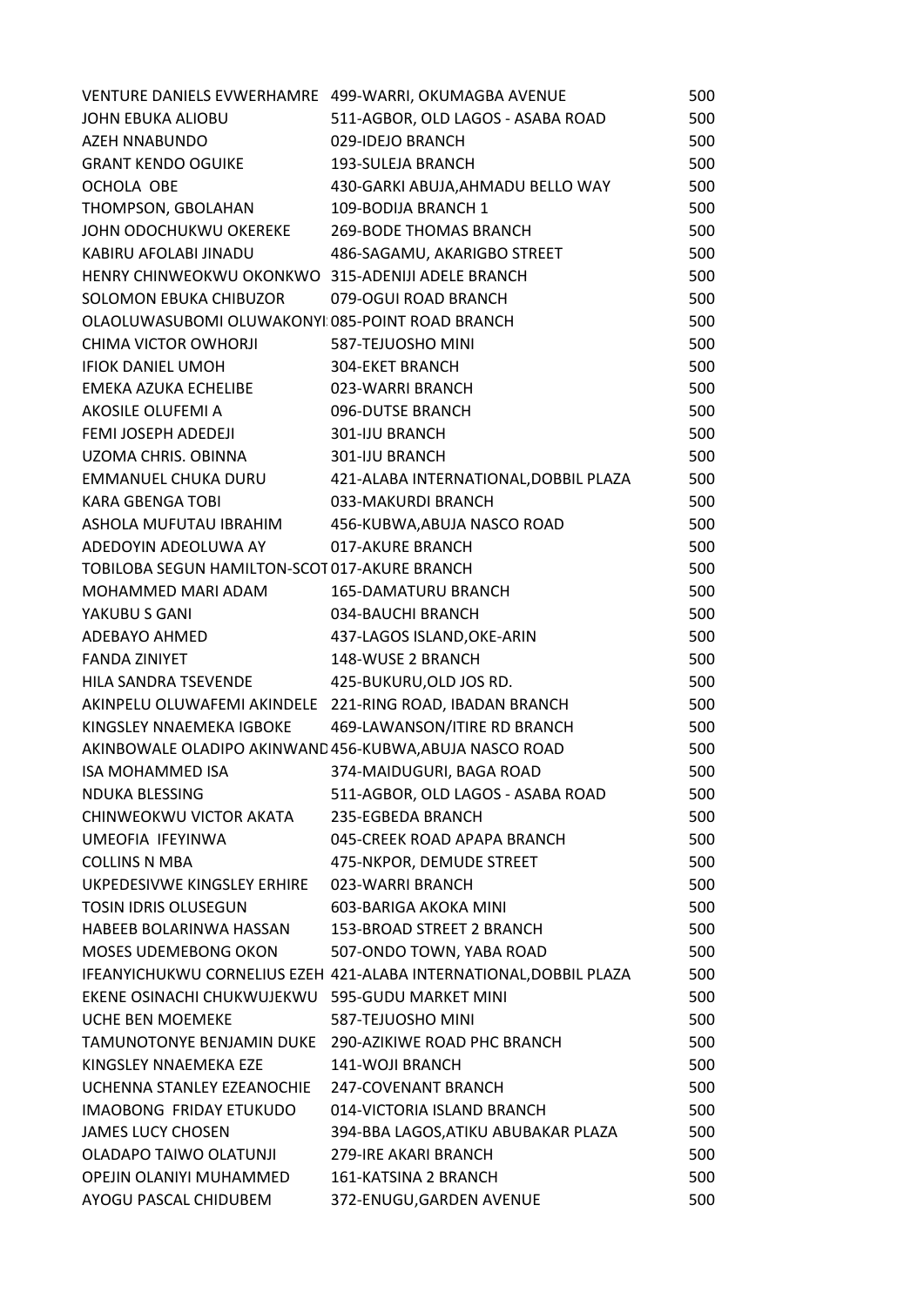| | | |
|---|---|---|
| VENTURE DANIELS EVWERHAMRE | 499-WARRI, OKUMAGBA AVENUE | 500 |
| JOHN EBUKA ALIOBU | 511-AGBOR, OLD LAGOS - ASABA ROAD | 500 |
| AZEH NNABUNDO | 029-IDEJO BRANCH | 500 |
| GRANT KENDO OGUIKE | 193-SULEJA BRANCH | 500 |
| OCHOLA OBE | 430-GARKI ABUJA,AHMADU BELLO WAY | 500 |
| THOMPSON, GBOLAHAN | 109-BODIJA BRANCH 1 | 500 |
| JOHN ODOCHUKWU OKEREKE | 269-BODE THOMAS BRANCH | 500 |
| KABIRU AFOLABI JINADU | 486-SAGAMU, AKARIGBO STREET | 500 |
| HENRY CHINWEOKWU OKONKWO | 315-ADENIJI ADELE BRANCH | 500 |
| SOLOMON EBUKA CHIBUZOR | 079-OGUI ROAD BRANCH | 500 |
| OLAOLUWASUBOMI OLUWAKONYI | 085-POINT ROAD BRANCH | 500 |
| CHIMA VICTOR OWHORJI | 587-TEJUOSHO MINI | 500 |
| IFIOK DANIEL UMOH | 304-EKET BRANCH | 500 |
| EMEKA AZUKA ECHELIBE | 023-WARRI BRANCH | 500 |
| AKOSILE OLUFEMI A | 096-DUTSE BRANCH | 500 |
| FEMI JOSEPH ADEDEJI | 301-IJU BRANCH | 500 |
| UZOMA CHRIS. OBINNA | 301-IJU BRANCH | 500 |
| EMMANUEL CHUKA DURU | 421-ALABA INTERNATIONAL,DOBBIL PLAZA | 500 |
| KARA GBENGA TOBI | 033-MAKURDI BRANCH | 500 |
| ASHOLA MUFUTAU IBRAHIM | 456-KUBWA,ABUJA NASCO ROAD | 500 |
| ADEDOYIN ADEOLUWA AY | 017-AKURE BRANCH | 500 |
| TOBILOBA SEGUN HAMILTON-SCOT | 017-AKURE BRANCH | 500 |
| MOHAMMED MARI ADAM | 165-DAMATURU BRANCH | 500 |
| YAKUBU S GANI | 034-BAUCHI BRANCH | 500 |
| ADEBAYO AHMED | 437-LAGOS ISLAND,OKE-ARIN | 500 |
| FANDA ZINIYET | 148-WUSE 2 BRANCH | 500 |
| HILA SANDRA TSEVENDE | 425-BUKURU,OLD JOS RD. | 500 |
| AKINPELU OLUWAFEMI AKINDELE | 221-RING ROAD, IBADAN BRANCH | 500 |
| KINGSLEY NNAEMEKA IGBOKE | 469-LAWANSON/ITIRE RD BRANCH | 500 |
| AKINBOWALE OLADIPO AKINWAND | 456-KUBWA,ABUJA NASCO ROAD | 500 |
| ISA MOHAMMED ISA | 374-MAIDUGURI, BAGA ROAD | 500 |
| NDUKA BLESSING | 511-AGBOR, OLD LAGOS - ASABA ROAD | 500 |
| CHINWEOKWU VICTOR AKATA | 235-EGBEDA BRANCH | 500 |
| UMEOFIA IFEYINWA | 045-CREEK ROAD APAPA BRANCH | 500 |
| COLLINS N MBA | 475-NKPOR, DEMUDE STREET | 500 |
| UKPEDESIVWE KINGSLEY ERHIRE | 023-WARRI BRANCH | 500 |
| TOSIN IDRIS OLUSEGUN | 603-BARIGA AKOKA MINI | 500 |
| HABEEB BOLARINWA HASSAN | 153-BROAD STREET 2 BRANCH | 500 |
| MOSES UDEMEBONG OKON | 507-ONDO TOWN, YABA ROAD | 500 |
| IFEANYICHUKWU CORNELIUS EZEH | 421-ALABA INTERNATIONAL,DOBBIL PLAZA | 500 |
| EKENE OSINACHI CHUKWUJEKWU | 595-GUDU MARKET MINI | 500 |
| UCHE BEN MOEMEKE | 587-TEJUOSHO MINI | 500 |
| TAMUNOTONYE BENJAMIN DUKE | 290-AZIKIWE ROAD PHC BRANCH | 500 |
| KINGSLEY NNAEMEKA EZE | 141-WOJI BRANCH | 500 |
| UCHENNA STANLEY EZEANOCHIE | 247-COVENANT BRANCH | 500 |
| IMAOBONG FRIDAY ETUKUDO | 014-VICTORIA ISLAND BRANCH | 500 |
| JAMES LUCY CHOSEN | 394-BBA LAGOS,ATIKU ABUBAKAR PLAZA | 500 |
| OLADAPO TAIWO OLATUNJI | 279-IRE AKARI BRANCH | 500 |
| OPEJIN OLANIYI MUHAMMED | 161-KATSINA 2 BRANCH | 500 |
| AYOGU PASCAL CHIDUBEM | 372-ENUGU,GARDEN AVENUE | 500 |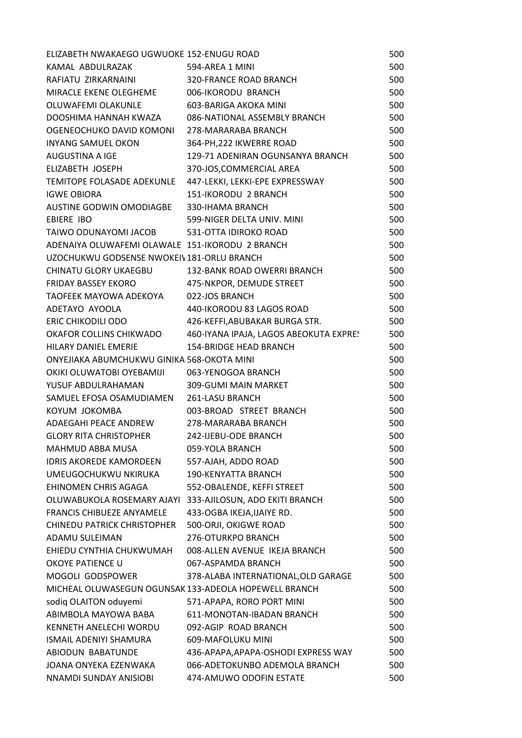| | | |
|---|---|---|
| ELIZABETH NWAKAEGO UGWUOKE | 152-ENUGU ROAD | 500 |
| KAMAL ABDULRAZAK | 594-AREA 1 MINI | 500 |
| RAFIATU ZIRKARNAINI | 320-FRANCE ROAD BRANCH | 500 |
| MIRACLE EKENE OLEGHEME | 006-IKORODU BRANCH | 500 |
| OLUWAFEMI OLAKUNLE | 603-BARIGA AKOKA MINI | 500 |
| DOOSHIMA HANNAH KWAZA | 086-NATIONAL ASSEMBLY BRANCH | 500 |
| OGENEOCHUKO DAVID KOMONI | 278-MARARABA BRANCH | 500 |
| INYANG SAMUEL OKON | 364-PH,222 IKWERRE ROAD | 500 |
| AUGUSTINA A IGE | 129-71 ADENIRAN OGUNSANYA BRANCH | 500 |
| ELIZABETH JOSEPH | 370-JOS,COMMERCIAL AREA | 500 |
| TEMITOPE FOLASADE ADEKUNLE | 447-LEKKI, LEKKI-EPE EXPRESSWAY | 500 |
| IGWE OBIORA | 151-IKORODU 2 BRANCH | 500 |
| AUSTINE GODWIN OMODIAGBE | 330-IHAMA BRANCH | 500 |
| EBIERE IBO | 599-NIGER DELTA UNIV. MINI | 500 |
| TAIWO ODUNAYOMI JACOB | 531-OTTA IDIROKO ROAD | 500 |
| ADENAIYA OLUWAFEMI OLAWALE | 151-IKORODU 2 BRANCH | 500 |
| UZOCHUKWU GODSENSE NWOKEI\ | 181-ORLU BRANCH | 500 |
| CHINATU GLORY UKAEGBU | 132-BANK ROAD OWERRI BRANCH | 500 |
| FRIDAY BASSEY EKORO | 475-NKPOR, DEMUDE STREET | 500 |
| TAOFEEK MAYOWA ADEKOYA | 022-JOS BRANCH | 500 |
| ADETAYO AYOOLA | 440-IKORODU 83 LAGOS ROAD | 500 |
| ERIC CHIKODILI ODO | 426-KEFFI,ABUBAKAR BURGA STR. | 500 |
| OKAFOR COLLINS CHIKWADO | 460-IYANA IPAJA, LAGOS ABEOKUTA EXPRES | 500 |
| HILARY DANIEL EMERIE | 154-BRIDGE HEAD BRANCH | 500 |
| ONYEJIAKA ABUMCHUKWU GINIKA | 568-OKOTA MINI | 500 |
| OKIKI OLUWATOBI OYEBAMIJI | 063-YENOGOA BRANCH | 500 |
| YUSUF ABDULRAHAMAN | 309-GUMI MAIN MARKET | 500 |
| SAMUEL EFOSA OSAMUDIAMEN | 261-LASU BRANCH | 500 |
| KOYUM JOKOMBA | 003-BROAD STREET BRANCH | 500 |
| ADAEGAHI PEACE ANDREW | 278-MARARABA BRANCH | 500 |
| GLORY RITA CHRISTOPHER | 242-IJEBU-ODE BRANCH | 500 |
| MAHMUD ABBA MUSA | 059-YOLA BRANCH | 500 |
| IDRIS AKOREDE KAMORDEEN | 557-AJAH, ADDO ROAD | 500 |
| UMEUGOCHUKWU NKIRUKA | 190-KENYATTA BRANCH | 500 |
| EHINOMEN CHRIS AGAGA | 552-OBALENDE, KEFFI STREET | 500 |
| OLUWABUKOLA ROSEMARY AJAYI | 333-AJILOSUN, ADO EKITI BRANCH | 500 |
| FRANCIS CHIBUEZE ANYAMELE | 433-OGBA IKEJA,IJAIYE RD. | 500 |
| CHINEDU PATRICK CHRISTOPHER | 500-ORJI, OKIGWE ROAD | 500 |
| ADAMU SULEIMAN | 276-OTURKPO BRANCH | 500 |
| EHIEDU CYNTHIA CHUKWUMAH | 008-ALLEN AVENUE IKEJA BRANCH | 500 |
| OKOYE PATIENCE U | 067-ASPAMDA BRANCH | 500 |
| MOGOLI GODSPOWER | 378-ALABA INTERNATIONAL,OLD GARAGE | 500 |
| MICHEAL OLUWASEGUN OGUNSAK | 133-ADEOLA HOPEWELL BRANCH | 500 |
| sodiq OLAITON oduyemi | 571-APAPA, RORO PORT MINI | 500 |
| ABIMBOLA MAYOWA BABA | 611-MONOTAN-IBADAN BRANCH | 500 |
| KENNETH ANELECHI WORDU | 092-AGIP ROAD BRANCH | 500 |
| ISMAIL ADENIYI SHAMURA | 609-MAFOLUKU MINI | 500 |
| ABIODUN BABATUNDE | 436-APAPA,APAPA-OSHODI EXPRESS WAY | 500 |
| JOANA ONYEKA EZENWAKA | 066-ADETOKUNBO ADEMOLA BRANCH | 500 |
| NNAMDI SUNDAY ANISIOBI | 474-AMUWO ODOFIN ESTATE | 500 |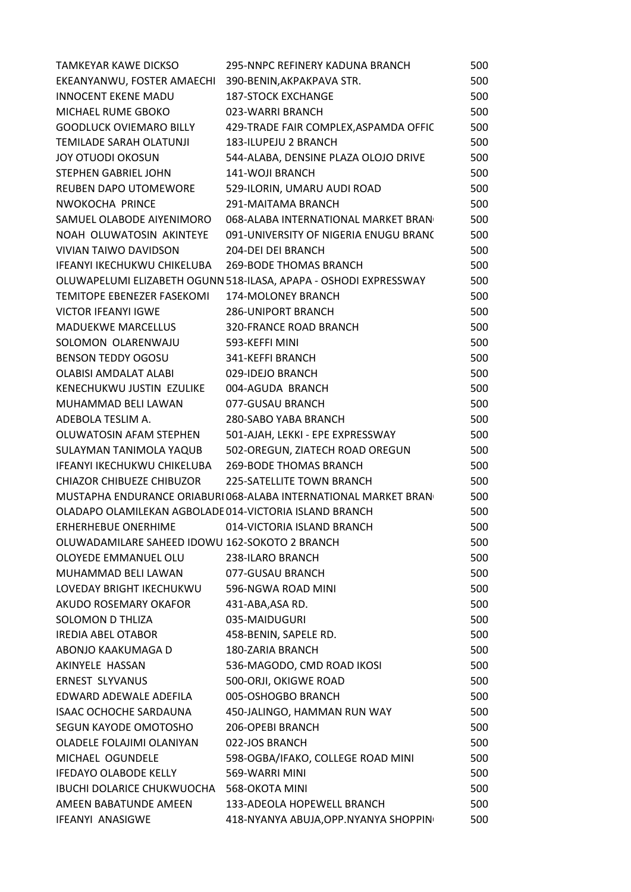| | | |
|---|---|---|
| TAMKEYAR KAWE DICKSO | 295-NNPC REFINERY KADUNA BRANCH | 500 |
| EKEANYANWU, FOSTER AMAECHI | 390-BENIN,AKPAKPAVA STR. | 500 |
| INNOCENT EKENE MADU | 187-STOCK EXCHANGE | 500 |
| MICHAEL RUME GBOKO | 023-WARRI BRANCH | 500 |
| GOODLUCK OVIEMARO BILLY | 429-TRADE FAIR COMPLEX,ASPAMDA OFFIC | 500 |
| TEMILADE SARAH OLATUNJI | 183-ILUPEJU 2 BRANCH | 500 |
| JOY OTUODI OKOSUN | 544-ALABA, DENSINE PLAZA OLOJO DRIVE | 500 |
| STEPHEN GABRIEL JOHN | 141-WOJI BRANCH | 500 |
| REUBEN DAPO UTOMEWORE | 529-ILORIN, UMARU AUDI ROAD | 500 |
| NWOKOCHA PRINCE | 291-MAITAMA BRANCH | 500 |
| SAMUEL OLABODE AIYENIMORO | 068-ALABA INTERNATIONAL MARKET BRAN | 500 |
| NOAH OLUWATOSIN AKINTEYE | 091-UNIVERSITY OF NIGERIA ENUGU BRANC | 500 |
| VIVIAN TAIWO DAVIDSON | 204-DEI DEI BRANCH | 500 |
| IFEANYI IKECHUKWU CHIKELUBA | 269-BODE THOMAS BRANCH | 500 |
| OLUWAPELUMI ELIZABETH OGUNN | 518-ILASA, APAPA - OSHODI EXPRESSWAY | 500 |
| TEMITOPE EBENEZER FASEKOMI | 174-MOLONEY BRANCH | 500 |
| VICTOR IFEANYI IGWE | 286-UNIPORT BRANCH | 500 |
| MADUEKWE MARCELLUS | 320-FRANCE ROAD BRANCH | 500 |
| SOLOMON OLARENWAJU | 593-KEFFI MINI | 500 |
| BENSON TEDDY OGOSU | 341-KEFFI BRANCH | 500 |
| OLABISI AMDALAT ALABI | 029-IDEJO BRANCH | 500 |
| KENECHUKWU JUSTIN EZULIKE | 004-AGUDA BRANCH | 500 |
| MUHAMMAD BELI LAWAN | 077-GUSAU BRANCH | 500 |
| ADEBOLA TESLIM A. | 280-SABO YABA BRANCH | 500 |
| OLUWATOSIN AFAM STEPHEN | 501-AJAH, LEKKI - EPE EXPRESSWAY | 500 |
| SULAYMAN TANIMOLA YAQUB | 502-OREGUN, ZIATECH ROAD OREGUN | 500 |
| IFEANYI IKECHUKWU CHIKELUBA | 269-BODE THOMAS BRANCH | 500 |
| CHIAZOR CHIBUEZE CHIBUZOR | 225-SATELLITE TOWN BRANCH | 500 |
| MUSTAPHA ENDURANCE ORIABURI | 068-ALABA INTERNATIONAL MARKET BRAN | 500 |
| OLADAPO OLAMILEKAN AGBOLADE | 014-VICTORIA ISLAND BRANCH | 500 |
| ERHERHEBUE ONERHIME | 014-VICTORIA ISLAND BRANCH | 500 |
| OLUWADAMILARE SAHEED IDOWU | 162-SOKOTO 2 BRANCH | 500 |
| OLOYEDE EMMANUEL OLU | 238-ILARO BRANCH | 500 |
| MUHAMMAD BELI LAWAN | 077-GUSAU BRANCH | 500 |
| LOVEDAY BRIGHT IKECHUKWU | 596-NGWA ROAD MINI | 500 |
| AKUDO ROSEMARY OKAFOR | 431-ABA,ASA RD. | 500 |
| SOLOMON D THLIZA | 035-MAIDUGURI | 500 |
| IREDIA ABEL OTABOR | 458-BENIN, SAPELE RD. | 500 |
| ABONJO KAAKUMAGA D | 180-ZARIA BRANCH | 500 |
| AKINYELE HASSAN | 536-MAGODO, CMD ROAD IKOSI | 500 |
| ERNEST SLYVANUS | 500-ORJI, OKIGWE ROAD | 500 |
| EDWARD ADEWALE ADEFILA | 005-OSHOGBO BRANCH | 500 |
| ISAAC OCHOCHE SARDAUNA | 450-JALINGO, HAMMAN RUN WAY | 500 |
| SEGUN KAYODE OMOTOSHO | 206-OPEBI BRANCH | 500 |
| OLADELE FOLAJIMI OLANIYAN | 022-JOS BRANCH | 500 |
| MICHAEL OGUNDELE | 598-OGBA/IFAKO, COLLEGE ROAD MINI | 500 |
| IFEDAYO OLABODE KELLY | 569-WARRI MINI | 500 |
| IBUCHI DOLARICE CHUKWUOCHA | 568-OKOTA MINI | 500 |
| AMEEN BABATUNDE AMEEN | 133-ADEOLA HOPEWELL BRANCH | 500 |
| IFEANYI ANASIGWE | 418-NYANYA ABUJA,OPP.NYANYA SHOPPIN | 500 |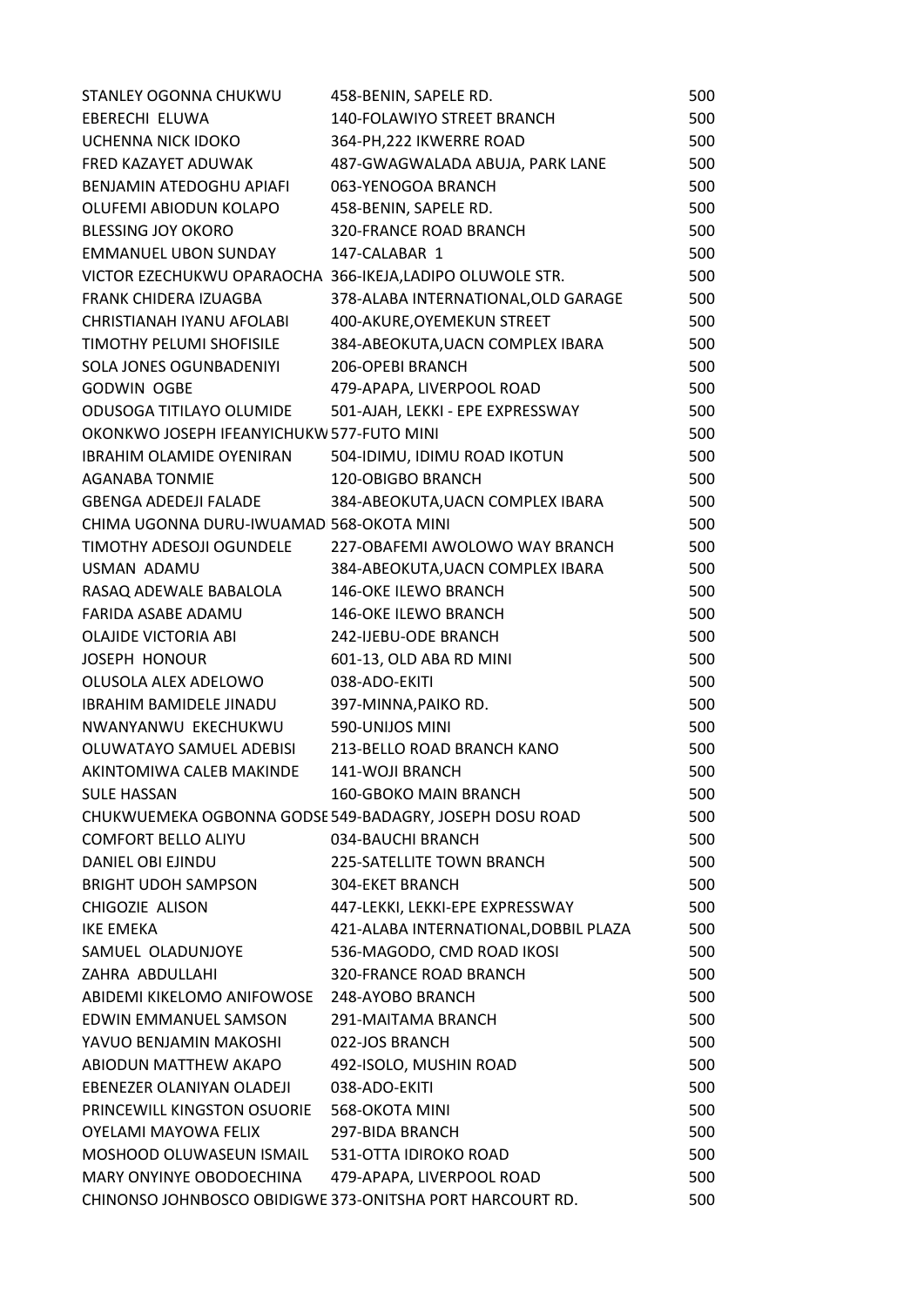| | | |
|---|---|---|
| STANLEY OGONNA CHUKWU | 458-BENIN, SAPELE RD. | 500 |
| EBERECHI ELUWA | 140-FOLAWIYO STREET BRANCH | 500 |
| UCHENNA NICK IDOKO | 364-PH,222 IKWERRE ROAD | 500 |
| FRED KAZAYET ADUWAK | 487-GWAGWALADA ABUJA, PARK LANE | 500 |
| BENJAMIN ATEDOGHU APIAFI | 063-YENOGOA BRANCH | 500 |
| OLUFEMI ABIODUN KOLAPO | 458-BENIN, SAPELE RD. | 500 |
| BLESSING JOY OKORO | 320-FRANCE ROAD BRANCH | 500 |
| EMMANUEL UBON SUNDAY | 147-CALABAR 1 | 500 |
| VICTOR EZECHUKWU OPARAOCHA | 366-IKEJA,LADIPO OLUWOLE STR. | 500 |
| FRANK CHIDERA IZUAGBA | 378-ALABA INTERNATIONAL,OLD GARAGE | 500 |
| CHRISTIANAH IYANU AFOLABI | 400-AKURE,OYEMEKUN STREET | 500 |
| TIMOTHY PELUMI SHOFISILE | 384-ABEOKUTA,UACN COMPLEX IBARA | 500 |
| SOLA JONES OGUNBADENIYI | 206-OPEBI BRANCH | 500 |
| GODWIN OGBE | 479-APAPA, LIVERPOOL ROAD | 500 |
| ODUSOGA TITILAYO OLUMIDE | 501-AJAH, LEKKI - EPE EXPRESSWAY | 500 |
| OKONKWO JOSEPH IFEANYICHUKW | 577-FUTO MINI | 500 |
| IBRAHIM OLAMIDE OYENIRAN | 504-IDIMU, IDIMU ROAD IKOTUN | 500 |
| AGANABA TONMIE | 120-OBIGBO BRANCH | 500 |
| GBENGA ADEDEJI FALADE | 384-ABEOKUTA,UACN COMPLEX IBARA | 500 |
| CHIMA UGONNA DURU-IWUAMAD | 568-OKOTA MINI | 500 |
| TIMOTHY ADESOJI OGUNDELE | 227-OBAFEMI AWOLOWO WAY BRANCH | 500 |
| USMAN ADAMU | 384-ABEOKUTA,UACN COMPLEX IBARA | 500 |
| RASAQ ADEWALE BABALOLA | 146-OKE ILEWO BRANCH | 500 |
| FARIDA ASABE ADAMU | 146-OKE ILEWO BRANCH | 500 |
| OLAJIDE VICTORIA ABI | 242-IJEBU-ODE BRANCH | 500 |
| JOSEPH HONOUR | 601-13, OLD ABA RD MINI | 500 |
| OLUSOLA ALEX ADELOWO | 038-ADO-EKITI | 500 |
| IBRAHIM BAMIDELE JINADU | 397-MINNA,PAIKO RD. | 500 |
| NWANYANWU EKECHUKWU | 590-UNIJOS MINI | 500 |
| OLUWATAYO SAMUEL ADEBISI | 213-BELLO ROAD BRANCH KANO | 500 |
| AKINTOMIWA CALEB MAKINDE | 141-WOJI BRANCH | 500 |
| SULE HASSAN | 160-GBOKO MAIN BRANCH | 500 |
| CHUKWUEMEKA OGBONNA GODSE | 549-BADAGRY, JOSEPH DOSU ROAD | 500 |
| COMFORT BELLO ALIYU | 034-BAUCHI BRANCH | 500 |
| DANIEL OBI EJINDU | 225-SATELLITE TOWN BRANCH | 500 |
| BRIGHT UDOH SAMPSON | 304-EKET BRANCH | 500 |
| CHIGOZIE ALISON | 447-LEKKI, LEKKI-EPE EXPRESSWAY | 500 |
| IKE EMEKA | 421-ALABA INTERNATIONAL,DOBBIL PLAZA | 500 |
| SAMUEL OLADUNJOYE | 536-MAGODO, CMD ROAD IKOSI | 500 |
| ZAHRA ABDULLAHI | 320-FRANCE ROAD BRANCH | 500 |
| ABIDEMI KIKELOMO ANIFOWOSE | 248-AYOBO BRANCH | 500 |
| EDWIN EMMANUEL SAMSON | 291-MAITAMA BRANCH | 500 |
| YAVUO BENJAMIN MAKOSHI | 022-JOS BRANCH | 500 |
| ABIODUN MATTHEW AKAPO | 492-ISOLO, MUSHIN ROAD | 500 |
| EBENEZER OLANIYAN OLADEJI | 038-ADO-EKITI | 500 |
| PRINCEWILL KINGSTON OSUORIE | 568-OKOTA MINI | 500 |
| OYELAMI MAYOWA FELIX | 297-BIDA BRANCH | 500 |
| MOSHOOD OLUWASEUN ISMAIL | 531-OTTA IDIROKO ROAD | 500 |
| MARY ONYINYE OBODOECHINA | 479-APAPA, LIVERPOOL ROAD | 500 |
| CHINONSO JOHNBOSCO OBIDIGWE | 373-ONITSHA PORT HARCOURT RD. | 500 |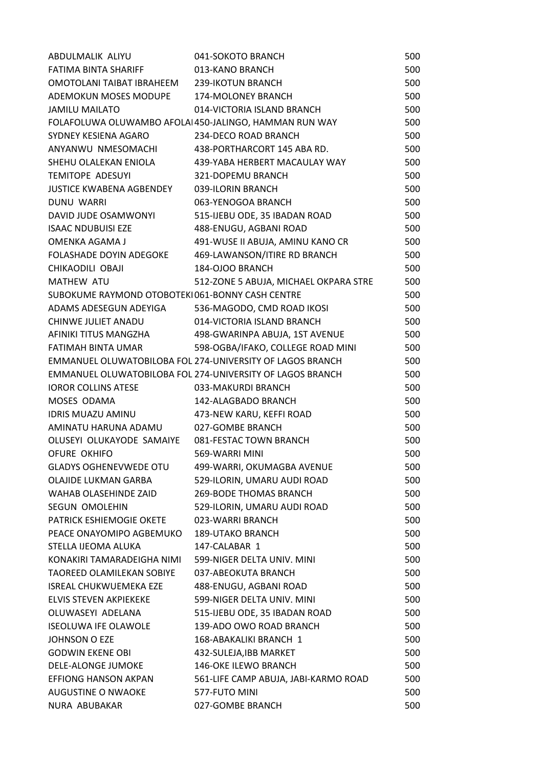| | | |
|---|---|---|
| ABDULMALIK ALIYU | 041-SOKOTO BRANCH | 500 |
| FATIMA BINTA SHARIFF | 013-KANO BRANCH | 500 |
| OMOTOLANI TAIBAT IBRAHEEM | 239-IKOTUN BRANCH | 500 |
| ADEMOKUN MOSES MODUPE | 174-MOLONEY BRANCH | 500 |
| JAMILU MAILATO | 014-VICTORIA ISLAND BRANCH | 500 |
| FOLAFOLUWA OLUWAMBO AFOLA | 450-JALINGO, HAMMAN RUN WAY | 500 |
| SYDNEY KESIENA AGARO | 234-DECO ROAD BRANCH | 500 |
| ANYANWU NMESOMACHI | 438-PORTHARCORT 145 ABA RD. | 500 |
| SHEHU OLALEKAN ENIOLA | 439-YABA HERBERT MACAULAY WAY | 500 |
| TEMITOPE ADESUYI | 321-DOPEMU BRANCH | 500 |
| JUSTICE KWABENA AGBENDEY | 039-ILORIN BRANCH | 500 |
| DUNU WARRI | 063-YENOGOA BRANCH | 500 |
| DAVID JUDE OSAMWONYI | 515-IJEBU ODE, 35 IBADAN ROAD | 500 |
| ISAAC NDUBUISI EZE | 488-ENUGU, AGBANI ROAD | 500 |
| OMENKA AGAMA J | 491-WUSE II ABUJA, AMINU KANO CR | 500 |
| FOLASHADE DOYIN ADEGOKE | 469-LAWANSON/ITIRE RD BRANCH | 500 |
| CHIKAODILI OBAJI | 184-OJOO BRANCH | 500 |
| MATHEW ATU | 512-ZONE 5 ABUJA, MICHAEL OKPARA STRE | 500 |
| SUBOKUME RAYMOND OTOBOTEKI | 061-BONNY CASH CENTRE | 500 |
| ADAMS ADESEGUN ADEYIGA | 536-MAGODO, CMD ROAD IKOSI | 500 |
| CHINWE JULIET ANADU | 014-VICTORIA ISLAND BRANCH | 500 |
| AFINIKI TITUS MANGZHA | 498-GWARINPA ABUJA, 1ST AVENUE | 500 |
| FATIMAH BINTA UMAR | 598-OGBA/IFAKO, COLLEGE ROAD MINI | 500 |
| EMMANUEL OLUWATOBILOBA FOL | 274-UNIVERSITY OF LAGOS BRANCH | 500 |
| EMMANUEL OLUWATOBILOBA FOL | 274-UNIVERSITY OF LAGOS BRANCH | 500 |
| IOROR COLLINS ATESE | 033-MAKURDI BRANCH | 500 |
| MOSES ODAMA | 142-ALAGBADO BRANCH | 500 |
| IDRIS MUAZU AMINU | 473-NEW KARU, KEFFI ROAD | 500 |
| AMINATU HARUNA ADAMU | 027-GOMBE BRANCH | 500 |
| OLUSEYI OLUKAYODE SAMAIYE | 081-FESTAC TOWN BRANCH | 500 |
| OFURE OKHIFO | 569-WARRI MINI | 500 |
| GLADYS OGHENEVWEDE OTU | 499-WARRI, OKUMAGBA AVENUE | 500 |
| OLAJIDE LUKMAN GARBA | 529-ILORIN, UMARU AUDI ROAD | 500 |
| WAHAB OLASEHINDE ZAID | 269-BODE THOMAS BRANCH | 500 |
| SEGUN OMOLEHIN | 529-ILORIN, UMARU AUDI ROAD | 500 |
| PATRICK ESHIEMOGIE OKETE | 023-WARRI BRANCH | 500 |
| PEACE ONAYOMIPO AGBEMUKO | 189-UTAKO BRANCH | 500 |
| STELLA IJEOMA ALUKA | 147-CALABAR 1 | 500 |
| KONAKIRI TAMARADEIGHA NIMI | 599-NIGER DELTA UNIV. MINI | 500 |
| TAOREED OLAMILEKAN SOBIYE | 037-ABEOKUTA BRANCH | 500 |
| ISREAL CHUKWUEMEKA EZE | 488-ENUGU, AGBANI ROAD | 500 |
| ELVIS STEVEN AKPIEKEKE | 599-NIGER DELTA UNIV. MINI | 500 |
| OLUWASEYI ADELANA | 515-IJEBU ODE, 35 IBADAN ROAD | 500 |
| ISEOLUWA IFE OLAWOLE | 139-ADO OWO ROAD BRANCH | 500 |
| JOHNSON O EZE | 168-ABAKALIKI BRANCH 1 | 500 |
| GODWIN EKENE OBI | 432-SULEJA,IBB MARKET | 500 |
| DELE-ALONGE JUMOKE | 146-OKE ILEWO BRANCH | 500 |
| EFFIONG HANSON AKPAN | 561-LIFE CAMP ABUJA, JABI-KARMO ROAD | 500 |
| AUGUSTINE O NWAOKE | 577-FUTO MINI | 500 |
| NURA ABUBAKAR | 027-GOMBE BRANCH | 500 |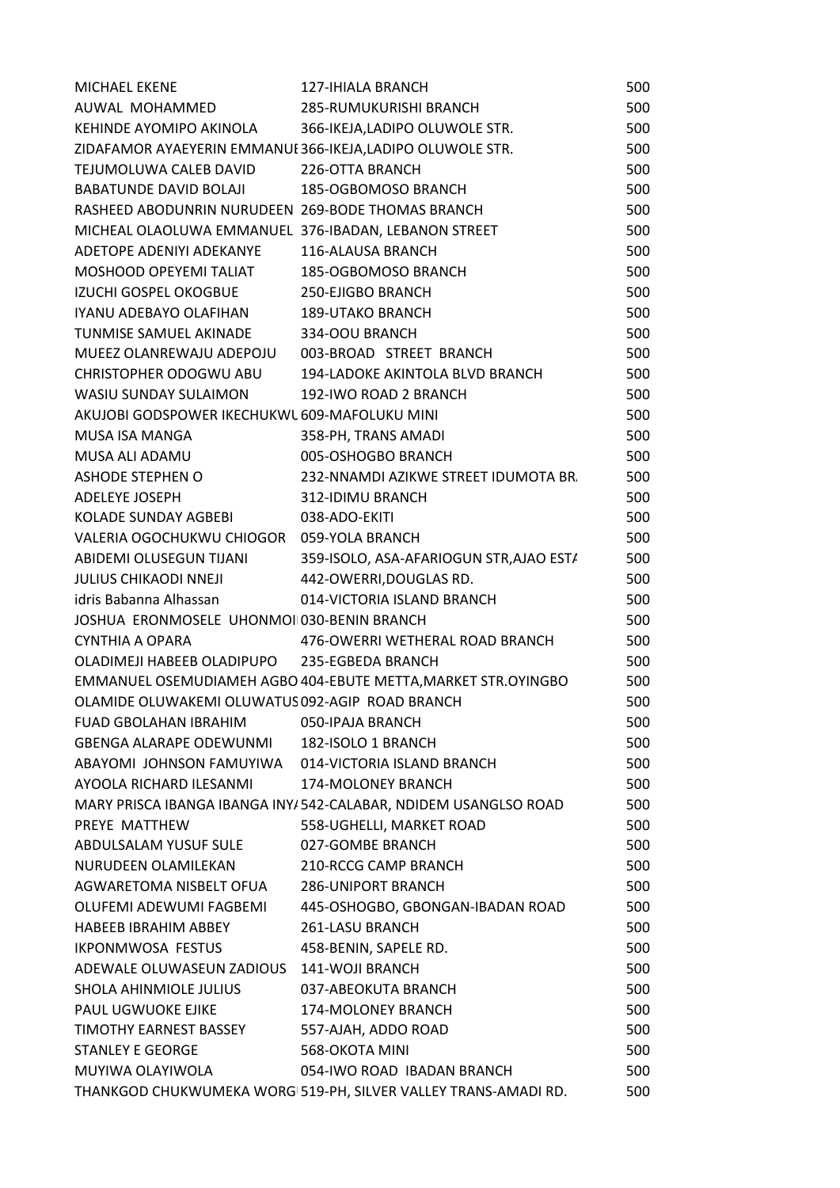| | | |
|---|---|---|
| MICHAEL EKENE | 127-IHIALA BRANCH | 500 |
| AUWAL MOHAMMED | 285-RUMUKURISHI BRANCH | 500 |
| KEHINDE AYOMIPO AKINOLA | 366-IKEJA,LADIPO OLUWOLE STR. | 500 |
| ZIDAFAMOR AYAEYERIN EMMANUE | 366-IKEJA,LADIPO OLUWOLE STR. | 500 |
| TEJUMOLUWA CALEB DAVID | 226-OTTA BRANCH | 500 |
| BABATUNDE DAVID BOLAJI | 185-OGBOMOSO BRANCH | 500 |
| RASHEED ABODUNRIN NURUDEEN | 269-BODE THOMAS BRANCH | 500 |
| MICHEAL OLAOLUWA EMMANUEL | 376-IBADAN, LEBANON STREET | 500 |
| ADETOPE ADENIYI ADEKANYE | 116-ALAUSA BRANCH | 500 |
| MOSHOOD OPEYEMI TALIAT | 185-OGBOMOSO BRANCH | 500 |
| IZUCHI GOSPEL OKOGBUE | 250-EJIGBO BRANCH | 500 |
| IYANU ADEBAYO OLAFIHAN | 189-UTAKO BRANCH | 500 |
| TUNMISE SAMUEL AKINADE | 334-OOU BRANCH | 500 |
| MUEEZ OLANREWAJU ADEPOJU | 003-BROAD STREET BRANCH | 500 |
| CHRISTOPHER ODOGWU ABU | 194-LADOKE AKINTOLA BLVD BRANCH | 500 |
| WASIU SUNDAY SULAIMON | 192-IWO ROAD 2 BRANCH | 500 |
| AKUJOBI GODSPOWER IKECHUKWU | 609-MAFOLUKU MINI | 500 |
| MUSA ISA MANGA | 358-PH, TRANS AMADI | 500 |
| MUSA ALI ADAMU | 005-OSHOGBO BRANCH | 500 |
| ASHODE STEPHEN O | 232-NNAMDI AZIKWE STREET IDUMOTA BR. | 500 |
| ADELEYE JOSEPH | 312-IDIMU BRANCH | 500 |
| KOLADE SUNDAY AGBEBI | 038-ADO-EKITI | 500 |
| VALERIA OGOCHUKWU CHIOGOR | 059-YOLA BRANCH | 500 |
| ABIDEMI OLUSEGUN TIJANI | 359-ISOLO, ASA-AFARIOGUN STR,AJAO ESTA | 500 |
| JULIUS CHIKAODI NNEJI | 442-OWERRI,DOUGLAS RD. | 500 |
| idris Babanna Alhassan | 014-VICTORIA ISLAND BRANCH | 500 |
| JOSHUA ERONMOSELE UHONMOI | 030-BENIN BRANCH | 500 |
| CYNTHIA A OPARA | 476-OWERRI WETHERAL ROAD BRANCH | 500 |
| OLADIMEJI HABEEB OLADIPUPO | 235-EGBEDA BRANCH | 500 |
| EMMANUEL OSEMUDIAMEH AGBO | 404-EBUTE METTA,MARKET STR.OYINGBO | 500 |
| OLAMIDE OLUWAKEMI OLUWATUS | 092-AGIP ROAD BRANCH | 500 |
| FUAD GBOLAHAN IBRAHIM | 050-IPAJA BRANCH | 500 |
| GBENGA ALARAPE ODEWUNMI | 182-ISOLO 1 BRANCH | 500 |
| ABAYOMI JOHNSON FAMUYIWA | 014-VICTORIA ISLAND BRANCH | 500 |
| AYOOLA RICHARD ILESANMI | 174-MOLONEY BRANCH | 500 |
| MARY PRISCA IBANGA IBANGA INYA | 542-CALABAR, NDIDEM USANGLSO ROAD | 500 |
| PREYE MATTHEW | 558-UGHELLI, MARKET ROAD | 500 |
| ABDULSALAM YUSUF SULE | 027-GOMBE BRANCH | 500 |
| NURUDEEN OLAMILEKAN | 210-RCCG CAMP BRANCH | 500 |
| AGWARETOMA NISBELT OFUA | 286-UNIPORT BRANCH | 500 |
| OLUFEMI ADEWUMI FAGBEMI | 445-OSHOGBO, GBONGAN-IBADAN ROAD | 500 |
| HABEEB IBRAHIM ABBEY | 261-LASU BRANCH | 500 |
| IKPONMWOSA FESTUS | 458-BENIN, SAPELE RD. | 500 |
| ADEWALE OLUWASEUN ZADIOUS | 141-WOJI BRANCH | 500 |
| SHOLA AHINMIOLE JULIUS | 037-ABEOKUTA BRANCH | 500 |
| PAUL UGWUOKE EJIKE | 174-MOLONEY BRANCH | 500 |
| TIMOTHY EARNEST BASSEY | 557-AJAH, ADDO ROAD | 500 |
| STANLEY E GEORGE | 568-OKOTA MINI | 500 |
| MUYIWA OLAYIWOLA | 054-IWO ROAD IBADAN BRANCH | 500 |
| THANKGOD CHUKWUMEKA WORG | 519-PH, SILVER VALLEY TRANS-AMADI RD. | 500 |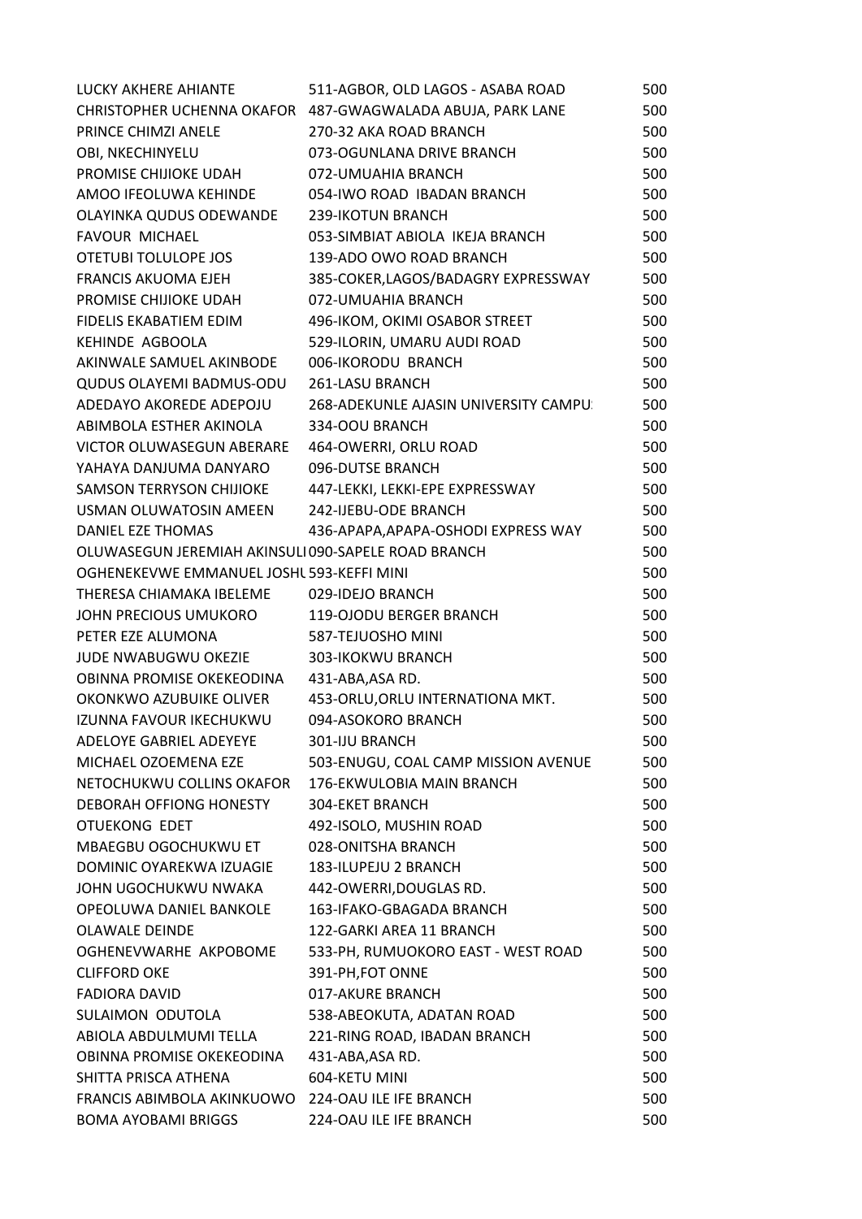| | | |
|---|---|---|
| LUCKY AKHERE AHIANTE | 511-AGBOR, OLD LAGOS - ASABA ROAD | 500 |
| CHRISTOPHER UCHENNA OKAFOR | 487-GWAGWALADA ABUJA, PARK LANE | 500 |
| PRINCE CHIMZI ANELE | 270-32 AKA ROAD BRANCH | 500 |
| OBI, NKECHINYELU | 073-OGUNLANA DRIVE BRANCH | 500 |
| PROMISE CHIJIOKE UDAH | 072-UMUAHIA BRANCH | 500 |
| AMOO IFEOLUWA KEHINDE | 054-IWO ROAD IBADAN BRANCH | 500 |
| OLAYINKA QUDUS ODEWANDE | 239-IKOTUN BRANCH | 500 |
| FAVOUR MICHAEL | 053-SIMBIAT ABIOLA IKEJA BRANCH | 500 |
| OTETUBI TOLULOPE JOS | 139-ADO OWO ROAD BRANCH | 500 |
| FRANCIS AKUOMA EJEH | 385-COKER,LAGOS/BADAGRY EXPRESSWAY | 500 |
| PROMISE CHIJIOKE UDAH | 072-UMUAHIA BRANCH | 500 |
| FIDELIS EKABATIEM EDIM | 496-IKOM, OKIMI OSABOR STREET | 500 |
| KEHINDE AGBOOLA | 529-ILORIN, UMARU AUDI ROAD | 500 |
| AKINWALE SAMUEL AKINBODE | 006-IKORODU BRANCH | 500 |
| QUDUS OLAYEMI BADMUS-ODU | 261-LASU BRANCH | 500 |
| ADEDAYO AKOREDE ADEPOJU | 268-ADEKUNLE AJASIN UNIVERSITY CAMPU | 500 |
| ABIMBOLA ESTHER AKINOLA | 334-OOU BRANCH | 500 |
| VICTOR OLUWASEGUN ABERARE | 464-OWERRI, ORLU ROAD | 500 |
| YAHAYA DANJUMA DANYARO | 096-DUTSE BRANCH | 500 |
| SAMSON TERRYSON CHIJIOKE | 447-LEKKI, LEKKI-EPE EXPRESSWAY | 500 |
| USMAN OLUWATOSIN AMEEN | 242-IJEBU-ODE BRANCH | 500 |
| DANIEL EZE THOMAS | 436-APAPA,APAPA-OSHODI EXPRESS WAY | 500 |
| OLUWASEGUN JEREMIAH AKINSULI | 090-SAPELE ROAD BRANCH | 500 |
| OGHENEKEVWE EMMANUEL JOSHU | 593-KEFFI MINI | 500 |
| THERESA CHIAMAKA IBELEME | 029-IDEJO BRANCH | 500 |
| JOHN PRECIOUS UMUKORO | 119-OJODU BERGER BRANCH | 500 |
| PETER EZE ALUMONA | 587-TEJUOSHO MINI | 500 |
| JUDE NWABUGWU OKEZIE | 303-IKOKWU BRANCH | 500 |
| OBINNA PROMISE OKEKEODINA | 431-ABA,ASA RD. | 500 |
| OKONKWO AZUBUIKE OLIVER | 453-ORLU,ORLU INTERNATIONA MKT. | 500 |
| IZUNNA FAVOUR IKECHUKWU | 094-ASOKORO BRANCH | 500 |
| ADELOYE GABRIEL ADEYEYE | 301-IJU BRANCH | 500 |
| MICHAEL OZOEMENA EZE | 503-ENUGU, COAL CAMP MISSION AVENUE | 500 |
| NETOCHUKWU COLLINS OKAFOR | 176-EKWULOBIA MAIN BRANCH | 500 |
| DEBORAH OFFIONG HONESTY | 304-EKET BRANCH | 500 |
| OTUEKONG EDET | 492-ISOLO, MUSHIN ROAD | 500 |
| MBAEGBU OGOCHUKWU ET | 028-ONITSHA BRANCH | 500 |
| DOMINIC OYAREKWA IZUAGIE | 183-ILUPEJU 2 BRANCH | 500 |
| JOHN UGOCHUKWU NWAKA | 442-OWERRI,DOUGLAS RD. | 500 |
| OPEOLUWA DANIEL BANKOLE | 163-IFAKO-GBAGADA BRANCH | 500 |
| OLAWALE DEINDE | 122-GARKI AREA 11 BRANCH | 500 |
| OGHENEVWARHE AKPOBOME | 533-PH, RUMUOKORO EAST - WEST ROAD | 500 |
| CLIFFORD OKE | 391-PH,FOT ONNE | 500 |
| FADIORA DAVID | 017-AKURE BRANCH | 500 |
| SULAIMON ODUTOLA | 538-ABEOKUTA, ADATAN ROAD | 500 |
| ABIOLA ABDULMUMI TELLA | 221-RING ROAD, IBADAN BRANCH | 500 |
| OBINNA PROMISE OKEKEODINA | 431-ABA,ASA RD. | 500 |
| SHITTA PRISCA ATHENA | 604-KETU MINI | 500 |
| FRANCIS ABIMBOLA AKINKUOWO | 224-OAU ILE IFE BRANCH | 500 |
| BOMA AYOBAMI BRIGGS | 224-OAU ILE IFE BRANCH | 500 |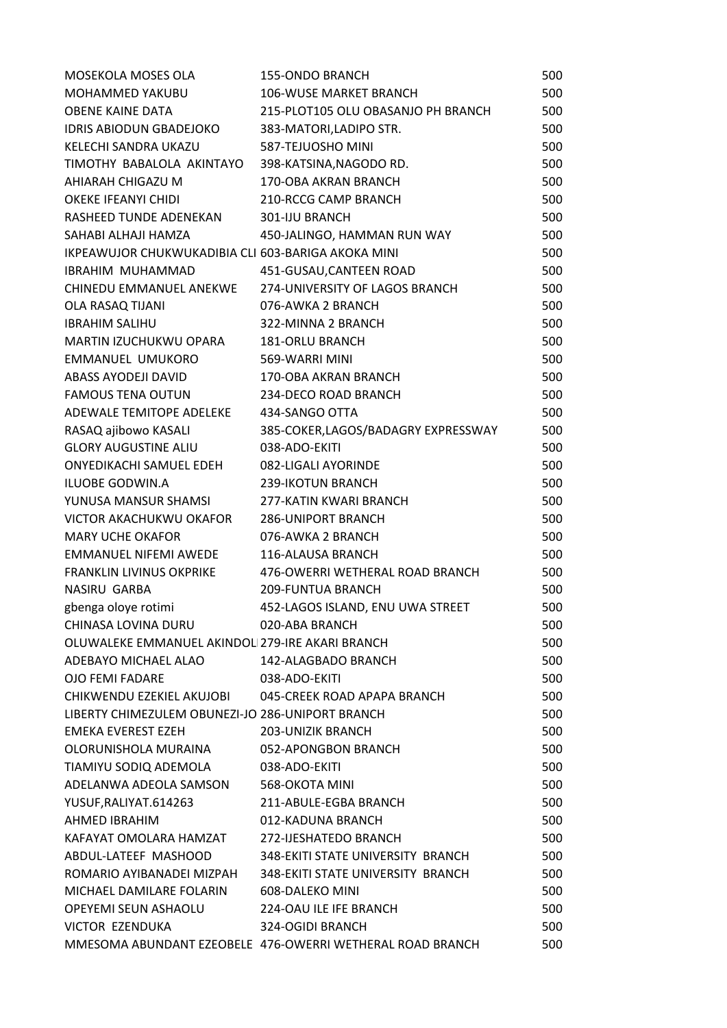| | | |
|---|---|---|
| MOSEKOLA MOSES OLA | 155-ONDO BRANCH | 500 |
| MOHAMMED YAKUBU | 106-WUSE MARKET BRANCH | 500 |
| OBENE KAINE DATA | 215-PLOT105 OLU OBASANJO PH BRANCH | 500 |
| IDRIS ABIODUN GBADEJOKO | 383-MATORI,LADIPO STR. | 500 |
| KELECHI SANDRA UKAZU | 587-TEJUOSHO MINI | 500 |
| TIMOTHY BABALOLA AKINTAYO | 398-KATSINA,NAGODO RD. | 500 |
| AHIARAH CHIGAZU M | 170-OBA AKRAN BRANCH | 500 |
| OKEKE IFEANYI CHIDI | 210-RCCG CAMP BRANCH | 500 |
| RASHEED TUNDE ADENEKAN | 301-IJU BRANCH | 500 |
| SAHABI ALHAJI HAMZA | 450-JALINGO, HAMMAN RUN WAY | 500 |
| IKPEAWUJOR CHUKWUKADIBIA CLI | 603-BARIGA AKOKA MINI | 500 |
| IBRAHIM MUHAMMAD | 451-GUSAU,CANTEEN ROAD | 500 |
| CHINEDU EMMANUEL ANEKWE | 274-UNIVERSITY OF LAGOS BRANCH | 500 |
| OLA RASAQ TIJANI | 076-AWKA 2 BRANCH | 500 |
| IBRAHIM SALIHU | 322-MINNA 2 BRANCH | 500 |
| MARTIN IZUCHUKWU OPARA | 181-ORLU BRANCH | 500 |
| EMMANUEL UMUKORO | 569-WARRI MINI | 500 |
| ABASS AYODEJI DAVID | 170-OBA AKRAN BRANCH | 500 |
| FAMOUS TENA OUTUN | 234-DECO ROAD BRANCH | 500 |
| ADEWALE TEMITOPE ADELEKE | 434-SANGO OTTA | 500 |
| RASAQ ajibowo KASALI | 385-COKER,LAGOS/BADAGRY EXPRESSWAY | 500 |
| GLORY AUGUSTINE ALIU | 038-ADO-EKITI | 500 |
| ONYEDIKACHI SAMUEL EDEH | 082-LIGALI AYORINDE | 500 |
| ILUOBE GODWIN.A | 239-IKOTUN BRANCH | 500 |
| YUNUSA MANSUR SHAMSI | 277-KATIN KWARI BRANCH | 500 |
| VICTOR AKACHUKWU OKAFOR | 286-UNIPORT BRANCH | 500 |
| MARY UCHE OKAFOR | 076-AWKA 2 BRANCH | 500 |
| EMMANUEL NIFEMI AWEDE | 116-ALAUSA BRANCH | 500 |
| FRANKLIN LIVINUS OKPRIKE | 476-OWERRI WETHERAL ROAD BRANCH | 500 |
| NASIRU GARBA | 209-FUNTUA BRANCH | 500 |
| gbenga oloye rotimi | 452-LAGOS ISLAND, ENU UWA STREET | 500 |
| CHINASA LOVINA DURU | 020-ABA BRANCH | 500 |
| OLUWALEKE EMMANUEL AKINDOL | 279-IRE AKARI BRANCH | 500 |
| ADEBAYO MICHAEL ALAO | 142-ALAGBADO BRANCH | 500 |
| OJO FEMI FADARE | 038-ADO-EKITI | 500 |
| CHIKWENDU EZEKIEL AKUJOBI | 045-CREEK ROAD APAPA BRANCH | 500 |
| LIBERTY CHIMEZULEM OBUNEZI-JO | 286-UNIPORT BRANCH | 500 |
| EMEKA EVEREST EZEH | 203-UNIZIK BRANCH | 500 |
| OLORUNISHOLA MURAINA | 052-APONGBON BRANCH | 500 |
| TIAMIYU SODIQ ADEMOLA | 038-ADO-EKITI | 500 |
| ADELANWA ADEOLA SAMSON | 568-OKOTA MINI | 500 |
| YUSUF,RALIYAT.614263 | 211-ABULE-EGBA BRANCH | 500 |
| AHMED IBRAHIM | 012-KADUNA BRANCH | 500 |
| KAFAYAT OMOLARA HAMZAT | 272-IJESHATEDO BRANCH | 500 |
| ABDUL-LATEEF MASHOOD | 348-EKITI STATE UNIVERSITY BRANCH | 500 |
| ROMARIO AYIBANADEI MIZPAH | 348-EKITI STATE UNIVERSITY BRANCH | 500 |
| MICHAEL DAMILARE FOLARIN | 608-DALEKO MINI | 500 |
| OPEYEMI SEUN ASHAOLU | 224-OAU ILE IFE BRANCH | 500 |
| VICTOR EZENDUKA | 324-OGIDI BRANCH | 500 |
| MMESOMA ABUNDANT EZEOBELE | 476-OWERRI WETHERAL ROAD BRANCH | 500 |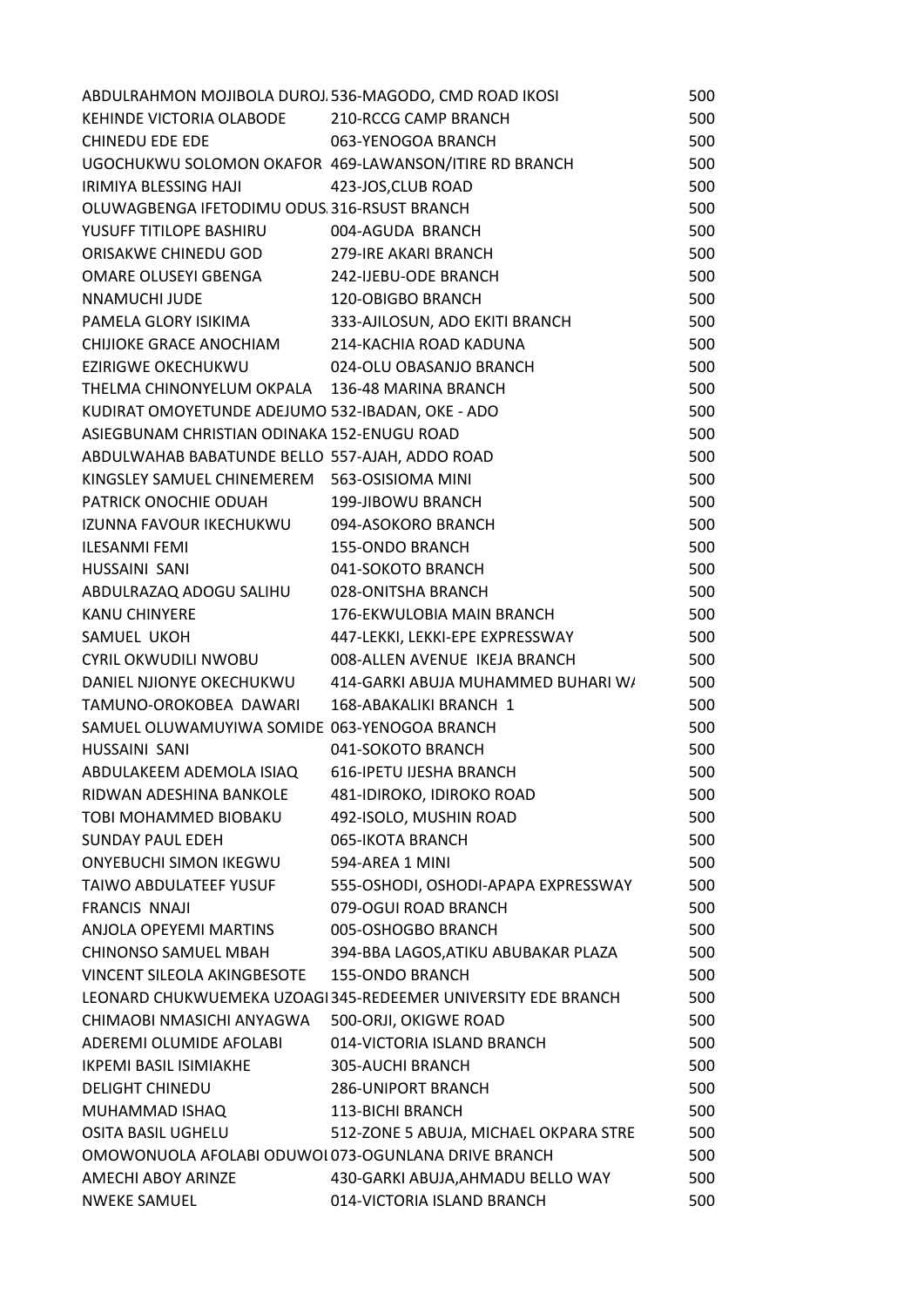| | | |
|---|---|---|
| ABDULRAHMON MOJIBOLA DUROJ. | 536-MAGODO, CMD ROAD IKOSI | 500 |
| KEHINDE VICTORIA OLABODE | 210-RCCG CAMP BRANCH | 500 |
| CHINEDU EDE EDE | 063-YENOGOA BRANCH | 500 |
| UGOCHUKWU SOLOMON OKAFOR | 469-LAWANSON/ITIRE RD BRANCH | 500 |
| IRIMIYA BLESSING HAJI | 423-JOS,CLUB ROAD | 500 |
| OLUWAGBENGA IFETODIMU ODUS. | 316-RSUST BRANCH | 500 |
| YUSUFF TITILOPE BASHIRU | 004-AGUDA BRANCH | 500 |
| ORISAKWE CHINEDU GOD | 279-IRE AKARI BRANCH | 500 |
| OMARE OLUSEYI GBENGA | 242-IJEBU-ODE BRANCH | 500 |
| NNAMUCHI JUDE | 120-OBIGBO BRANCH | 500 |
| PAMELA GLORY ISIKIMA | 333-AJILOSUN, ADO EKITI BRANCH | 500 |
| CHIJIOKE GRACE ANOCHIAM | 214-KACHIA ROAD KADUNA | 500 |
| EZIRIGWE OKECHUKWU | 024-OLU OBASANJO BRANCH | 500 |
| THELMA CHINONYELUM OKPALA | 136-48 MARINA BRANCH | 500 |
| KUDIRAT OMOYETUNDE ADEJUMO | 532-IBADAN, OKE - ADO | 500 |
| ASIEGBUNAM CHRISTIAN ODINAKA | 152-ENUGU ROAD | 500 |
| ABDULWAHAB BABATUNDE BELLO | 557-AJAH, ADDO ROAD | 500 |
| KINGSLEY SAMUEL CHINEMEREM | 563-OSISIOMA MINI | 500 |
| PATRICK ONOCHIE ODUAH | 199-JIBOWU BRANCH | 500 |
| IZUNNA FAVOUR IKECHUKWU | 094-ASOKORO BRANCH | 500 |
| ILESANMI FEMI | 155-ONDO BRANCH | 500 |
| HUSSAINI SANI | 041-SOKOTO BRANCH | 500 |
| ABDULRAZAQ ADOGU SALIHU | 028-ONITSHA BRANCH | 500 |
| KANU CHINYERE | 176-EKWULOBIA MAIN BRANCH | 500 |
| SAMUEL UKOH | 447-LEKKI, LEKKI-EPE EXPRESSWAY | 500 |
| CYRIL OKWUDILI NWOBU | 008-ALLEN AVENUE IKEJA BRANCH | 500 |
| DANIEL NJIONYE OKECHUKWU | 414-GARKI ABUJA MUHAMMED BUHARI WA | 500 |
| TAMUNO-OROKOBEA DAWARI | 168-ABAKALIKI BRANCH 1 | 500 |
| SAMUEL OLUWAMUYIWA SOMIDE | 063-YENOGOA BRANCH | 500 |
| HUSSAINI SANI | 041-SOKOTO BRANCH | 500 |
| ABDULAKEEM ADEMOLA ISIAQ | 616-IPETU IJESHA BRANCH | 500 |
| RIDWAN ADESHINA BANKOLE | 481-IDIROKO, IDIROKO ROAD | 500 |
| TOBI MOHAMMED BIOBAKU | 492-ISOLO, MUSHIN ROAD | 500 |
| SUNDAY PAUL EDEH | 065-IKOTA BRANCH | 500 |
| ONYEBUCHI SIMON IKEGWU | 594-AREA 1 MINI | 500 |
| TAIWO ABDULATEEF YUSUF | 555-OSHODI, OSHODI-APAPA EXPRESSWAY | 500 |
| FRANCIS NNAJI | 079-OGUI ROAD BRANCH | 500 |
| ANJOLA OPEYEMI MARTINS | 005-OSHOGBO BRANCH | 500 |
| CHINONSO SAMUEL MBAH | 394-BBA LAGOS,ATIKU ABUBAKAR PLAZA | 500 |
| VINCENT SILEOLA AKINGBESOTE | 155-ONDO BRANCH | 500 |
| LEONARD CHUKWUEMEKA UZOAGI | 345-REDEEMER UNIVERSITY EDE BRANCH | 500 |
| CHIMAOBI NMASICHI ANYAGWA | 500-ORJI, OKIGWE ROAD | 500 |
| ADEREMI OLUMIDE AFOLABI | 014-VICTORIA ISLAND BRANCH | 500 |
| IKPEMI BASIL ISIMIAKHE | 305-AUCHI BRANCH | 500 |
| DELIGHT CHINEDU | 286-UNIPORT BRANCH | 500 |
| MUHAMMAD ISHAQ | 113-BICHI BRANCH | 500 |
| OSITA BASIL UGHELU | 512-ZONE 5 ABUJA, MICHAEL OKPARA STRE | 500 |
| OMOWONUOLA AFOLABI ODUWOI | 073-OGUNLANA DRIVE BRANCH | 500 |
| AMECHI ABOY ARINZE | 430-GARKI ABUJA,AHMADU BELLO WAY | 500 |
| NWEKE SAMUEL | 014-VICTORIA ISLAND BRANCH | 500 |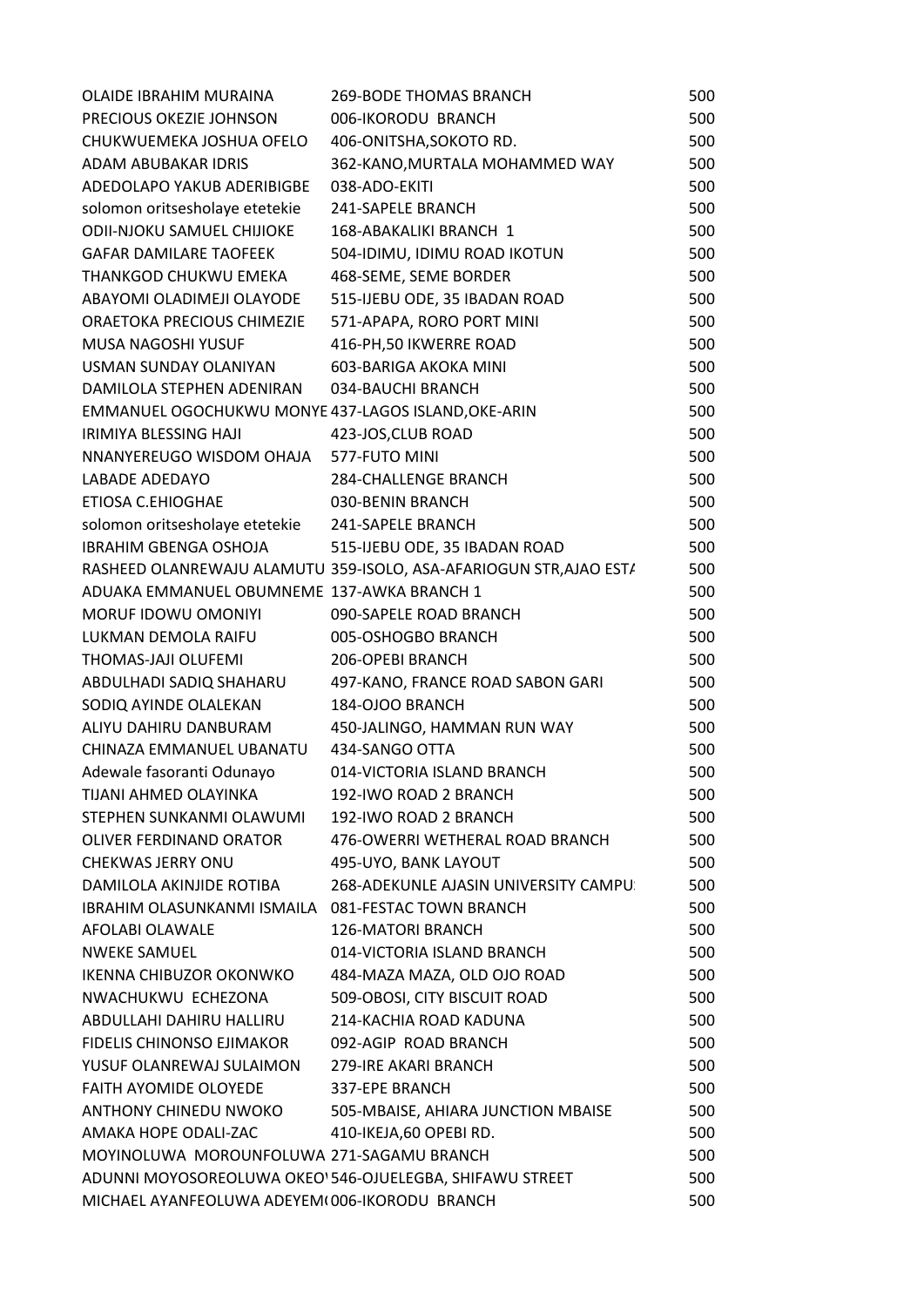| | | |
|---|---|---|
| OLAIDE IBRAHIM MURAINA | 269-BODE THOMAS BRANCH | 500 |
| PRECIOUS OKEZIE JOHNSON | 006-IKORODU BRANCH | 500 |
| CHUKWUEMEKA JOSHUA OFELO | 406-ONITSHA,SOKOTO RD. | 500 |
| ADAM ABUBAKAR IDRIS | 362-KANO,MURTALA MOHAMMED WAY | 500 |
| ADEDOLAPO YAKUB ADERIBIGBE | 038-ADO-EKITI | 500 |
| solomon oritsesholaye etetekie | 241-SAPELE BRANCH | 500 |
| ODII-NJOKU SAMUEL CHIJIOKE | 168-ABAKALIKI BRANCH 1 | 500 |
| GAFAR DAMILARE TAOFEEK | 504-IDIMU, IDIMU ROAD IKOTUN | 500 |
| THANKGOD CHUKWU EMEKA | 468-SEME, SEME BORDER | 500 |
| ABAYOMI OLADIMEJI OLAYODE | 515-IJEBU ODE, 35 IBADAN ROAD | 500 |
| ORAETOKA PRECIOUS CHIMEZIE | 571-APAPA, RORO PORT MINI | 500 |
| MUSA NAGOSHI YUSUF | 416-PH,50 IKWERRE ROAD | 500 |
| USMAN SUNDAY OLANIYAN | 603-BARIGA AKOKA MINI | 500 |
| DAMILOLA STEPHEN ADENIRAN | 034-BAUCHI BRANCH | 500 |
| EMMANUEL OGOCHUKWU MONYE | 437-LAGOS ISLAND,OKE-ARIN | 500 |
| IRIMIYA BLESSING HAJI | 423-JOS,CLUB ROAD | 500 |
| NNANYEREUGO WISDOM OHAJA | 577-FUTO MINI | 500 |
| LABADE ADEDAYO | 284-CHALLENGE BRANCH | 500 |
| ETIOSA C.EHIOGHAE | 030-BENIN BRANCH | 500 |
| solomon oritsesholaye etetekie | 241-SAPELE BRANCH | 500 |
| IBRAHIM GBENGA OSHOJA | 515-IJEBU ODE, 35 IBADAN ROAD | 500 |
| RASHEED OLANREWAJU ALAMUTU | 359-ISOLO, ASA-AFARIOGUN STR,AJAO ESTA | 500 |
| ADUAKA EMMANUEL OBUMNEME | 137-AWKA BRANCH 1 | 500 |
| MORUF IDOWU OMONIYI | 090-SAPELE ROAD BRANCH | 500 |
| LUKMAN DEMOLA RAIFU | 005-OSHOGBO BRANCH | 500 |
| THOMAS-JAJI OLUFEMI | 206-OPEBI BRANCH | 500 |
| ABDULHADI SADIQ SHAHARU | 497-KANO, FRANCE ROAD SABON GARI | 500 |
| SODIQ AYINDE OLALEKAN | 184-OJOO BRANCH | 500 |
| ALIYU DAHIRU DANBURAM | 450-JALINGO, HAMMAN RUN WAY | 500 |
| CHINAZA EMMANUEL UBANATU | 434-SANGO OTTA | 500 |
| Adewale fasoranti Odunayo | 014-VICTORIA ISLAND BRANCH | 500 |
| TIJANI AHMED OLAYINKA | 192-IWO ROAD 2 BRANCH | 500 |
| STEPHEN SUNKANMI OLAWUMI | 192-IWO ROAD 2 BRANCH | 500 |
| OLIVER FERDINAND ORATOR | 476-OWERRI WETHERAL ROAD BRANCH | 500 |
| CHEKWAS JERRY ONU | 495-UYO, BANK LAYOUT | 500 |
| DAMILOLA AKINJIDE ROTIBA | 268-ADEKUNLE AJASIN UNIVERSITY CAMPU | 500 |
| IBRAHIM OLASUNKANMI ISMAILA | 081-FESTAC TOWN BRANCH | 500 |
| AFOLABI OLAWALE | 126-MATORI BRANCH | 500 |
| NWEKE SAMUEL | 014-VICTORIA ISLAND BRANCH | 500 |
| IKENNA CHIBUZOR OKONWKO | 484-MAZA MAZA, OLD OJO ROAD | 500 |
| NWACHUKWU ECHEZONA | 509-OBOSI, CITY BISCUIT ROAD | 500 |
| ABDULLAHI DAHIRU HALLIRU | 214-KACHIA ROAD KADUNA | 500 |
| FIDELIS CHINONSO EJIMAKOR | 092-AGIP ROAD BRANCH | 500 |
| YUSUF OLANREWAJ SULAIMON | 279-IRE AKARI BRANCH | 500 |
| FAITH AYOMIDE OLOYEDE | 337-EPE BRANCH | 500 |
| ANTHONY CHINEDU NWOKO | 505-MBAISE, AHIARA JUNCTION MBAISE | 500 |
| AMAKA HOPE ODALI-ZAC | 410-IKEJA,60 OPEBI RD. | 500 |
| MOYINOLUWA MOROUNFOLUWA | 271-SAGAMU BRANCH | 500 |
| ADUNNI MOYOSOREOLUWA OKEO | 546-OJUELEGBA, SHIFAWU STREET | 500 |
| MICHAEL AYANFEOLUWA ADEYEM | 006-IKORODU BRANCH | 500 |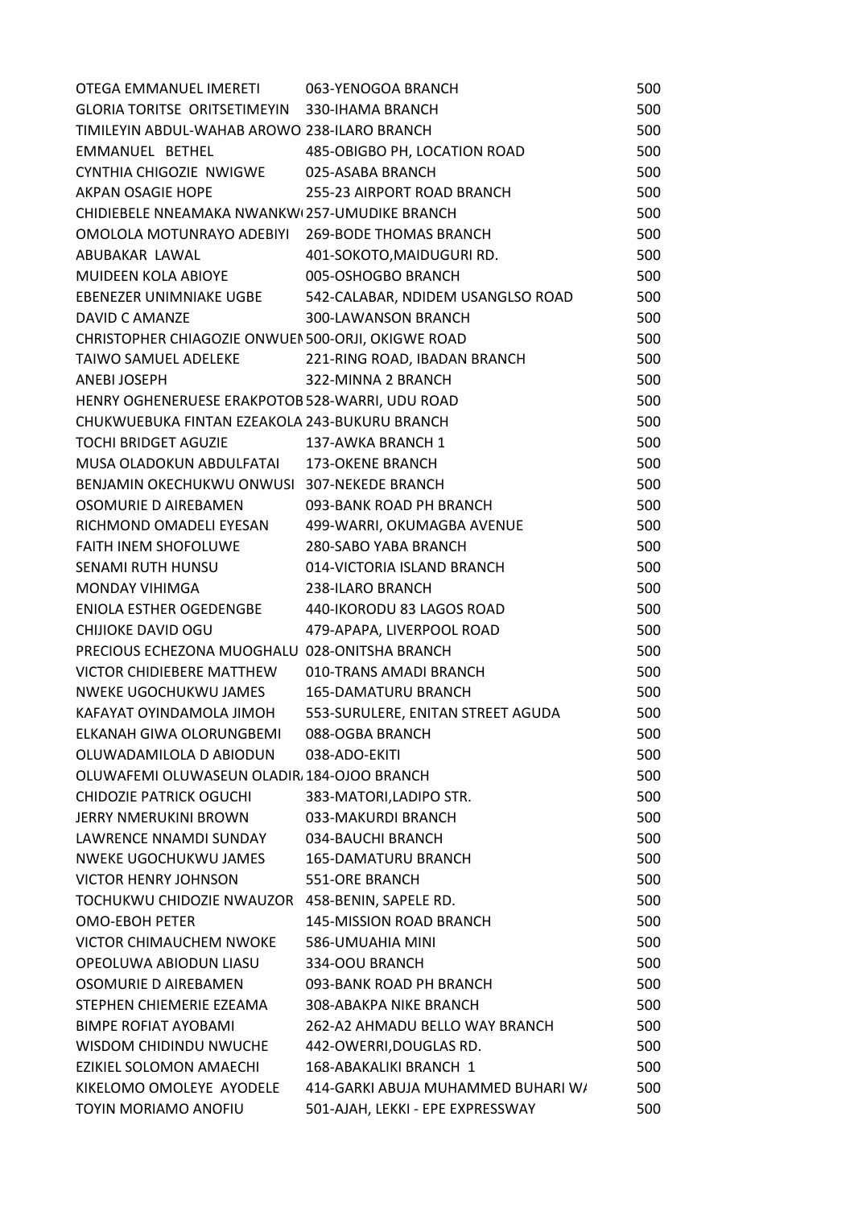| | | |
|---|---|---|
| OTEGA EMMANUEL IMERETI | 063-YENOGOA BRANCH | 500 |
| GLORIA TORITSE ORITSETIMEYIN | 330-IHAMA BRANCH | 500 |
| TIMILEYIN ABDUL-WAHAB AROWO | 238-ILARO BRANCH | 500 |
| EMMANUEL BETHEL | 485-OBIGBO PH, LOCATION ROAD | 500 |
| CYNTHIA CHIGOZIE NWIGWE | 025-ASABA BRANCH | 500 |
| AKPAN OSAGIE HOPE | 255-23 AIRPORT ROAD BRANCH | 500 |
| CHIDIEBELE NNEAMAKA NWANKW | 257-UMUDIKE BRANCH | 500 |
| OMOLOLA MOTUNRAYO ADEBIYI | 269-BODE THOMAS BRANCH | 500 |
| ABUBAKAR LAWAL | 401-SOKOTO,MAIDUGURI RD. | 500 |
| MUIDEEN KOLA ABIOYE | 005-OSHOGBO BRANCH | 500 |
| EBENEZER UNIMNIAKE UGBE | 542-CALABAR, NDIDEM USANGLSO ROAD | 500 |
| DAVID C AMANZE | 300-LAWANSON BRANCH | 500 |
| CHRISTOPHER CHIAGOZIE ONWUEN | 500-ORJI, OKIGWE ROAD | 500 |
| TAIWO SAMUEL ADELEKE | 221-RING ROAD, IBADAN BRANCH | 500 |
| ANEBI JOSEPH | 322-MINNA 2 BRANCH | 500 |
| HENRY OGHENERUESE ERAKPOTOB | 528-WARRI, UDU ROAD | 500 |
| CHUKWUEBUKA FINTAN EZEAKOLA | 243-BUKURU BRANCH | 500 |
| TOCHI BRIDGET AGUZIE | 137-AWKA BRANCH 1 | 500 |
| MUSA OLADOKUN ABDULFATAI | 173-OKENE BRANCH | 500 |
| BENJAMIN OKECHUKWU ONWUSI | 307-NEKEDE BRANCH | 500 |
| OSOMURIE D AIREBAMEN | 093-BANK ROAD PH BRANCH | 500 |
| RICHMOND OMADELI EYESAN | 499-WARRI, OKUMAGBA AVENUE | 500 |
| FAITH INEM SHOFOLUWE | 280-SABO YABA BRANCH | 500 |
| SENAMI RUTH HUNSU | 014-VICTORIA ISLAND BRANCH | 500 |
| MONDAY VIHIMGA | 238-ILARO BRANCH | 500 |
| ENIOLA ESTHER OGEDENGBE | 440-IKORODU 83 LAGOS ROAD | 500 |
| CHIJIOKE DAVID OGU | 479-APAPA, LIVERPOOL ROAD | 500 |
| PRECIOUS ECHEZONA MUOGHALU | 028-ONITSHA BRANCH | 500 |
| VICTOR CHIDIEBERE MATTHEW | 010-TRANS AMADI BRANCH | 500 |
| NWEKE UGOCHUKWU JAMES | 165-DAMATURU BRANCH | 500 |
| KAFAYAT OYINDAMOLA JIMOH | 553-SURULERE, ENITAN STREET AGUDA | 500 |
| ELKANAH GIWA OLORUNGBEMI | 088-OGBA BRANCH | 500 |
| OLUWADAMILOLA D ABIODUN | 038-ADO-EKITI | 500 |
| OLUWAFEMI OLUWASEUN OLADIR | 184-OJOO BRANCH | 500 |
| CHIDOZIE PATRICK OGUCHI | 383-MATORI,LADIPO STR. | 500 |
| JERRY NMERUKINI BROWN | 033-MAKURDI BRANCH | 500 |
| LAWRENCE NNAMDI SUNDAY | 034-BAUCHI BRANCH | 500 |
| NWEKE UGOCHUKWU JAMES | 165-DAMATURU BRANCH | 500 |
| VICTOR HENRY JOHNSON | 551-ORE BRANCH | 500 |
| TOCHUKWU CHIDOZIE NWAUZOR | 458-BENIN, SAPELE RD. | 500 |
| OMO-EBOH PETER | 145-MISSION ROAD BRANCH | 500 |
| VICTOR CHIMAUCHEM NWOKE | 586-UMUAHIA MINI | 500 |
| OPEOLUWA ABIODUN LIASU | 334-OOU BRANCH | 500 |
| OSOMURIE D AIREBAMEN | 093-BANK ROAD PH BRANCH | 500 |
| STEPHEN CHIEMERIE EZEAMA | 308-ABAKPA NIKE BRANCH | 500 |
| BIMPE ROFIAT AYOBAMI | 262-A2 AHMADU BELLO WAY BRANCH | 500 |
| WISDOM CHIDINDU NWUCHE | 442-OWERRI,DOUGLAS RD. | 500 |
| EZIKIEL SOLOMON AMAECHI | 168-ABAKALIKI BRANCH 1 | 500 |
| KIKELOMO OMOLEYE AYODELE | 414-GARKI ABUJA MUHAMMED BUHARI WA | 500 |
| TOYIN MORIAMO ANOFIU | 501-AJAH, LEKKI - EPE EXPRESSWAY | 500 |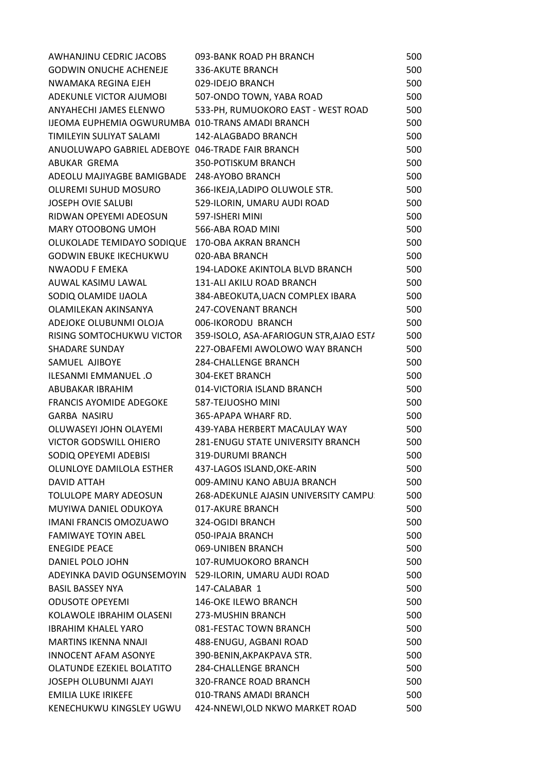| | | |
|---|---|---|
| AWHANJINU CEDRIC JACOBS | 093-BANK ROAD PH BRANCH | 500 |
| GODWIN ONUCHE ACHENEJE | 336-AKUTE BRANCH | 500 |
| NWAMAKA REGINA EJEH | 029-IDEJO BRANCH | 500 |
| ADEKUNLE VICTOR AJUMOBI | 507-ONDO TOWN, YABA ROAD | 500 |
| ANYAHECHI JAMES ELENWO | 533-PH, RUMUOKORO EAST - WEST ROAD | 500 |
| IJEOMA EUPHEMIA OGWURUMBA | 010-TRANS AMADI BRANCH | 500 |
| TIMILEYIN SULIYAT SALAMI | 142-ALAGBADO BRANCH | 500 |
| ANUOLUWAPO GABRIEL ADEBOYE | 046-TRADE FAIR BRANCH | 500 |
| ABUKAR GREMA | 350-POTISKUM BRANCH | 500 |
| ADEOLU MAJIYAGBE BAMIGBADE | 248-AYOBO BRANCH | 500 |
| OLUREMI SUHUD MOSURO | 366-IKEJA,LADIPO OLUWOLE STR. | 500 |
| JOSEPH OVIE SALUBI | 529-ILORIN, UMARU AUDI ROAD | 500 |
| RIDWAN OPEYEMI ADEOSUN | 597-ISHERI MINI | 500 |
| MARY OTOOBONG UMOH | 566-ABA ROAD MINI | 500 |
| OLUKOLADE TEMIDAYO SODIQUE | 170-OBA AKRAN BRANCH | 500 |
| GODWIN EBUKE IKECHUKWU | 020-ABA BRANCH | 500 |
| NWAODU F EMEKA | 194-LADOKE AKINTOLA BLVD BRANCH | 500 |
| AUWAL KASIMU LAWAL | 131-ALI AKILU ROAD BRANCH | 500 |
| SODIQ OLAMIDE IJAOLA | 384-ABEOKUTA,UACN COMPLEX IBARA | 500 |
| OLAMILEKAN AKINSANYA | 247-COVENANT BRANCH | 500 |
| ADEJOKE OLUBUNMI OLOJA | 006-IKORODU BRANCH | 500 |
| RISING SOMTOCHUKWU VICTOR | 359-ISOLO, ASA-AFARIOGUN STR,AJAO ESTA | 500 |
| SHADARE SUNDAY | 227-OBAFEMI AWOLOWO WAY BRANCH | 500 |
| SAMUEL AJIBOYE | 284-CHALLENGE BRANCH | 500 |
| ILESANMI EMMANUEL .O | 304-EKET BRANCH | 500 |
| ABUBAKAR IBRAHIM | 014-VICTORIA ISLAND BRANCH | 500 |
| FRANCIS AYOMIDE ADEGOKE | 587-TEJUOSHO MINI | 500 |
| GARBA NASIRU | 365-APAPA WHARF RD. | 500 |
| OLUWASEYI JOHN OLAYEMI | 439-YABA HERBERT MACAULAY WAY | 500 |
| VICTOR GODSWILL OHIERO | 281-ENUGU STATE UNIVERSITY BRANCH | 500 |
| SODIQ OPEYEMI ADEBISI | 319-DURUMI BRANCH | 500 |
| OLUNLOYE DAMILOLA ESTHER | 437-LAGOS ISLAND,OKE-ARIN | 500 |
| DAVID ATTAH | 009-AMINU KANO ABUJA BRANCH | 500 |
| TOLULOPE MARY ADEOSUN | 268-ADEKUNLE AJASIN UNIVERSITY CAMPU | 500 |
| MUYIWA DANIEL ODUKOYA | 017-AKURE BRANCH | 500 |
| IMANI FRANCIS OMOZUAWO | 324-OGIDI BRANCH | 500 |
| FAMIWAYE TOYIN ABEL | 050-IPAJA BRANCH | 500 |
| ENEGIDE PEACE | 069-UNIBEN BRANCH | 500 |
| DANIEL POLO JOHN | 107-RUMUOKORO BRANCH | 500 |
| ADEYINKA DAVID OGUNSEMOYIN | 529-ILORIN, UMARU AUDI ROAD | 500 |
| BASIL BASSEY NYA | 147-CALABAR 1 | 500 |
| ODUSOTE OPEYEMI | 146-OKE ILEWO BRANCH | 500 |
| KOLAWOLE IBRAHIM OLASENI | 273-MUSHIN BRANCH | 500 |
| IBRAHIM KHALEL YARO | 081-FESTAC TOWN BRANCH | 500 |
| MARTINS IKENNA NNAJI | 488-ENUGU, AGBANI ROAD | 500 |
| INNOCENT AFAM ASONYE | 390-BENIN,AKPAKPAVA STR. | 500 |
| OLATUNDE EZEKIEL BOLATITO | 284-CHALLENGE BRANCH | 500 |
| JOSEPH OLUBUNMI AJAYI | 320-FRANCE ROAD BRANCH | 500 |
| EMILIA LUKE IRIKEFE | 010-TRANS AMADI BRANCH | 500 |
| KENECHUKWU KINGSLEY UGWU | 424-NNEWI,OLD NKWO MARKET ROAD | 500 |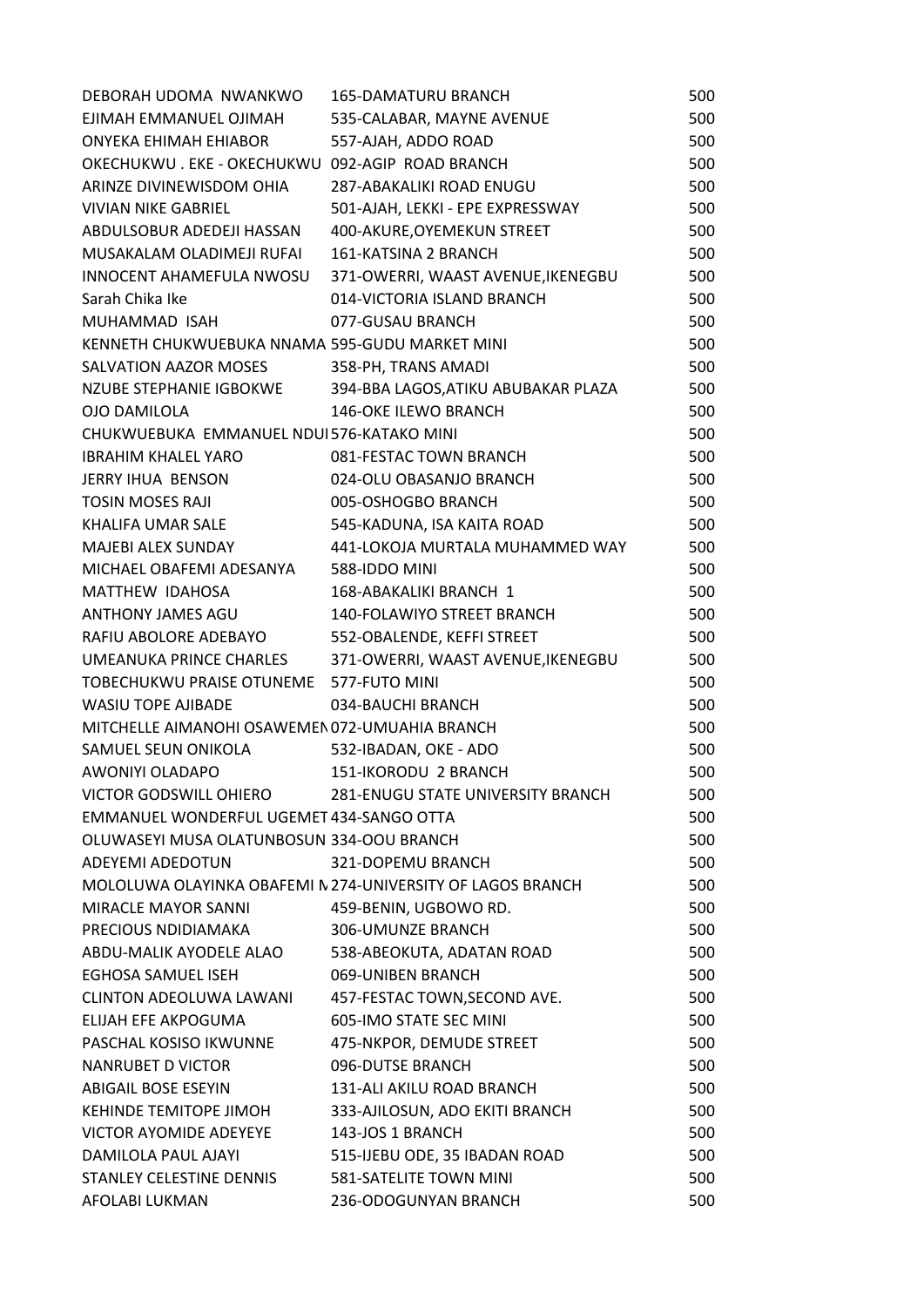| | | |
|---|---|---|
| DEBORAH UDOMA NWANKWO | 165-DAMATURU BRANCH | 500 |
| EJIMAH EMMANUEL OJIMAH | 535-CALABAR, MAYNE AVENUE | 500 |
| ONYEKA EHIMAH EHIABOR | 557-AJAH, ADDO ROAD | 500 |
| OKECHUKWU . EKE - OKECHUKWU | 092-AGIP ROAD BRANCH | 500 |
| ARINZE DIVINEWISDOM OHIA | 287-ABAKALIKI ROAD ENUGU | 500 |
| VIVIAN NIKE GABRIEL | 501-AJAH, LEKKI - EPE EXPRESSWAY | 500 |
| ABDULSOBUR ADEDEJI HASSAN | 400-AKURE,OYEMEKUN STREET | 500 |
| MUSAKALAM OLADIMEJI RUFAI | 161-KATSINA 2 BRANCH | 500 |
| INNOCENT AHAMEFULA NWOSU | 371-OWERRI, WAAST AVENUE,IKENEGBU | 500 |
| Sarah Chika Ike | 014-VICTORIA ISLAND BRANCH | 500 |
| MUHAMMAD ISAH | 077-GUSAU BRANCH | 500 |
| KENNETH CHUKWUEBUKA NNAMA | 595-GUDU MARKET MINI | 500 |
| SALVATION AAZOR MOSES | 358-PH, TRANS AMADI | 500 |
| NZUBE STEPHANIE IGBOKWE | 394-BBA LAGOS,ATIKU ABUBAKAR PLAZA | 500 |
| OJO DAMILOLA | 146-OKE ILEWO BRANCH | 500 |
| CHUKWUEBUKA EMMANUEL NDU | 576-KATAKO MINI | 500 |
| IBRAHIM KHALEL YARO | 081-FESTAC TOWN BRANCH | 500 |
| JERRY IHUA BENSON | 024-OLU OBASANJO BRANCH | 500 |
| TOSIN MOSES RAJI | 005-OSHOGBO BRANCH | 500 |
| KHALIFA UMAR SALE | 545-KADUNA, ISA KAITA ROAD | 500 |
| MAJEBI ALEX SUNDAY | 441-LOKOJA MURTALA MUHAMMED WAY | 500 |
| MICHAEL OBAFEMI ADESANYA | 588-IDDO MINI | 500 |
| MATTHEW IDAHOSA | 168-ABAKALIKI BRANCH 1 | 500 |
| ANTHONY JAMES AGU | 140-FOLAWIYO STREET BRANCH | 500 |
| RAFIU ABOLORE ADEBAYO | 552-OBALENDE, KEFFI STREET | 500 |
| UMEANUKA PRINCE CHARLES | 371-OWERRI, WAAST AVENUE,IKENEGBU | 500 |
| TOBECHUKWU PRAISE OTUNEME | 577-FUTO MINI | 500 |
| WASIU TOPE AJIBADE | 034-BAUCHI BRANCH | 500 |
| MITCHELLE AIMANOHI OSAWEMEN | 072-UMUAHIA BRANCH | 500 |
| SAMUEL SEUN ONIKOLA | 532-IBADAN, OKE - ADO | 500 |
| AWONIYI OLADAPO | 151-IKORODU 2 BRANCH | 500 |
| VICTOR GODSWILL OHIERO | 281-ENUGU STATE UNIVERSITY BRANCH | 500 |
| EMMANUEL WONDERFUL UGEMET | 434-SANGO OTTA | 500 |
| OLUWASEYI MUSA OLATUNBOSUN | 334-OOU BRANCH | 500 |
| ADEYEMI ADEDOTUN | 321-DOPEMU BRANCH | 500 |
| MOLOLUWA OLAYINKA OBAFEMI N | 274-UNIVERSITY OF LAGOS BRANCH | 500 |
| MIRACLE MAYOR SANNI | 459-BENIN, UGBOWO RD. | 500 |
| PRECIOUS NDIDIAMAKA | 306-UMUNZE BRANCH | 500 |
| ABDU-MALIK AYODELE ALAO | 538-ABEOKUTA, ADATAN ROAD | 500 |
| EGHOSA SAMUEL ISEH | 069-UNIBEN BRANCH | 500 |
| CLINTON ADEOLUWA LAWANI | 457-FESTAC TOWN,SECOND AVE. | 500 |
| ELIJAH EFE AKPOGUMA | 605-IMO STATE SEC MINI | 500 |
| PASCHAL KOSISO IKWUNNE | 475-NKPOR, DEMUDE STREET | 500 |
| NANRUBET D VICTOR | 096-DUTSE BRANCH | 500 |
| ABIGAIL BOSE ESEYIN | 131-ALI AKILU ROAD BRANCH | 500 |
| KEHINDE TEMITOPE JIMOH | 333-AJILOSUN, ADO EKITI BRANCH | 500 |
| VICTOR AYOMIDE ADEYEYE | 143-JOS 1 BRANCH | 500 |
| DAMILOLA PAUL AJAYI | 515-IJEBU ODE, 35 IBADAN ROAD | 500 |
| STANLEY CELESTINE DENNIS | 581-SATELITE TOWN MINI | 500 |
| AFOLABI LUKMAN | 236-ODOGUNYAN BRANCH | 500 |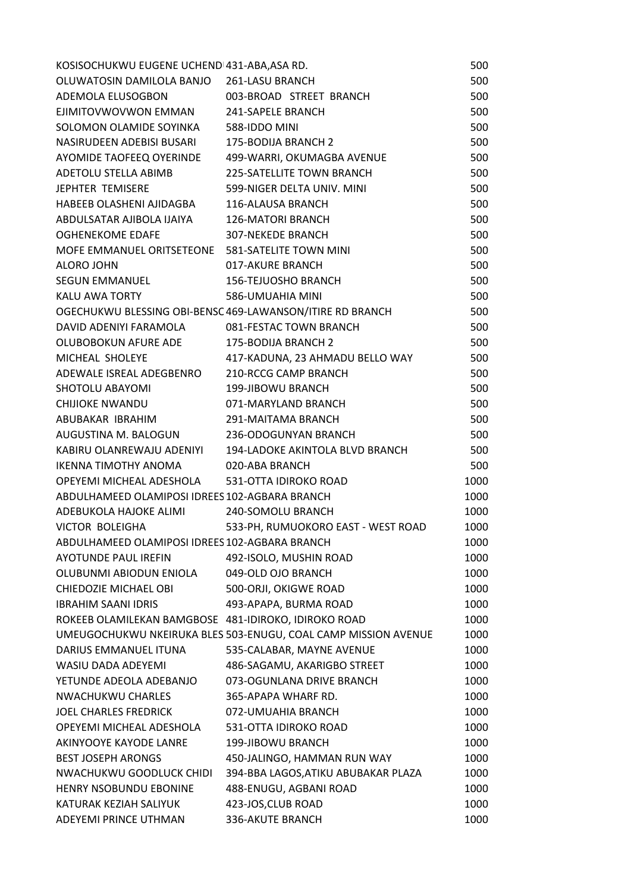| | | |
|---|---|---|
| KOSISOCHUKWU EUGENE UCHEND | 431-ABA,ASA RD. | 500 |
| OLUWATOSIN DAMILOLA BANJO | 261-LASU BRANCH | 500 |
| ADEMOLA ELUSOGBON | 003-BROAD STREET BRANCH | 500 |
| EJIMITOVWOVWON EMMAN | 241-SAPELE BRANCH | 500 |
| SOLOMON OLAMIDE SOYINKA | 588-IDDO MINI | 500 |
| NASIRUDEEN ADEBISI BUSARI | 175-BODIJA BRANCH 2 | 500 |
| AYOMIDE TAOFEEQ OYERINDE | 499-WARRI, OKUMAGBA AVENUE | 500 |
| ADETOLU STELLA ABIMB | 225-SATELLITE TOWN BRANCH | 500 |
| JEPHTER TEMISERE | 599-NIGER DELTA UNIV. MINI | 500 |
| HABEEB OLASHENI AJIDAGBA | 116-ALAUSA BRANCH | 500 |
| ABDULSATAR AJIBOLA IJAIYA | 126-MATORI BRANCH | 500 |
| OGHENEKOME EDAFE | 307-NEKEDE BRANCH | 500 |
| MOFE EMMANUEL ORITSETEONE | 581-SATELITE TOWN MINI | 500 |
| ALORO JOHN | 017-AKURE BRANCH | 500 |
| SEGUN EMMANUEL | 156-TEJUOSHO BRANCH | 500 |
| KALU AWA TORTY | 586-UMUAHIA MINI | 500 |
| OGECHUKWU BLESSING OBI-BENSC | 469-LAWANSON/ITIRE RD BRANCH | 500 |
| DAVID ADENIYI FARAMOLA | 081-FESTAC TOWN BRANCH | 500 |
| OLUBOBOKUN AFURE ADE | 175-BODIJA BRANCH 2 | 500 |
| MICHEAL SHOLEYE | 417-KADUNA, 23 AHMADU BELLO WAY | 500 |
| ADEWALE ISREAL ADEGBENRO | 210-RCCG CAMP BRANCH | 500 |
| SHOTOLU ABAYOMI | 199-JIBOWU BRANCH | 500 |
| CHIJIOKE NWANDU | 071-MARYLAND BRANCH | 500 |
| ABUBAKAR IBRAHIM | 291-MAITAMA BRANCH | 500 |
| AUGUSTINA M. BALOGUN | 236-ODOGUNYAN BRANCH | 500 |
| KABIRU OLANREWAJU ADENIYI | 194-LADOKE AKINTOLA BLVD BRANCH | 500 |
| IKENNA TIMOTHY ANOMA | 020-ABA BRANCH | 500 |
| OPEYEMI MICHEAL ADESHOLA | 531-OTTA IDIROKO ROAD | 1000 |
| ABDULHAMEED OLAMIPOSI IDREES | 102-AGBARA BRANCH | 1000 |
| ADEBUKOLA HAJOKE ALIMI | 240-SOMOLU BRANCH | 1000 |
| VICTOR BOLEIGHA | 533-PH, RUMUOKORO EAST - WEST ROAD | 1000 |
| ABDULHAMEED OLAMIPOSI IDREES | 102-AGBARA BRANCH | 1000 |
| AYOTUNDE PAUL IREFIN | 492-ISOLO, MUSHIN ROAD | 1000 |
| OLUBUNMI ABIODUN ENIOLA | 049-OLD OJO BRANCH | 1000 |
| CHIEDOZIE MICHAEL OBI | 500-ORJI, OKIGWE ROAD | 1000 |
| IBRAHIM SAANI IDRIS | 493-APAPA, BURMA ROAD | 1000 |
| ROKEEB OLAMILEKAN BAMGBOSE | 481-IDIROKO, IDIROKO ROAD | 1000 |
| UMEUGOCHUKWU NKEIRUKA BLES | 503-ENUGU, COAL CAMP MISSION AVENUE | 1000 |
| DARIUS EMMANUEL ITUNA | 535-CALABAR, MAYNE AVENUE | 1000 |
| WASIU DADA ADEYEMI | 486-SAGAMU, AKARIGBO STREET | 1000 |
| YETUNDE ADEOLA ADEBANJO | 073-OGUNLANA DRIVE BRANCH | 1000 |
| NWACHUKWU CHARLES | 365-APAPA WHARF RD. | 1000 |
| JOEL CHARLES FREDRICK | 072-UMUAHIA BRANCH | 1000 |
| OPEYEMI MICHEAL ADESHOLA | 531-OTTA IDIROKO ROAD | 1000 |
| AKINYOOYE KAYODE LANRE | 199-JIBOWU BRANCH | 1000 |
| BEST JOSEPH ARONGS | 450-JALINGO, HAMMAN RUN WAY | 1000 |
| NWACHUKWU GOODLUCK CHIDI | 394-BBA LAGOS,ATIKU ABUBAKAR PLAZA | 1000 |
| HENRY NSOBUNDU EBONINE | 488-ENUGU, AGBANI ROAD | 1000 |
| KATURAK KEZIAH SALIYUK | 423-JOS,CLUB ROAD | 1000 |
| ADEYEMI PRINCE UTHMAN | 336-AKUTE BRANCH | 1000 |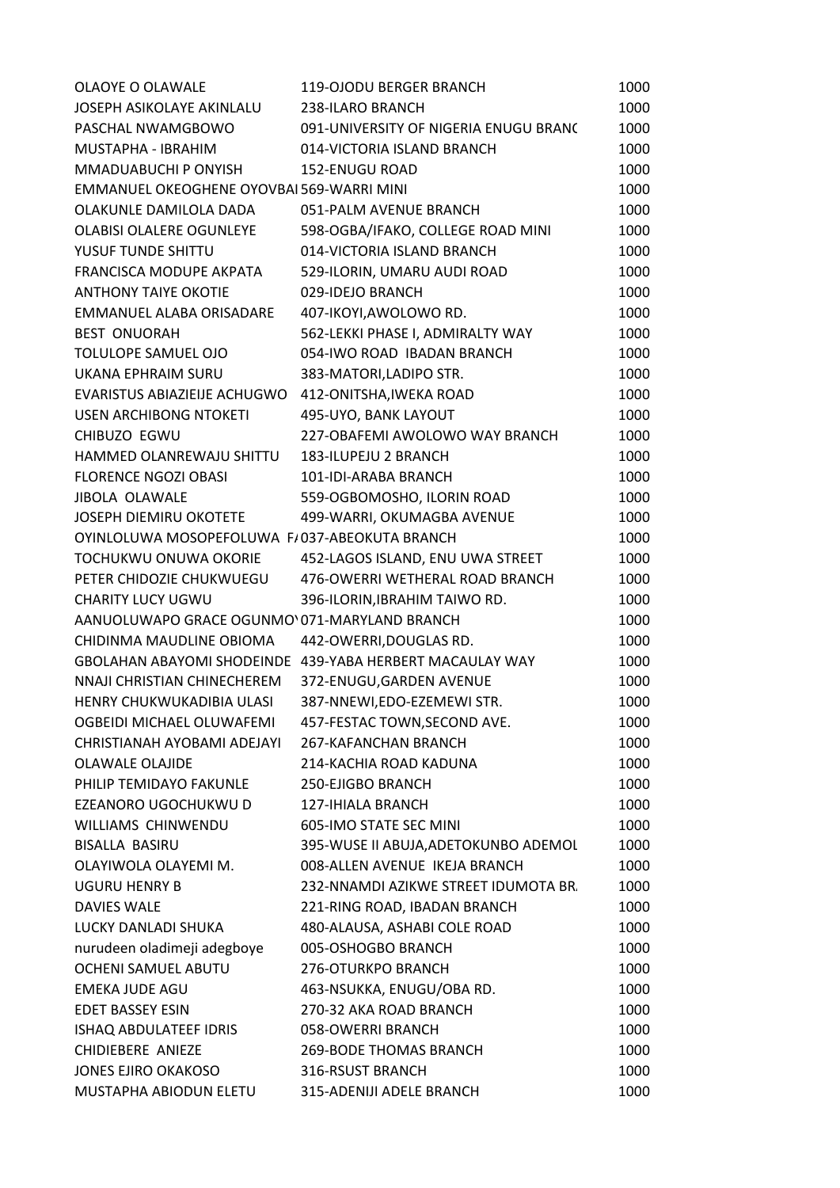| | | |
|---|---|---|
| OLAOYE O OLAWALE | 119-OJODU BERGER BRANCH | 1000 |
| JOSEPH ASIKOLAYE AKINLALU | 238-ILARO BRANCH | 1000 |
| PASCHAL NWAMGBOWO | 091-UNIVERSITY OF NIGERIA ENUGU BRANC | 1000 |
| MUSTAPHA - IBRAHIM | 014-VICTORIA ISLAND BRANCH | 1000 |
| MMADUABUCHI P ONYISH | 152-ENUGU ROAD | 1000 |
| EMMANUEL OKEOGHENE OYOVBAI | 569-WARRI MINI | 1000 |
| OLAKUNLE DAMILOLA DADA | 051-PALM AVENUE BRANCH | 1000 |
| OLABISI OLALERE OGUNLEYE | 598-OGBA/IFAKO, COLLEGE ROAD MINI | 1000 |
| YUSUF TUNDE SHITTU | 014-VICTORIA ISLAND BRANCH | 1000 |
| FRANCISCA MODUPE AKPATA | 529-ILORIN, UMARU AUDI ROAD | 1000 |
| ANTHONY TAIYE OKOTIE | 029-IDEJO BRANCH | 1000 |
| EMMANUEL ALABA ORISADARE | 407-IKOYI,AWOLOWO RD. | 1000 |
| BEST ONUORAH | 562-LEKKI PHASE I, ADMIRALTY WAY | 1000 |
| TOLULOPE SAMUEL OJO | 054-IWO ROAD IBADAN BRANCH | 1000 |
| UKANA EPHRAIM SURU | 383-MATORI,LADIPO STR. | 1000 |
| EVARISTUS ABIAZIEIJE ACHUGWO | 412-ONITSHA,IWEKA ROAD | 1000 |
| USEN ARCHIBONG NTOKETI | 495-UYO, BANK LAYOUT | 1000 |
| CHIBUZO EGWU | 227-OBAFEMI AWOLOWO WAY BRANCH | 1000 |
| HAMMED OLANREWAJU SHITTU | 183-ILUPEJU 2 BRANCH | 1000 |
| FLORENCE NGOZI OBASI | 101-IDI-ARABA BRANCH | 1000 |
| JIBOLA OLAWALE | 559-OGBOMOSHO, ILORIN ROAD | 1000 |
| JOSEPH DIEMIRU OKOTETE | 499-WARRI, OKUMAGBA AVENUE | 1000 |
| OYINLOLUWA MOSOPEFOLUWA F/ | 037-ABEOKUTA BRANCH | 1000 |
| TOCHUKWU ONUWA OKORIE | 452-LAGOS ISLAND, ENU UWA STREET | 1000 |
| PETER CHIDOZIE CHUKWUEGU | 476-OWERRI WETHERAL ROAD BRANCH | 1000 |
| CHARITY LUCY UGWU | 396-ILORIN,IBRAHIM TAIWO RD. | 1000 |
| AANUOLUWAPO GRACE OGUNMO | 071-MARYLAND BRANCH | 1000 |
| CHIDINMA MAUDLINE OBIOMA | 442-OWERRI,DOUGLAS RD. | 1000 |
| GBOLAHAN ABAYOMI SHODEINDE | 439-YABA HERBERT MACAULAY WAY | 1000 |
| NNAJI CHRISTIAN CHINECHEREM | 372-ENUGU,GARDEN AVENUE | 1000 |
| HENRY CHUKWUKADIBIA ULASI | 387-NNEWI,EDO-EZEMEWI STR. | 1000 |
| OGBEIDI MICHAEL OLUWAFEMI | 457-FESTAC TOWN,SECOND AVE. | 1000 |
| CHRISTIANAH AYOBAMI ADEJAYI | 267-KAFANCHAN BRANCH | 1000 |
| OLAWALE OLAJIDE | 214-KACHIA ROAD KADUNA | 1000 |
| PHILIP TEMIDAYO FAKUNLE | 250-EJIGBO BRANCH | 1000 |
| EZEANORO UGOCHUKWU D | 127-IHIALA BRANCH | 1000 |
| WILLIAMS CHINWENDU | 605-IMO STATE SEC MINI | 1000 |
| BISALLA BASIRU | 395-WUSE II ABUJA,ADETOKUNBO ADEMOL | 1000 |
| OLAYIWOLA OLAYEMI M. | 008-ALLEN AVENUE IKEJA BRANCH | 1000 |
| UGURU HENRY B | 232-NNAMDI AZIKWE STREET IDUMOTA BR. | 1000 |
| DAVIES WALE | 221-RING ROAD, IBADAN BRANCH | 1000 |
| LUCKY DANLADI SHUKA | 480-ALAUSA, ASHABI COLE ROAD | 1000 |
| nurudeen oladimeji adegboye | 005-OSHOGBO BRANCH | 1000 |
| OCHENI SAMUEL ABUTU | 276-OTURKPO BRANCH | 1000 |
| EMEKA JUDE AGU | 463-NSUKKA, ENUGU/OBA RD. | 1000 |
| EDET BASSEY ESIN | 270-32 AKA ROAD BRANCH | 1000 |
| ISHAQ ABDULATEEF IDRIS | 058-OWERRI BRANCH | 1000 |
| CHIDIEBERE ANIEZE | 269-BODE THOMAS BRANCH | 1000 |
| JONES EJIRO OKAKOSO | 316-RSUST BRANCH | 1000 |
| MUSTAPHA ABIODUN ELETU | 315-ADENIJI ADELE BRANCH | 1000 |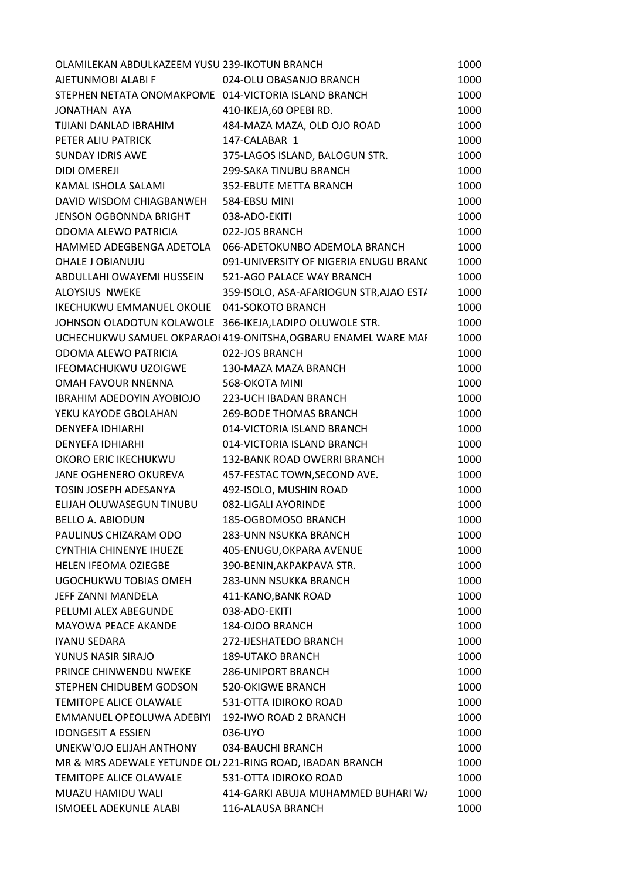| | | |
|---|---|---|
| OLAMILEKAN ABDULKAZEEM YUSU | 239-IKOTUN BRANCH | 1000 |
| AJETUNMOBI ALABI F | 024-OLU OBASANJO BRANCH | 1000 |
| STEPHEN NETATA ONOMAKPOME | 014-VICTORIA ISLAND BRANCH | 1000 |
| JONATHAN AYA | 410-IKEJA,60 OPEBI RD. | 1000 |
| TIJIANI DANLAD IBRAHIM | 484-MAZA MAZA, OLD OJO ROAD | 1000 |
| PETER ALIU PATRICK | 147-CALABAR 1 | 1000 |
| SUNDAY IDRIS AWE | 375-LAGOS ISLAND, BALOGUN STR. | 1000 |
| DIDI OMEREJI | 299-SAKA TINUBU BRANCH | 1000 |
| KAMAL ISHOLA SALAMI | 352-EBUTE METTA BRANCH | 1000 |
| DAVID WISDOM CHIAGBANWEH | 584-EBSU MINI | 1000 |
| JENSON OGBONNDA BRIGHT | 038-ADO-EKITI | 1000 |
| ODOMA ALEWO PATRICIA | 022-JOS BRANCH | 1000 |
| HAMMED ADEGBENGA ADETOLA | 066-ADETOKUNBO ADEMOLA BRANCH | 1000 |
| OHALE J OBIANUJU | 091-UNIVERSITY OF NIGERIA ENUGU BRANC | 1000 |
| ABDULLAHI OWAYEMI HUSSEIN | 521-AGO PALACE WAY BRANCH | 1000 |
| ALOYSIUS NWEKE | 359-ISOLO, ASA-AFARIOGUN STR,AJAO ESTA | 1000 |
| IKECHUKWU EMMANUEL OKOLIE | 041-SOKOTO BRANCH | 1000 |
| JOHNSON OLADOTUN KOLAWOLE | 366-IKEJA,LADIPO OLUWOLE STR. | 1000 |
| UCHECHUKWU SAMUEL OKPARAOI | 419-ONITSHA,OGBARU ENAMEL WARE MAI | 1000 |
| ODOMA ALEWO PATRICIA | 022-JOS BRANCH | 1000 |
| IFEOMACHUKWU UZOIGWE | 130-MAZA MAZA BRANCH | 1000 |
| OMAH FAVOUR NNENNA | 568-OKOTA MINI | 1000 |
| IBRAHIM ADEDOYIN AYOBIOJO | 223-UCH IBADAN BRANCH | 1000 |
| YEKU KAYODE GBOLAHAN | 269-BODE THOMAS BRANCH | 1000 |
| DENYEFA IDHIARHI | 014-VICTORIA ISLAND BRANCH | 1000 |
| DENYEFA IDHIARHI | 014-VICTORIA ISLAND BRANCH | 1000 |
| OKORO ERIC IKECHUKWU | 132-BANK ROAD OWERRI BRANCH | 1000 |
| JANE OGHENERO OKUREVA | 457-FESTAC TOWN,SECOND AVE. | 1000 |
| TOSIN JOSEPH ADESANYA | 492-ISOLO, MUSHIN ROAD | 1000 |
| ELIJAH OLUWASEGUN TINUBU | 082-LIGALI AYORINDE | 1000 |
| BELLO A. ABIODUN | 185-OGBOMOSO BRANCH | 1000 |
| PAULINUS CHIZARAM ODO | 283-UNN NSUKKA BRANCH | 1000 |
| CYNTHIA CHINENYE IHUEZE | 405-ENUGU,OKPARA AVENUE | 1000 |
| HELEN IFEOMA OZIEGBE | 390-BENIN,AKPAKPAVA STR. | 1000 |
| UGOCHUKWU TOBIAS OMEH | 283-UNN NSUKKA BRANCH | 1000 |
| JEFF ZANNI MANDELA | 411-KANO,BANK ROAD | 1000 |
| PELUMI ALEX ABEGUNDE | 038-ADO-EKITI | 1000 |
| MAYOWA PEACE AKANDE | 184-OJOO BRANCH | 1000 |
| IYANU SEDARA | 272-IJESHATEDO BRANCH | 1000 |
| YUNUS NASIR SIRAJO | 189-UTAKO BRANCH | 1000 |
| PRINCE CHINWENDU NWEKE | 286-UNIPORT BRANCH | 1000 |
| STEPHEN CHIDUBEM GODSON | 520-OKIGWE BRANCH | 1000 |
| TEMITOPE ALICE OLAWALE | 531-OTTA IDIROKO ROAD | 1000 |
| EMMANUEL OPEOLUWA ADEBIYI | 192-IWO ROAD 2 BRANCH | 1000 |
| IDONGESIT A ESSIEN | 036-UYO | 1000 |
| UNEKW'OJO ELIJAH ANTHONY | 034-BAUCHI BRANCH | 1000 |
| MR & MRS ADEWALE YETUNDE OL/ | 221-RING ROAD, IBADAN BRANCH | 1000 |
| TEMITOPE ALICE OLAWALE | 531-OTTA IDIROKO ROAD | 1000 |
| MUAZU HAMIDU WALI | 414-GARKI ABUJA MUHAMMED BUHARI W/ | 1000 |
| ISMOEEL ADEKUNLE ALABI | 116-ALAUSA BRANCH | 1000 |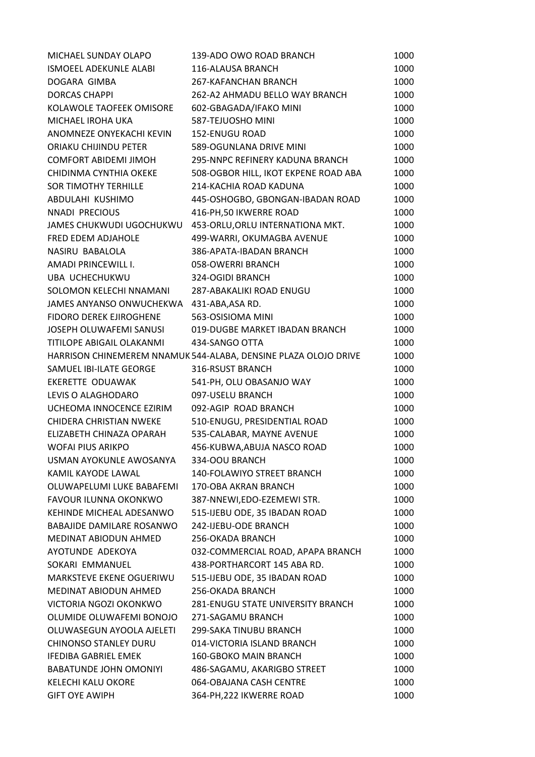| | | |
|---|---|---|
| MICHAEL SUNDAY OLAPO | 139-ADO OWO ROAD BRANCH | 1000 |
| ISMOEEL ADEKUNLE ALABI | 116-ALAUSA BRANCH | 1000 |
| DOGARA GIMBA | 267-KAFANCHAN BRANCH | 1000 |
| DORCAS CHAPPI | 262-A2 AHMADU BELLO WAY BRANCH | 1000 |
| KOLAWOLE TAOFEEK OMISORE | 602-GBAGADA/IFAKO MINI | 1000 |
| MICHAEL IROHA UKA | 587-TEJUOSHO MINI | 1000 |
| ANOMNEZE ONYEKACHI KEVIN | 152-ENUGU ROAD | 1000 |
| ORIAKU CHIJINDU PETER | 589-OGUNLANA DRIVE MINI | 1000 |
| COMFORT ABIDEMI JIMOH | 295-NNPC REFINERY KADUNA BRANCH | 1000 |
| CHIDINMA CYNTHIA OKEKE | 508-OGBOR HILL, IKOT EKPENE ROAD ABA | 1000 |
| SOR TIMOTHY TERHILLE | 214-KACHIA ROAD KADUNA | 1000 |
| ABDULAHI KUSHIMO | 445-OSHOGBO, GBONGAN-IBADAN ROAD | 1000 |
| NNADI PRECIOUS | 416-PH,50 IKWERRE ROAD | 1000 |
| JAMES CHUKWUDI UGOCHUKWU | 453-ORLU,ORLU INTERNATIONA MKT. | 1000 |
| FRED EDEM ADJAHOLE | 499-WARRI, OKUMAGBA AVENUE | 1000 |
| NASIRU BABALOLA | 386-APATA-IBADAN BRANCH | 1000 |
| AMADI PRINCEWILL I. | 058-OWERRI BRANCH | 1000 |
| UBA UCHECHUKWU | 324-OGIDI BRANCH | 1000 |
| SOLOMON KELECHI NNAMANI | 287-ABAKALIKI ROAD ENUGU | 1000 |
| JAMES ANYANSO ONWUCHEKWA | 431-ABA,ASA RD. | 1000 |
| FIDORO DEREK EJIROGHENE | 563-OSISIOMA MINI | 1000 |
| JOSEPH OLUWAFEMI SANUSI | 019-DUGBE MARKET IBADAN BRANCH | 1000 |
| TITILOPE ABIGAIL OLAKANMI | 434-SANGO OTTA | 1000 |
| HARRISON CHINEMEREM NNAMUK | 544-ALABA, DENSINE PLAZA OLOJO DRIVE | 1000 |
| SAMUEL IBI-ILATE GEORGE | 316-RSUST BRANCH | 1000 |
| EKERETTE ODUAWAK | 541-PH, OLU OBASANJO WAY | 1000 |
| LEVIS O ALAGHODARO | 097-USELU BRANCH | 1000 |
| UCHEOMA INNOCENCE EZIRIM | 092-AGIP ROAD BRANCH | 1000 |
| CHIDERA CHRISTIAN NWEKE | 510-ENUGU, PRESIDENTIAL ROAD | 1000 |
| ELIZABETH CHINAZA OPARAH | 535-CALABAR, MAYNE AVENUE | 1000 |
| WOFAI PIUS ARIKPO | 456-KUBWA,ABUJA NASCO ROAD | 1000 |
| USMAN AYOKUNLE AWOSANYA | 334-OOU BRANCH | 1000 |
| KAMIL KAYODE LAWAL | 140-FOLAWIYO STREET BRANCH | 1000 |
| OLUWAPELUMI LUKE BABAFEMI | 170-OBA AKRAN BRANCH | 1000 |
| FAVOUR ILUNNA OKONKWO | 387-NNEWI,EDO-EZEMEWI STR. | 1000 |
| KEHINDE MICHEAL ADESANWO | 515-IJEBU ODE, 35 IBADAN ROAD | 1000 |
| BABAJIDE DAMILARE ROSANWO | 242-IJEBU-ODE BRANCH | 1000 |
| MEDINAT ABIODUN AHMED | 256-OKADA BRANCH | 1000 |
| AYOTUNDE ADEKOYA | 032-COMMERCIAL ROAD, APAPA BRANCH | 1000 |
| SOKARI EMMANUEL | 438-PORTHARCORT 145 ABA RD. | 1000 |
| MARKSTEVE EKENE OGUERIWU | 515-IJEBU ODE, 35 IBADAN ROAD | 1000 |
| MEDINAT ABIODUN AHMED | 256-OKADA BRANCH | 1000 |
| VICTORIA NGOZI OKONKWO | 281-ENUGU STATE UNIVERSITY BRANCH | 1000 |
| OLUMIDE OLUWAFEMI BONOJO | 271-SAGAMU BRANCH | 1000 |
| OLUWASEGUN AYOOLA AJELETI | 299-SAKA TINUBU BRANCH | 1000 |
| CHINONSO STANLEY DURU | 014-VICTORIA ISLAND BRANCH | 1000 |
| IFEDIBA GABRIEL EMEK | 160-GBOKO MAIN BRANCH | 1000 |
| BABATUNDE JOHN OMONIYI | 486-SAGAMU, AKARIGBO STREET | 1000 |
| KELECHI KALU OKORE | 064-OBAJANA CASH CENTRE | 1000 |
| GIFT OYE AWIPH | 364-PH,222 IKWERRE ROAD | 1000 |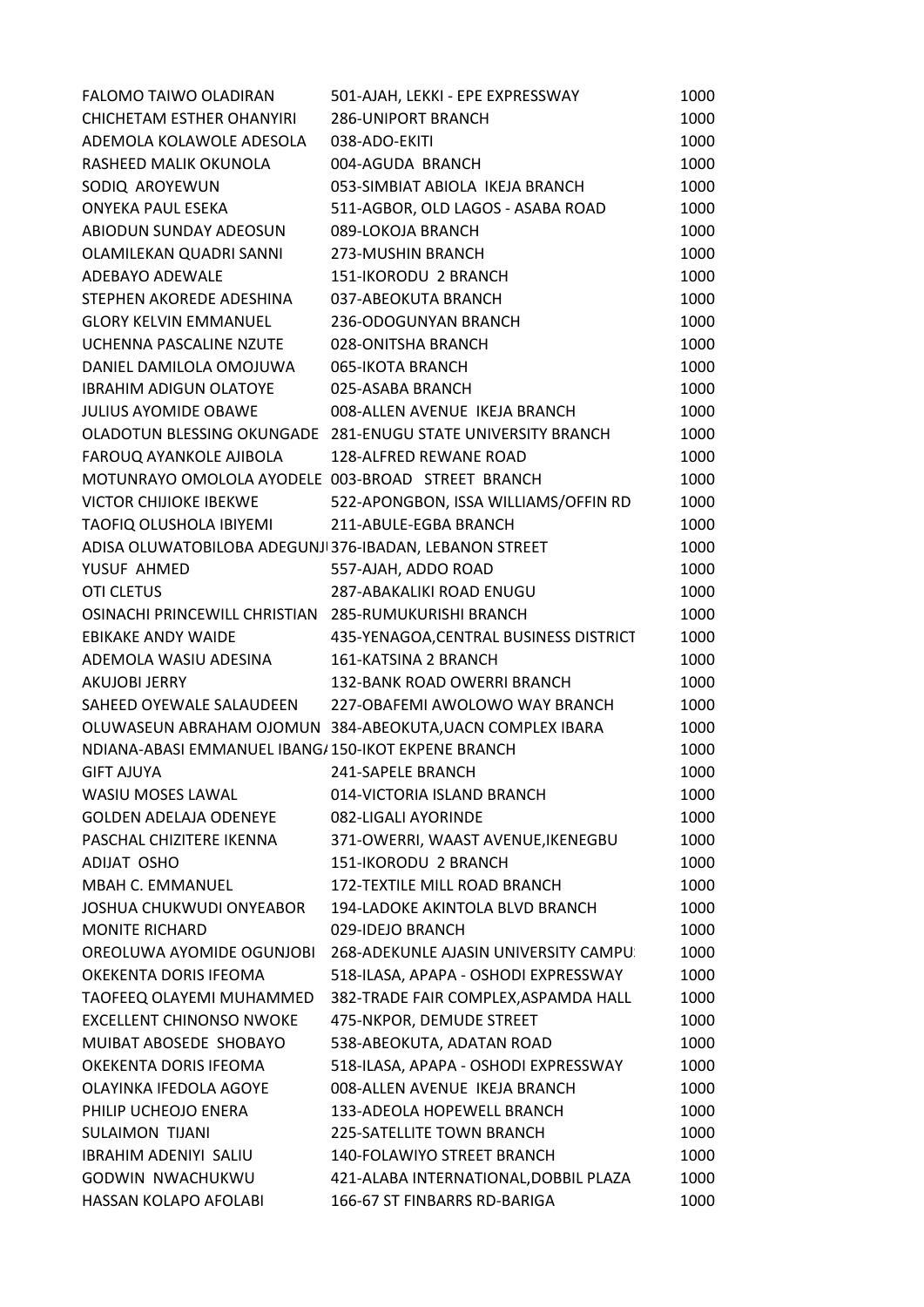| | | |
|---|---|---|
| FALOMO TAIWO OLADIRAN | 501-AJAH, LEKKI - EPE EXPRESSWAY | 1000 |
| CHICHETAM ESTHER OHANYIRI | 286-UNIPORT BRANCH | 1000 |
| ADEMOLA KOLAWOLE ADESOLA | 038-ADO-EKITI | 1000 |
| RASHEED MALIK OKUNOLA | 004-AGUDA BRANCH | 1000 |
| SODIQ AROYEWUN | 053-SIMBIAT ABIOLA IKEJA BRANCH | 1000 |
| ONYEKA PAUL ESEKA | 511-AGBOR, OLD LAGOS - ASABA ROAD | 1000 |
| ABIODUN SUNDAY ADEOSUN | 089-LOKOJA BRANCH | 1000 |
| OLAMILEKAN QUADRI SANNI | 273-MUSHIN BRANCH | 1000 |
| ADEBAYO ADEWALE | 151-IKORODU 2 BRANCH | 1000 |
| STEPHEN AKOREDE ADESHINA | 037-ABEOKUTA BRANCH | 1000 |
| GLORY KELVIN EMMANUEL | 236-ODOGUNYAN BRANCH | 1000 |
| UCHENNA PASCALINE NZUTE | 028-ONITSHA BRANCH | 1000 |
| DANIEL DAMILOLA OMOJUWA | 065-IKOTA BRANCH | 1000 |
| IBRAHIM ADIGUN OLATOYE | 025-ASABA BRANCH | 1000 |
| JULIUS AYOMIDE OBAWE | 008-ALLEN AVENUE IKEJA BRANCH | 1000 |
| OLADOTUN BLESSING OKUNGADE | 281-ENUGU STATE UNIVERSITY BRANCH | 1000 |
| FAROUQ AYANKOLE AJIBOLA | 128-ALFRED REWANE ROAD | 1000 |
| MOTUNRAYO OMOLOLA AYODELE | 003-BROAD STREET BRANCH | 1000 |
| VICTOR CHIJIOKE IBEKWE | 522-APONGBON, ISSA WILLIAMS/OFFIN RD | 1000 |
| TAOFIQ OLUSHOLA IBIYEMI | 211-ABULE-EGBA BRANCH | 1000 |
| ADISA OLUWATOBILOBA ADEGUNJI | 376-IBADAN, LEBANON STREET | 1000 |
| YUSUF AHMED | 557-AJAH, ADDO ROAD | 1000 |
| OTI CLETUS | 287-ABAKALIKI ROAD ENUGU | 1000 |
| OSINACHI PRINCEWILL CHRISTIAN | 285-RUMUKURISHI BRANCH | 1000 |
| EBIKAKE ANDY WAIDE | 435-YENAGOA,CENTRAL BUSINESS DISTRICT | 1000 |
| ADEMOLA WASIU ADESINA | 161-KATSINA 2 BRANCH | 1000 |
| AKUJOBI JERRY | 132-BANK ROAD OWERRI BRANCH | 1000 |
| SAHEED OYEWALE SALAUDEEN | 227-OBAFEMI AWOLOWO WAY BRANCH | 1000 |
| OLUWASEUN ABRAHAM OJOMUN | 384-ABEOKUTA,UACN COMPLEX IBARA | 1000 |
| NDIANA-ABASI EMMANUEL IBANGA | 150-IKOT EKPENE BRANCH | 1000 |
| GIFT AJUYA | 241-SAPELE BRANCH | 1000 |
| WASIU MOSES LAWAL | 014-VICTORIA ISLAND BRANCH | 1000 |
| GOLDEN ADELAJA ODENEYE | 082-LIGALI AYORINDE | 1000 |
| PASCHAL CHIZITERE IKENNA | 371-OWERRI, WAAST AVENUE,IKENEGBU | 1000 |
| ADIJAT OSHO | 151-IKORODU 2 BRANCH | 1000 |
| MBAH C. EMMANUEL | 172-TEXTILE MILL ROAD BRANCH | 1000 |
| JOSHUA CHUKWUDI ONYEABOR | 194-LADOKE AKINTOLA BLVD BRANCH | 1000 |
| MONITE RICHARD | 029-IDEJO BRANCH | 1000 |
| OREOLUWA AYOMIDE OGUNJOBI | 268-ADEKUNLE AJASIN UNIVERSITY CAMPUS | 1000 |
| OKEKENTA DORIS IFEOMA | 518-ILASA, APAPA - OSHODI EXPRESSWAY | 1000 |
| TAOFEEQ OLAYEMI MUHAMMED | 382-TRADE FAIR COMPLEX,ASPAMDA HALL | 1000 |
| EXCELLENT CHINONSO NWOKE | 475-NKPOR, DEMUDE STREET | 1000 |
| MUIBAT ABOSEDE SHOBAYO | 538-ABEOKUTA, ADATAN ROAD | 1000 |
| OKEKENTA DORIS IFEOMA | 518-ILASA, APAPA - OSHODI EXPRESSWAY | 1000 |
| OLAYINKA IFEDOLA AGOYE | 008-ALLEN AVENUE IKEJA BRANCH | 1000 |
| PHILIP UCHEOJO ENERA | 133-ADEOLA HOPEWELL BRANCH | 1000 |
| SULAIMON TIJANI | 225-SATELLITE TOWN BRANCH | 1000 |
| IBRAHIM ADENIYI SALIU | 140-FOLAWIYO STREET BRANCH | 1000 |
| GODWIN NWACHUKWU | 421-ALABA INTERNATIONAL,DOBBIL PLAZA | 1000 |
| HASSAN KOLAPO AFOLABI | 166-67 ST FINBARRS RD-BARIGA | 1000 |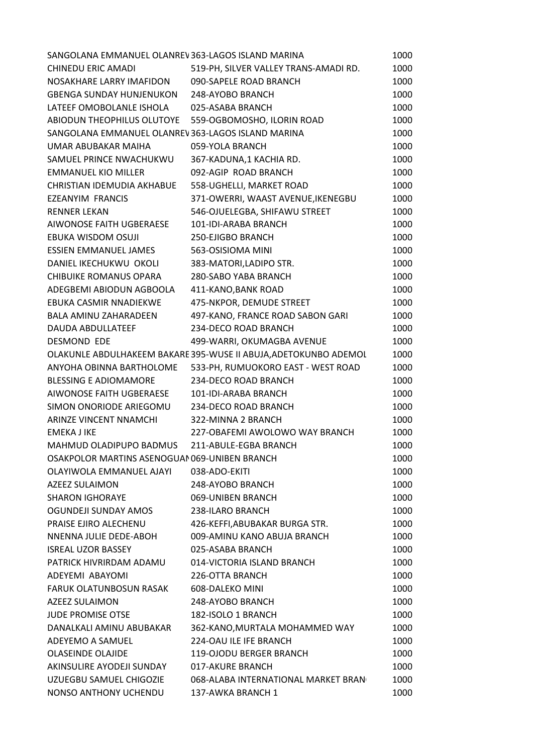| | | |
|---|---|---|
| SANGOLANA EMMANUEL OLANREV | 363-LAGOS ISLAND MARINA | 1000 |
| CHINEDU ERIC AMADI | 519-PH, SILVER VALLEY TRANS-AMADI RD. | 1000 |
| NOSAKHARE LARRY IMAFIDON | 090-SAPELE ROAD BRANCH | 1000 |
| GBENGA SUNDAY HUNJENUKON | 248-AYOBO BRANCH | 1000 |
| LATEEF OMOBOLANLE ISHOLA | 025-ASABA BRANCH | 1000 |
| ABIODUN THEOPHILUS OLUTOYE | 559-OGBOMOSHO, ILORIN ROAD | 1000 |
| SANGOLANA EMMANUEL OLANREV | 363-LAGOS ISLAND MARINA | 1000 |
| UMAR ABUBAKAR MAIHA | 059-YOLA BRANCH | 1000 |
| SAMUEL PRINCE NWACHUKWU | 367-KADUNA,1 KACHIA RD. | 1000 |
| EMMANUEL KIO MILLER | 092-AGIP ROAD BRANCH | 1000 |
| CHRISTIAN IDEMUDIA AKHABUE | 558-UGHELLI, MARKET ROAD | 1000 |
| EZEANYIM FRANCIS | 371-OWERRI, WAAST AVENUE,IKENEGBU | 1000 |
| RENNER LEKAN | 546-OJUELEGBA, SHIFAWU STREET | 1000 |
| AIWONOSE FAITH UGBERAESE | 101-IDI-ARABA BRANCH | 1000 |
| EBUKA WISDOM OSUJI | 250-EJIGBO BRANCH | 1000 |
| ESSIEN EMMANUEL JAMES | 563-OSISIOMA MINI | 1000 |
| DANIEL IKECHUKWU OKOLI | 383-MATORI,LADIPO STR. | 1000 |
| CHIBUIKE ROMANUS OPARA | 280-SABO YABA BRANCH | 1000 |
| ADEGBEMI ABIODUN AGBOOLA | 411-KANO,BANK ROAD | 1000 |
| EBUKA CASMIR NNADIEKWE | 475-NKPOR, DEMUDE STREET | 1000 |
| BALA AMINU ZAHARADEEN | 497-KANO, FRANCE ROAD SABON GARI | 1000 |
| DAUDA ABDULLATEEF | 234-DECO ROAD BRANCH | 1000 |
| DESMOND EDE | 499-WARRI, OKUMAGBA AVENUE | 1000 |
| OLAKUNLE ABDULHAKEEM BAKARE | 395-WUSE II ABUJA,ADETOKUNBO ADEMOL | 1000 |
| ANYOHA OBINNA BARTHOLOME | 533-PH, RUMUOKORO EAST - WEST ROAD | 1000 |
| BLESSING E ADIOMAMORE | 234-DECO ROAD BRANCH | 1000 |
| AIWONOSE FAITH UGBERAESE | 101-IDI-ARABA BRANCH | 1000 |
| SIMON ONORIODE ARIEGOMU | 234-DECO ROAD BRANCH | 1000 |
| ARINZE VINCENT NNAMCHI | 322-MINNA 2 BRANCH | 1000 |
| EMEKA J IKE | 227-OBAFEMI AWOLOWO WAY BRANCH | 1000 |
| MAHMUD OLADIPUPO BADMUS | 211-ABULE-EGBA BRANCH | 1000 |
| OSAKPOLOR MARTINS ASENOGUAN | 069-UNIBEN BRANCH | 1000 |
| OLAYIWOLA EMMANUEL AJAYI | 038-ADO-EKITI | 1000 |
| AZEEZ SULAIMON | 248-AYOBO BRANCH | 1000 |
| SHARON IGHORAYE | 069-UNIBEN BRANCH | 1000 |
| OGUNDEJI SUNDAY AMOS | 238-ILARO BRANCH | 1000 |
| PRAISE EJIRO ALECHENU | 426-KEFFI,ABUBAKAR BURGA STR. | 1000 |
| NNENNA JULIE DEDE-ABOH | 009-AMINU KANO ABUJA BRANCH | 1000 |
| ISREAL UZOR BASSEY | 025-ASABA BRANCH | 1000 |
| PATRICK HIVRIRDAM ADAMU | 014-VICTORIA ISLAND BRANCH | 1000 |
| ADEYEMI ABAYOMI | 226-OTTA BRANCH | 1000 |
| FARUK OLATUNBOSUN RASAK | 608-DALEKO MINI | 1000 |
| AZEEZ SULAIMON | 248-AYOBO BRANCH | 1000 |
| JUDE PROMISE OTSE | 182-ISOLO 1 BRANCH | 1000 |
| DANALKALI AMINU ABUBAKAR | 362-KANO,MURTALA MOHAMMED WAY | 1000 |
| ADEYEMO A SAMUEL | 224-OAU ILE IFE BRANCH | 1000 |
| OLASEINDE OLAJIDE | 119-OJODU BERGER BRANCH | 1000 |
| AKINSULIRE AYODEJI SUNDAY | 017-AKURE BRANCH | 1000 |
| UZUEGBU SAMUEL CHIGOZIE | 068-ALABA INTERNATIONAL MARKET BRAN | 1000 |
| NONSO ANTHONY UCHENDU | 137-AWKA BRANCH 1 | 1000 |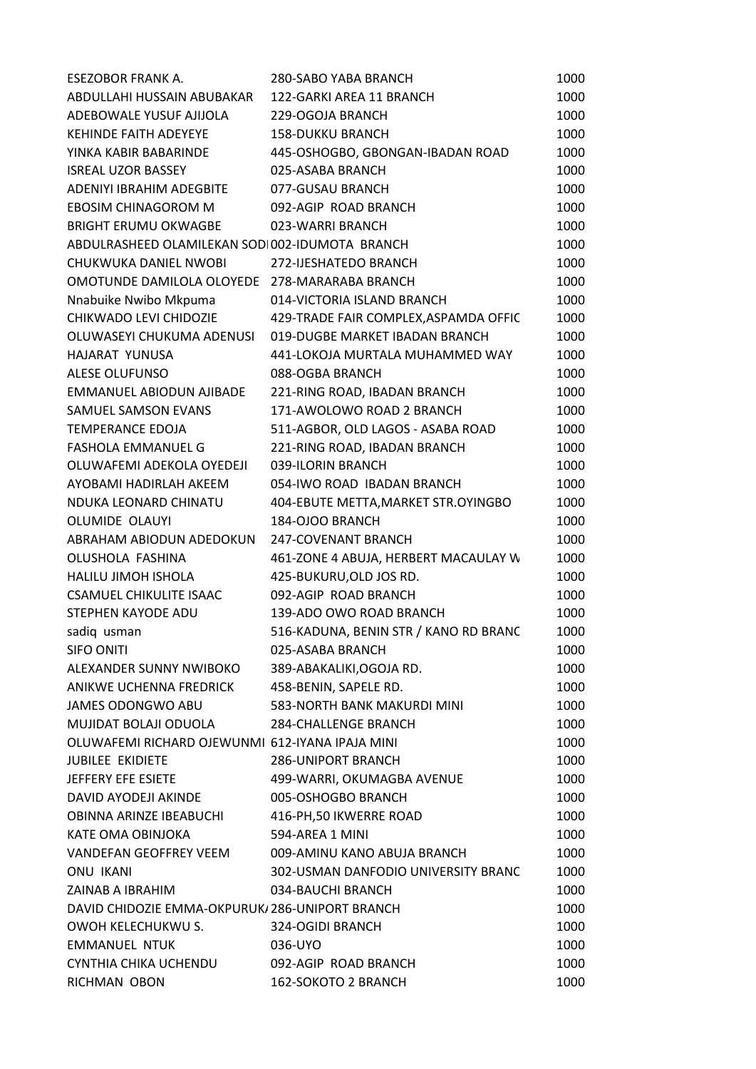| | | |
|---|---|---|
| ESEZOBOR FRANK A. | 280-SABO YABA BRANCH | 1000 |
| ABDULLAHI HUSSAIN ABUBAKAR | 122-GARKI AREA 11 BRANCH | 1000 |
| ADEBOWALE YUSUF AJIJOLA | 229-OGOJA BRANCH | 1000 |
| KEHINDE FAITH ADEYEYE | 158-DUKKU BRANCH | 1000 |
| YINKA KABIR BABARINDE | 445-OSHOGBO, GBONGAN-IBADAN ROAD | 1000 |
| ISREAL UZOR BASSEY | 025-ASABA BRANCH | 1000 |
| ADENIYI IBRAHIM ADEGBITE | 077-GUSAU BRANCH | 1000 |
| EBOSIM CHINAGOROM M | 092-AGIP ROAD BRANCH | 1000 |
| BRIGHT ERUMU OKWAGBE | 023-WARRI BRANCH | 1000 |
| ABDULRASHEED OLAMILEKAN SODI | 002-IDUMOTA BRANCH | 1000 |
| CHUKWUKA DANIEL NWOBI | 272-IJESHATEDO BRANCH | 1000 |
| OMOTUNDE DAMILOLA OLOYEDE | 278-MARARABA BRANCH | 1000 |
| Nnabuike Nwibo Mkpuma | 014-VICTORIA ISLAND BRANCH | 1000 |
| CHIKWADO LEVI CHIDOZIE | 429-TRADE FAIR COMPLEX,ASPAMDA OFFIC | 1000 |
| OLUWASEYI CHUKUMA ADENUSI | 019-DUGBE MARKET IBADAN BRANCH | 1000 |
| HAJARAT YUNUSA | 441-LOKOJA MURTALA MUHAMMED WAY | 1000 |
| ALESE OLUFUNSO | 088-OGBA BRANCH | 1000 |
| EMMANUEL ABIODUN AJIBADE | 221-RING ROAD, IBADAN BRANCH | 1000 |
| SAMUEL SAMSON EVANS | 171-AWOLOWO ROAD 2 BRANCH | 1000 |
| TEMPERANCE EDOJA | 511-AGBOR, OLD LAGOS - ASABA ROAD | 1000 |
| FASHOLA EMMANUEL G | 221-RING ROAD, IBADAN BRANCH | 1000 |
| OLUWAFEMI ADEKOLA OYEDEJI | 039-ILORIN BRANCH | 1000 |
| AYOBAMI HADIRLAH AKEEM | 054-IWO ROAD IBADAN BRANCH | 1000 |
| NDUKA LEONARD CHINATU | 404-EBUTE METTA,MARKET STR.OYINGBO | 1000 |
| OLUMIDE OLAUYI | 184-OJOO BRANCH | 1000 |
| ABRAHAM ABIODUN ADEDOKUN | 247-COVENANT BRANCH | 1000 |
| OLUSHOLA FASHINA | 461-ZONE 4 ABUJA, HERBERT MACAULAY W | 1000 |
| HALILU JIMOH ISHOLA | 425-BUKURU,OLD JOS RD. | 1000 |
| CSAMUEL CHIKULITE ISAAC | 092-AGIP ROAD BRANCH | 1000 |
| STEPHEN KAYODE ADU | 139-ADO OWO ROAD BRANCH | 1000 |
| sadiq usman | 516-KADUNA, BENIN STR / KANO RD BRANC | 1000 |
| SIFO ONITI | 025-ASABA BRANCH | 1000 |
| ALEXANDER SUNNY NWIBOKO | 389-ABAKALIKI,OGOJA RD. | 1000 |
| ANIKWE UCHENNA FREDRICK | 458-BENIN, SAPELE RD. | 1000 |
| JAMES ODONGWO ABU | 583-NORTH BANK MAKURDI MINI | 1000 |
| MUJIDAT BOLAJI ODUOLA | 284-CHALLENGE BRANCH | 1000 |
| OLUWAFEMI RICHARD OJEWUNMI | 612-IYANA IPAJA MINI | 1000 |
| JUBILEE EKIDIETE | 286-UNIPORT BRANCH | 1000 |
| JEFFERY EFE ESIETE | 499-WARRI, OKUMAGBA AVENUE | 1000 |
| DAVID AYODEJI AKINDE | 005-OSHOGBO BRANCH | 1000 |
| OBINNA ARINZE IBEABUCHI | 416-PH,50 IKWERRE ROAD | 1000 |
| KATE OMA OBINJOKA | 594-AREA 1 MINI | 1000 |
| VANDEFAN GEOFFREY VEEM | 009-AMINU KANO ABUJA BRANCH | 1000 |
| ONU IKANI | 302-USMAN DANFODIO UNIVERSITY BRANC | 1000 |
| ZAINAB A IBRAHIM | 034-BAUCHI BRANCH | 1000 |
| DAVID CHIDOZIE EMMA-OKPURUK/ | 286-UNIPORT BRANCH | 1000 |
| OWOH KELECHUKWU S. | 324-OGIDI BRANCH | 1000 |
| EMMANUEL NTUK | 036-UYO | 1000 |
| CYNTHIA CHIKA UCHENDU | 092-AGIP ROAD BRANCH | 1000 |
| RICHMAN OBON | 162-SOKOTO 2 BRANCH | 1000 |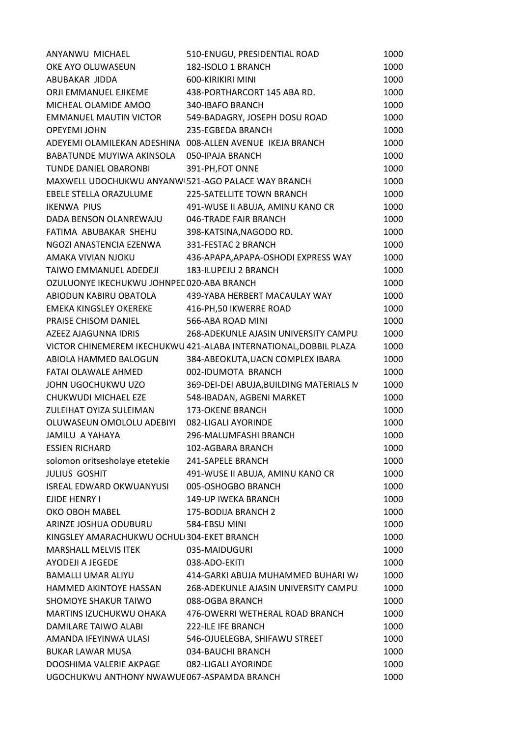| | | |
|---|---|---|
| ANYANWU MICHAEL | 510-ENUGU, PRESIDENTIAL ROAD | 1000 |
| OKE AYO OLUWASEUN | 182-ISOLO 1 BRANCH | 1000 |
| ABUBAKAR JIDDA | 600-KIRIKIRI MINI | 1000 |
| ORJI EMMANUEL EJIKEME | 438-PORTHARCORT 145 ABA RD. | 1000 |
| MICHEAL OLAMIDE AMOO | 340-IBAFO BRANCH | 1000 |
| EMMANUEL MAUTIN VICTOR | 549-BADAGRY, JOSEPH DOSU ROAD | 1000 |
| OPEYEMI JOHN | 235-EGBEDA BRANCH | 1000 |
| ADEYEMI OLAMILEKAN ADESHINA | 008-ALLEN AVENUE IKEJA BRANCH | 1000 |
| BABATUNDE MUYIWA AKINSOLA | 050-IPAJA BRANCH | 1000 |
| TUNDE DANIEL OBARONBI | 391-PH,FOT ONNE | 1000 |
| MAXWELL UDOCHUKWU ANYANW | 521-AGO PALACE WAY BRANCH | 1000 |
| EBELE STELLA ORAZULUME | 225-SATELLITE TOWN BRANCH | 1000 |
| IKENWA PIUS | 491-WUSE II ABUJA, AMINU KANO CR | 1000 |
| DADA BENSON OLANREWAJU | 046-TRADE FAIR BRANCH | 1000 |
| FATIMA ABUBAKAR SHEHU | 398-KATSINA,NAGODO RD. | 1000 |
| NGOZI ANASTENCIA EZENWA | 331-FESTAC 2 BRANCH | 1000 |
| AMAKA VIVIAN NJOKU | 436-APAPA,APAPA-OSHODI EXPRESS WAY | 1000 |
| TAIWO EMMANUEL ADEDEJI | 183-ILUPEJU 2 BRANCH | 1000 |
| OZULUONYE IKECHUKWU JOHNPED | 020-ABA BRANCH | 1000 |
| ABIODUN KABIRU OBATOLA | 439-YABA HERBERT MACAULAY WAY | 1000 |
| EMEKA KINGSLEY OKEREKE | 416-PH,50 IKWERRE ROAD | 1000 |
| PRAISE CHISOM DANIEL | 566-ABA ROAD MINI | 1000 |
| AZEEZ AJAGUNNA IDRIS | 268-ADEKUNLE AJASIN UNIVERSITY CAMPU | 1000 |
| VICTOR CHINEMEREM IKECHUKWU | 421-ALABA INTERNATIONAL,DOBBIL PLAZA | 1000 |
| ABIOLA HAMMED BALOGUN | 384-ABEOKUTA,UACN COMPLEX IBARA | 1000 |
| FATAI OLAWALE AHMED | 002-IDUMOTA BRANCH | 1000 |
| JOHN UGOCHUKWU UZO | 369-DEI-DEI ABUJA,BUILDING MATERIALS M | 1000 |
| CHUKWUDI MICHAEL EZE | 548-IBADAN, AGBENI MARKET | 1000 |
| ZULEIHAT OYIZA SULEIMAN | 173-OKENE BRANCH | 1000 |
| OLUWASEUN OMOLOLU ADEBIYI | 082-LIGALI AYORINDE | 1000 |
| JAMILU A YAHAYA | 296-MALUMFASHI BRANCH | 1000 |
| ESSIEN RICHARD | 102-AGBARA BRANCH | 1000 |
| solomon oritsesholaye etetekie | 241-SAPELE BRANCH | 1000 |
| JULIUS GOSHIT | 491-WUSE II ABUJA, AMINU KANO CR | 1000 |
| ISREAL EDWARD OKWUANYUSI | 005-OSHOGBO BRANCH | 1000 |
| EJIDE HENRY I | 149-UP IWEKA BRANCH | 1000 |
| OKO OBOH MABEL | 175-BODIJA BRANCH 2 | 1000 |
| ARINZE JOSHUA ODUBURU | 584-EBSU MINI | 1000 |
| KINGSLEY AMARACHUKWU OCHUL | 304-EKET BRANCH | 1000 |
| MARSHALL MELVIS ITEK | 035-MAIDUGURI | 1000 |
| AYODEJI A JEGEDE | 038-ADO-EKITI | 1000 |
| BAMALLI UMAR ALIYU | 414-GARKI ABUJA MUHAMMED BUHARI W/ | 1000 |
| HAMMED AKINTOYE HASSAN | 268-ADEKUNLE AJASIN UNIVERSITY CAMPU | 1000 |
| SHOMOYE SHAKUR TAIWO | 088-OGBA BRANCH | 1000 |
| MARTINS IZUCHUKWU OHAKA | 476-OWERRI WETHERAL ROAD BRANCH | 1000 |
| DAMILARE TAIWO ALABI | 222-ILE IFE BRANCH | 1000 |
| AMANDA IFEYINWA ULASI | 546-OJUELEGBA, SHIFAWU STREET | 1000 |
| BUKAR LAWAR MUSA | 034-BAUCHI BRANCH | 1000 |
| DOOSHIMA VALERIE AKPAGE | 082-LIGALI AYORINDE | 1000 |
| UGOCHUKWU ANTHONY NWAWUE | 067-ASPAMDA BRANCH | 1000 |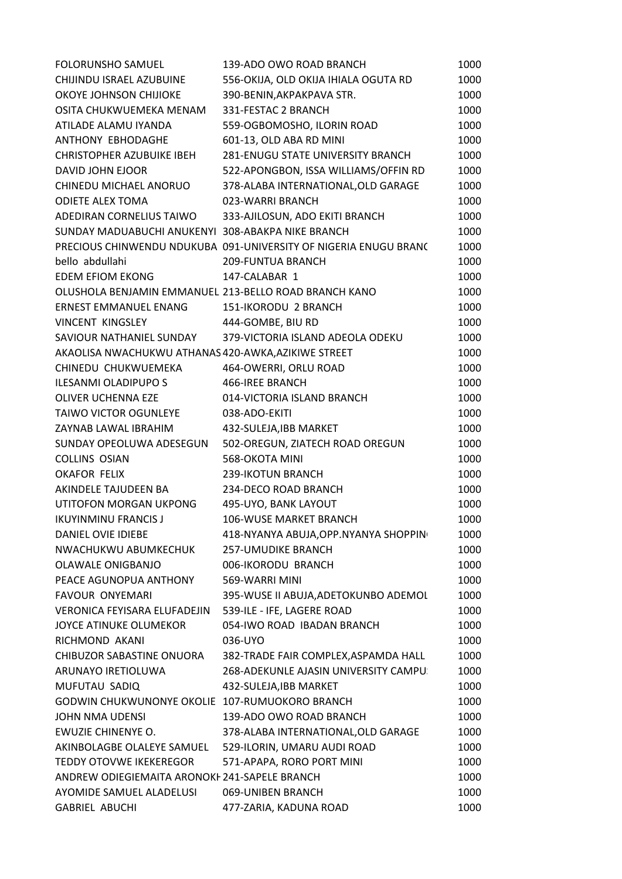| | | |
|---|---|---|
| FOLORUNSHO SAMUEL | 139-ADO OWO ROAD BRANCH | 1000 |
| CHIJINDU ISRAEL AZUBUINE | 556-OKIJA, OLD OKIJA IHIALA OGUTA RD | 1000 |
| OKOYE JOHNSON CHIJIOKE | 390-BENIN,AKPAKPAVA STR. | 1000 |
| OSITA CHUKWUEMEKA MENAM | 331-FESTAC 2 BRANCH | 1000 |
| ATILADE ALAMU IYANDA | 559-OGBOMOSHO, ILORIN ROAD | 1000 |
| ANTHONY EBHODAGHE | 601-13, OLD ABA RD MINI | 1000 |
| CHRISTOPHER AZUBUIKE IBEH | 281-ENUGU STATE UNIVERSITY BRANCH | 1000 |
| DAVID JOHN EJOOR | 522-APONGBON, ISSA WILLIAMS/OFFIN RD | 1000 |
| CHINEDU MICHAEL ANORUO | 378-ALABA INTERNATIONAL,OLD GARAGE | 1000 |
| ODIETE ALEX TOMA | 023-WARRI BRANCH | 1000 |
| ADEDIRAN CORNELIUS TAIWO | 333-AJILOSUN, ADO EKITI BRANCH | 1000 |
| SUNDAY MADUABUCHI ANUKENYI | 308-ABAKPA NIKE BRANCH | 1000 |
| PRECIOUS CHINWENDU NDUKUBA | 091-UNIVERSITY OF NIGERIA ENUGU BRANC | 1000 |
| bello abdullahi | 209-FUNTUA BRANCH | 1000 |
| EDEM EFIOM EKONG | 147-CALABAR 1 | 1000 |
| OLUSHOLA BENJAMIN EMMANUEL | 213-BELLO ROAD BRANCH KANO | 1000 |
| ERNEST EMMANUEL ENANG | 151-IKORODU 2 BRANCH | 1000 |
| VINCENT KINGSLEY | 444-GOMBE, BIU RD | 1000 |
| SAVIOUR NATHANIEL SUNDAY | 379-VICTORIA ISLAND ADEOLA ODEKU | 1000 |
| AKAOLISA NWACHUKWU ATHANAS | 420-AWKA,AZIKIWE STREET | 1000 |
| CHINEDU CHUKWUEMEKA | 464-OWERRI, ORLU ROAD | 1000 |
| ILESANMI OLADIPUPO S | 466-IREE BRANCH | 1000 |
| OLIVER UCHENNA EZE | 014-VICTORIA ISLAND BRANCH | 1000 |
| TAIWO VICTOR OGUNLEYE | 038-ADO-EKITI | 1000 |
| ZAYNAB LAWAL IBRAHIM | 432-SULEJA,IBB MARKET | 1000 |
| SUNDAY OPEOLUWA ADESEGUN | 502-OREGUN, ZIATECH ROAD OREGUN | 1000 |
| COLLINS OSIAN | 568-OKOTA MINI | 1000 |
| OKAFOR FELIX | 239-IKOTUN BRANCH | 1000 |
| AKINDELE TAJUDEEN BA | 234-DECO ROAD BRANCH | 1000 |
| UTITOFON MORGAN UKPONG | 495-UYO, BANK LAYOUT | 1000 |
| IKUYINMINU FRANCIS J | 106-WUSE MARKET BRANCH | 1000 |
| DANIEL OVIE IDIEBE | 418-NYANYA ABUJA,OPP.NYANYA SHOPPIN | 1000 |
| NWACHUKWU ABUMKECHUK | 257-UMUDIKE BRANCH | 1000 |
| OLAWALE ONIGBANJO | 006-IKORODU BRANCH | 1000 |
| PEACE AGUNOPUA ANTHONY | 569-WARRI MINI | 1000 |
| FAVOUR ONYEMARI | 395-WUSE II ABUJA,ADETOKUNBO ADEMOL | 1000 |
| VERONICA FEYISARA ELUFADEJIN | 539-ILE - IFE, LAGERE ROAD | 1000 |
| JOYCE ATINUKE OLUMEKOR | 054-IWO ROAD IBADAN BRANCH | 1000 |
| RICHMOND AKANI | 036-UYO | 1000 |
| CHIBUZOR SABASTINE ONUORA | 382-TRADE FAIR COMPLEX,ASPAMDA HALL | 1000 |
| ARUNAYO IRETIOLUWA | 268-ADEKUNLE AJASIN UNIVERSITY CAMPU | 1000 |
| MUFUTAU SADIQ | 432-SULEJA,IBB MARKET | 1000 |
| GODWIN CHUKWUNONYE OKOLIE | 107-RUMUOKORO BRANCH | 1000 |
| JOHN NMA UDENSI | 139-ADO OWO ROAD BRANCH | 1000 |
| EWUZIE CHINENYE O. | 378-ALABA INTERNATIONAL,OLD GARAGE | 1000 |
| AKINBOLAGBE OLALEYE SAMUEL | 529-ILORIN, UMARU AUDI ROAD | 1000 |
| TEDDY OTOVWE IKEKEREGOR | 571-APAPA, RORO PORT MINI | 1000 |
| ANDREW ODIEGIEMAITA ARONOKH | 241-SAPELE BRANCH | 1000 |
| AYOMIDE SAMUEL ALADELUSI | 069-UNIBEN BRANCH | 1000 |
| GABRIEL ABUCHI | 477-ZARIA, KADUNA ROAD | 1000 |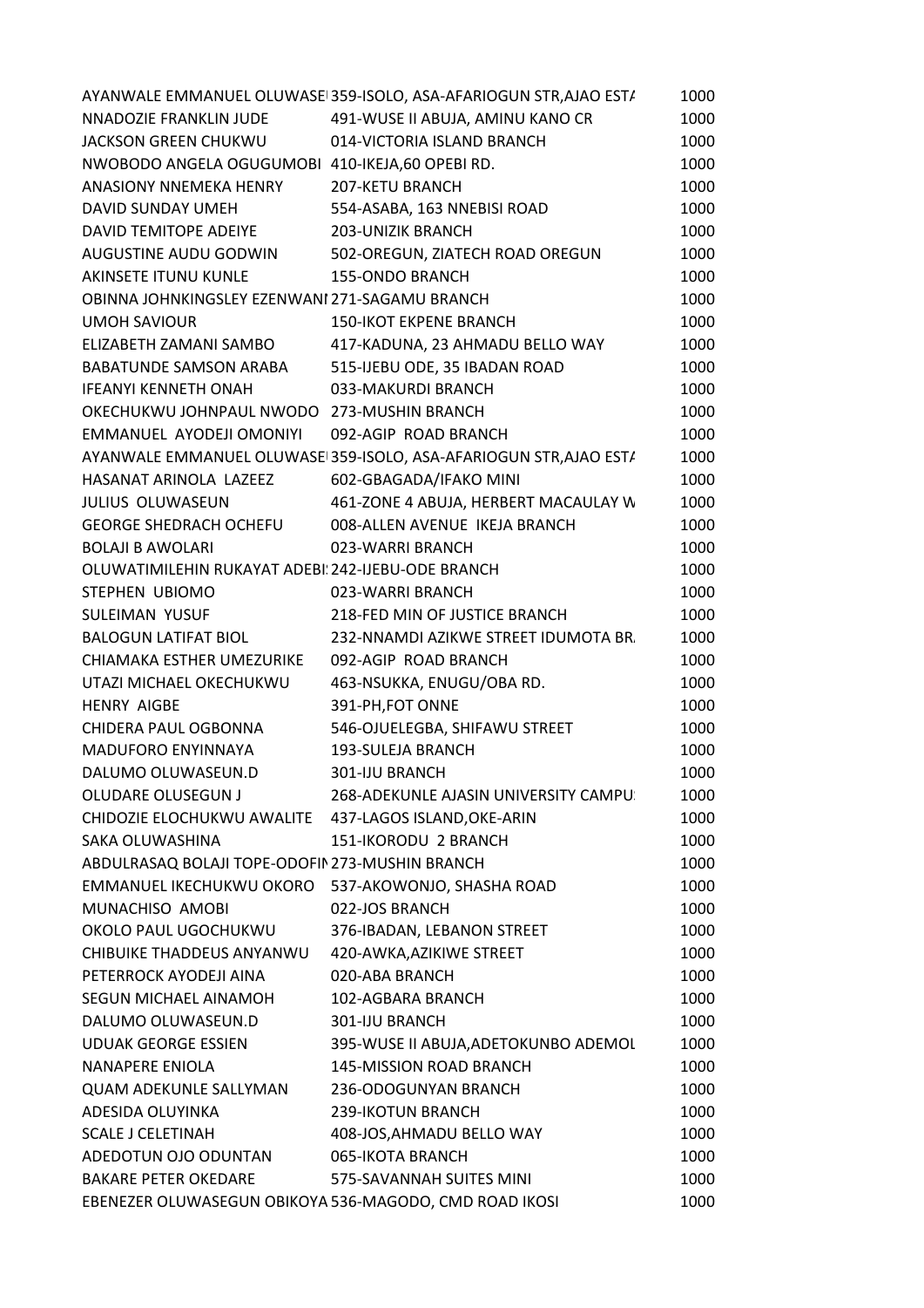| | | |
|---|---|---|
| AYANWALE EMMANUEL OLUWASE | 359-ISOLO, ASA-AFARIOGUN STR,AJAO ESTA | 1000 |
| NNADOZIE FRANKLIN JUDE | 491-WUSE II ABUJA, AMINU KANO CR | 1000 |
| JACKSON GREEN CHUKWU | 014-VICTORIA ISLAND BRANCH | 1000 |
| NWOBODO ANGELA OGUGUMOBI | 410-IKEJA,60 OPEBI RD. | 1000 |
| ANASIONY NNEMEKA HENRY | 207-KETU BRANCH | 1000 |
| DAVID SUNDAY UMEH | 554-ASABA, 163 NNEBISI ROAD | 1000 |
| DAVID TEMITOPE ADEIYE | 203-UNIZIK BRANCH | 1000 |
| AUGUSTINE AUDU GODWIN | 502-OREGUN, ZIATECH ROAD OREGUN | 1000 |
| AKINSETE ITUNU KUNLE | 155-ONDO BRANCH | 1000 |
| OBINNA JOHNKINGSLEY EZENWANI | 271-SAGAMU BRANCH | 1000 |
| UMOH SAVIOUR | 150-IKOT EKPENE BRANCH | 1000 |
| ELIZABETH ZAMANI SAMBO | 417-KADUNA, 23 AHMADU BELLO WAY | 1000 |
| BABATUNDE SAMSON ARABA | 515-IJEBU ODE, 35 IBADAN ROAD | 1000 |
| IFEANYI KENNETH ONAH | 033-MAKURDI BRANCH | 1000 |
| OKECHUKWU JOHNPAUL NWODO | 273-MUSHIN BRANCH | 1000 |
| EMMANUEL AYODEJI OMONIYI | 092-AGIP ROAD BRANCH | 1000 |
| AYANWALE EMMANUEL OLUWASE | 359-ISOLO, ASA-AFARIOGUN STR,AJAO ESTA | 1000 |
| HASANAT ARINOLA LAZEEZ | 602-GBAGADA/IFAKO MINI | 1000 |
| JULIUS OLUWASEUN | 461-ZONE 4 ABUJA, HERBERT MACAULAY W | 1000 |
| GEORGE SHEDRACH OCHEFU | 008-ALLEN AVENUE IKEJA BRANCH | 1000 |
| BOLAJI B AWOLARI | 023-WARRI BRANCH | 1000 |
| OLUWATIMILEHIN RUKAYAT ADEBI | 242-IJEBU-ODE BRANCH | 1000 |
| STEPHEN UBIOMO | 023-WARRI BRANCH | 1000 |
| SULEIMAN YUSUF | 218-FED MIN OF JUSTICE BRANCH | 1000 |
| BALOGUN LATIFAT BIOL | 232-NNAMDI AZIKWE STREET IDUMOTA BR | 1000 |
| CHIAMAKA ESTHER UMEZURIKE | 092-AGIP ROAD BRANCH | 1000 |
| UTAZI MICHAEL OKECHUKWU | 463-NSUKKA, ENUGU/OBA RD. | 1000 |
| HENRY AIGBE | 391-PH,FOT ONNE | 1000 |
| CHIDERA PAUL OGBONNA | 546-OJUELEGBA, SHIFAWU STREET | 1000 |
| MADUFORO ENYINNAYA | 193-SULEJA BRANCH | 1000 |
| DALUMO OLUWASEUN.D | 301-IJU BRANCH | 1000 |
| OLUDARE OLUSEGUN J | 268-ADEKUNLE AJASIN UNIVERSITY CAMPU | 1000 |
| CHIDOZIE ELOCHUKWU AWALITE | 437-LAGOS ISLAND,OKE-ARIN | 1000 |
| SAKA OLUWASHINA | 151-IKORODU 2 BRANCH | 1000 |
| ABDULRASAQ BOLAJI TOPE-ODOFIN | 273-MUSHIN BRANCH | 1000 |
| EMMANUEL IKECHUKWU OKORO | 537-AKOWONJO, SHASHA ROAD | 1000 |
| MUNACHISO AMOBI | 022-JOS BRANCH | 1000 |
| OKOLO PAUL UGOCHUKWU | 376-IBADAN, LEBANON STREET | 1000 |
| CHIBUIKE THADDEUS ANYANWU | 420-AWKA,AZIKIWE STREET | 1000 |
| PETERROCK AYODEJI AINA | 020-ABA BRANCH | 1000 |
| SEGUN MICHAEL AINAMOH | 102-AGBARA BRANCH | 1000 |
| DALUMO OLUWASEUN.D | 301-IJU BRANCH | 1000 |
| UDUAK GEORGE ESSIEN | 395-WUSE II ABUJA,ADETOKUNBO ADEMOL | 1000 |
| NANAPERE ENIOLA | 145-MISSION ROAD BRANCH | 1000 |
| QUAM ADEKUNLE SALLYMAN | 236-ODOGUNYAN BRANCH | 1000 |
| ADESIDA OLUYINKA | 239-IKOTUN BRANCH | 1000 |
| SCALE J CELETINAH | 408-JOS,AHMADU BELLO WAY | 1000 |
| ADEDOTUN OJO ODUNTAN | 065-IKOTA BRANCH | 1000 |
| BAKARE PETER OKEDARE | 575-SAVANNAH SUITES MINI | 1000 |
| EBENEZER OLUWASEGUN OBIKOYA | 536-MAGODO, CMD ROAD IKOSI | 1000 |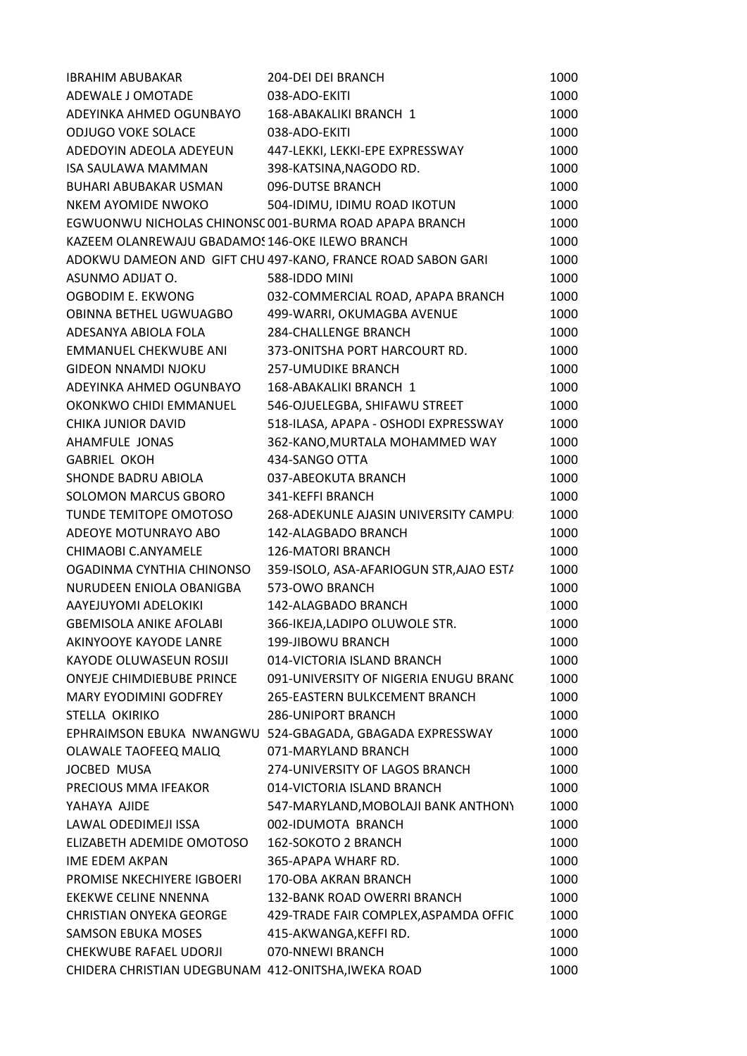| | | |
|---|---|---|
| IBRAHIM ABUBAKAR | 204-DEI DEI BRANCH | 1000 |
| ADEWALE J OMOTADE | 038-ADO-EKITI | 1000 |
| ADEYINKA AHMED OGUNBAYO | 168-ABAKALIKI BRANCH 1 | 1000 |
| ODJUGO VOKE SOLACE | 038-ADO-EKITI | 1000 |
| ADEDOYIN ADEOLA ADEYEUN | 447-LEKKI, LEKKI-EPE EXPRESSWAY | 1000 |
| ISA SAULAWA MAMMAN | 398-KATSINA,NAGODO RD. | 1000 |
| BUHARI ABUBAKAR USMAN | 096-DUTSE BRANCH | 1000 |
| NKEM AYOMIDE NWOKO | 504-IDIMU, IDIMU ROAD IKOTUN | 1000 |
| EGWUONWU NICHOLAS CHINONSC | 001-BURMA ROAD APAPA BRANCH | 1000 |
| KAZEEM OLANREWAJU GBADAMOS | 146-OKE ILEWO BRANCH | 1000 |
| ADOKWU DAMEON AND GIFT CHU | 497-KANO, FRANCE ROAD SABON GARI | 1000 |
| ASUNMO ADIJAT O. | 588-IDDO MINI | 1000 |
| OGBODIM E. EKWONG | 032-COMMERCIAL ROAD, APAPA BRANCH | 1000 |
| OBINNA BETHEL UGWUAGBO | 499-WARRI, OKUMAGBA AVENUE | 1000 |
| ADESANYA ABIOLA FOLA | 284-CHALLENGE BRANCH | 1000 |
| EMMANUEL CHEKWUBE ANI | 373-ONITSHA PORT HARCOURT RD. | 1000 |
| GIDEON NNAMDI NJOKU | 257-UMUDIKE BRANCH | 1000 |
| ADEYINKA AHMED OGUNBAYO | 168-ABAKALIKI BRANCH 1 | 1000 |
| OKONKWO CHIDI EMMANUEL | 546-OJUELEGBA, SHIFAWU STREET | 1000 |
| CHIKA JUNIOR DAVID | 518-ILASA, APAPA - OSHODI EXPRESSWAY | 1000 |
| AHAMFULE JONAS | 362-KANO,MURTALA MOHAMMED WAY | 1000 |
| GABRIEL OKOH | 434-SANGO OTTA | 1000 |
| SHONDE BADRU ABIOLA | 037-ABEOKUTA BRANCH | 1000 |
| SOLOMON MARCUS GBORO | 341-KEFFI BRANCH | 1000 |
| TUNDE TEMITOPE OMOTOSO | 268-ADEKUNLE AJASIN UNIVERSITY CAMPU | 1000 |
| ADEOYE MOTUNRAYO ABO | 142-ALAGBADO BRANCH | 1000 |
| CHIMAOBI C.ANYAMELE | 126-MATORI BRANCH | 1000 |
| OGADINMA CYNTHIA CHINONSO | 359-ISOLO, ASA-AFARIOGUN STR,AJAO ESTA | 1000 |
| NURUDEEN ENIOLA OBANIGBA | 573-OWO BRANCH | 1000 |
| AAYEJUYOMI ADELOKIKI | 142-ALAGBADO BRANCH | 1000 |
| GBEMISOLA ANIKE AFOLABI | 366-IKEJA,LADIPO OLUWOLE STR. | 1000 |
| AKINYOOYE KAYODE LANRE | 199-JIBOWU BRANCH | 1000 |
| KAYODE OLUWASEUN ROSIJI | 014-VICTORIA ISLAND BRANCH | 1000 |
| ONYEJE CHIMDIEBUBE PRINCE | 091-UNIVERSITY OF NIGERIA ENUGU BRANC | 1000 |
| MARY EYODIMINI GODFREY | 265-EASTERN BULKCEMENT BRANCH | 1000 |
| STELLA OKIRIKO | 286-UNIPORT BRANCH | 1000 |
| EPHRAIMSON EBUKA NWANGWU | 524-GBAGADA, GBAGADA EXPRESSWAY | 1000 |
| OLAWALE TAOFEEQ MALIQ | 071-MARYLAND BRANCH | 1000 |
| JOCBED MUSA | 274-UNIVERSITY OF LAGOS BRANCH | 1000 |
| PRECIOUS MMA IFEAKOR | 014-VICTORIA ISLAND BRANCH | 1000 |
| YAHAYA AJIDE | 547-MARYLAND,MOBOLAJI BANK ANTHONY | 1000 |
| LAWAL ODEDIMEJI ISSA | 002-IDUMOTA BRANCH | 1000 |
| ELIZABETH ADEMIDE OMOTOSO | 162-SOKOTO 2 BRANCH | 1000 |
| IME EDEM AKPAN | 365-APAPA WHARF RD. | 1000 |
| PROMISE NKECHIYERE IGBOERI | 170-OBA AKRAN BRANCH | 1000 |
| EKEKWE CELINE NNENNA | 132-BANK ROAD OWERRI BRANCH | 1000 |
| CHRISTIAN ONYEKA GEORGE | 429-TRADE FAIR COMPLEX,ASPAMDA OFFIC | 1000 |
| SAMSON EBUKA MOSES | 415-AKWANGA,KEFFI RD. | 1000 |
| CHEKWUBE RAFAEL UDORJI | 070-NNEWI BRANCH | 1000 |
| CHIDERA CHRISTIAN UDEGBUNAM | 412-ONITSHA,IWEKA ROAD | 1000 |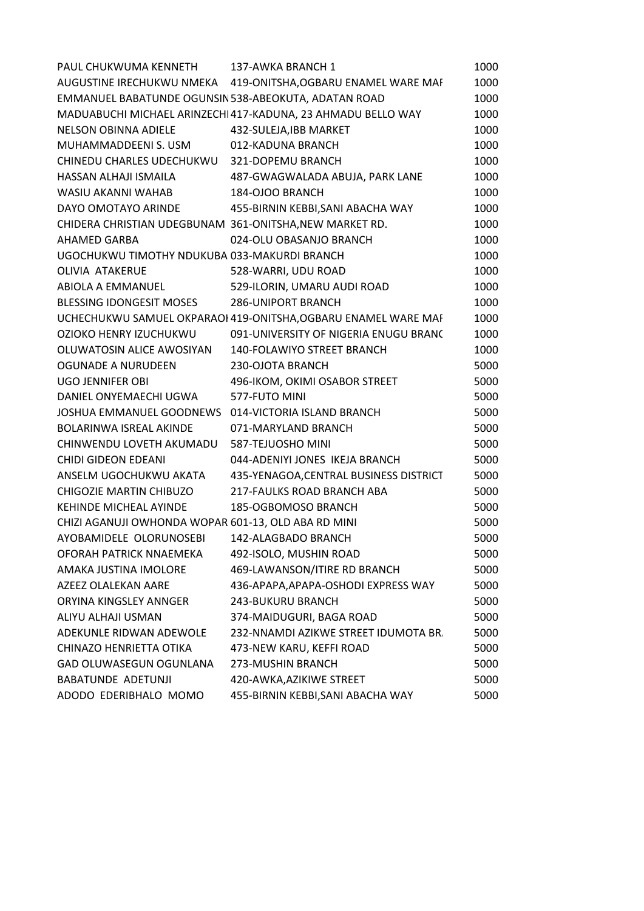| | | |
|---|---|---|
| PAUL CHUKWUMA KENNETH | 137-AWKA BRANCH 1 | 1000 |
| AUGUSTINE IRECHUKWU NMEKA | 419-ONITSHA,OGBARU ENAMEL WARE MAI | 1000 |
| EMMANUEL BABATUNDE OGUNSIN | 538-ABEOKUTA, ADATAN ROAD | 1000 |
| MADUABUCHI MICHAEL ARINZECHI | 417-KADUNA, 23 AHMADU BELLO WAY | 1000 |
| NELSON OBINNA ADIELE | 432-SULEJA,IBB MARKET | 1000 |
| MUHAMMADDEENI S. USM | 012-KADUNA BRANCH | 1000 |
| CHINEDU CHARLES UDECHUKWU | 321-DOPEMU BRANCH | 1000 |
| HASSAN ALHAJI ISMAILA | 487-GWAGWALADA ABUJA, PARK LANE | 1000 |
| WASIU AKANNI WAHAB | 184-OJOO BRANCH | 1000 |
| DAYO OMOTAYO ARINDE | 455-BIRNIN KEBBI,SANI ABACHA WAY | 1000 |
| CHIDERA CHRISTIAN UDEGBUNAM | 361-ONITSHA,NEW MARKET RD. | 1000 |
| AHAMED GARBA | 024-OLU OBASANJO BRANCH | 1000 |
| UGOCHUKWU TIMOTHY NDUKUBA | 033-MAKURDI BRANCH | 1000 |
| OLIVIA ATAKERUE | 528-WARRI, UDU ROAD | 1000 |
| ABIOLA A EMMANUEL | 529-ILORIN, UMARU AUDI ROAD | 1000 |
| BLESSING IDONGESIT MOSES | 286-UNIPORT BRANCH | 1000 |
| UCHECHUKWU SAMUEL OKPARAOI | 419-ONITSHA,OGBARU ENAMEL WARE MAI | 1000 |
| OZIOKO HENRY IZUCHUKWU | 091-UNIVERSITY OF NIGERIA ENUGU BRANC | 1000 |
| OLUWATOSIN ALICE AWOSIYAN | 140-FOLAWIYO STREET BRANCH | 1000 |
| OGUNADE A NURUDEEN | 230-OJOTA BRANCH | 5000 |
| UGO JENNIFER OBI | 496-IKOM, OKIMI OSABOR STREET | 5000 |
| DANIEL ONYEMAECHI UGWA | 577-FUTO MINI | 5000 |
| JOSHUA EMMANUEL GOODNEWS | 014-VICTORIA ISLAND BRANCH | 5000 |
| BOLARINWA ISREAL AKINDE | 071-MARYLAND BRANCH | 5000 |
| CHINWENDU LOVETH AKUMADU | 587-TEJUOSHO MINI | 5000 |
| CHIDI GIDEON EDEANI | 044-ADENIYI JONES IKEJA BRANCH | 5000 |
| ANSELM UGOCHUKWU AKATA | 435-YENAGOA,CENTRAL BUSINESS DISTRICT | 5000 |
| CHIGOZIE MARTIN CHIBUZO | 217-FAULKS ROAD BRANCH ABA | 5000 |
| KEHINDE MICHEAL AYINDE | 185-OGBOMOSO BRANCH | 5000 |
| CHIZI AGANUJI OWHONDA WOPAR | 601-13, OLD ABA RD MINI | 5000 |
| AYOBAMIDELE OLORUNOSEBI | 142-ALAGBADO BRANCH | 5000 |
| OFORAH PATRICK NNAEMEKA | 492-ISOLO, MUSHIN ROAD | 5000 |
| AMAKA JUSTINA IMOLORE | 469-LAWANSON/ITIRE RD BRANCH | 5000 |
| AZEEZ OLALEKAN AARE | 436-APAPA,APAPA-OSHODI EXPRESS WAY | 5000 |
| ORYINA KINGSLEY ANNGER | 243-BUKURU BRANCH | 5000 |
| ALIYU ALHAJI USMAN | 374-MAIDUGURI, BAGA ROAD | 5000 |
| ADEKUNLE RIDWAN ADEWOLE | 232-NNAMDI AZIKWE STREET IDUMOTA BR. | 5000 |
| CHINAZO HENRIETTA OTIKA | 473-NEW KARU, KEFFI ROAD | 5000 |
| GAD OLUWASEGUN OGUNLANA | 273-MUSHIN BRANCH | 5000 |
| BABATUNDE ADETUNJI | 420-AWKA,AZIKIWE STREET | 5000 |
| ADODO EDERIBHALO MOMO | 455-BIRNIN KEBBI,SANI ABACHA WAY | 5000 |